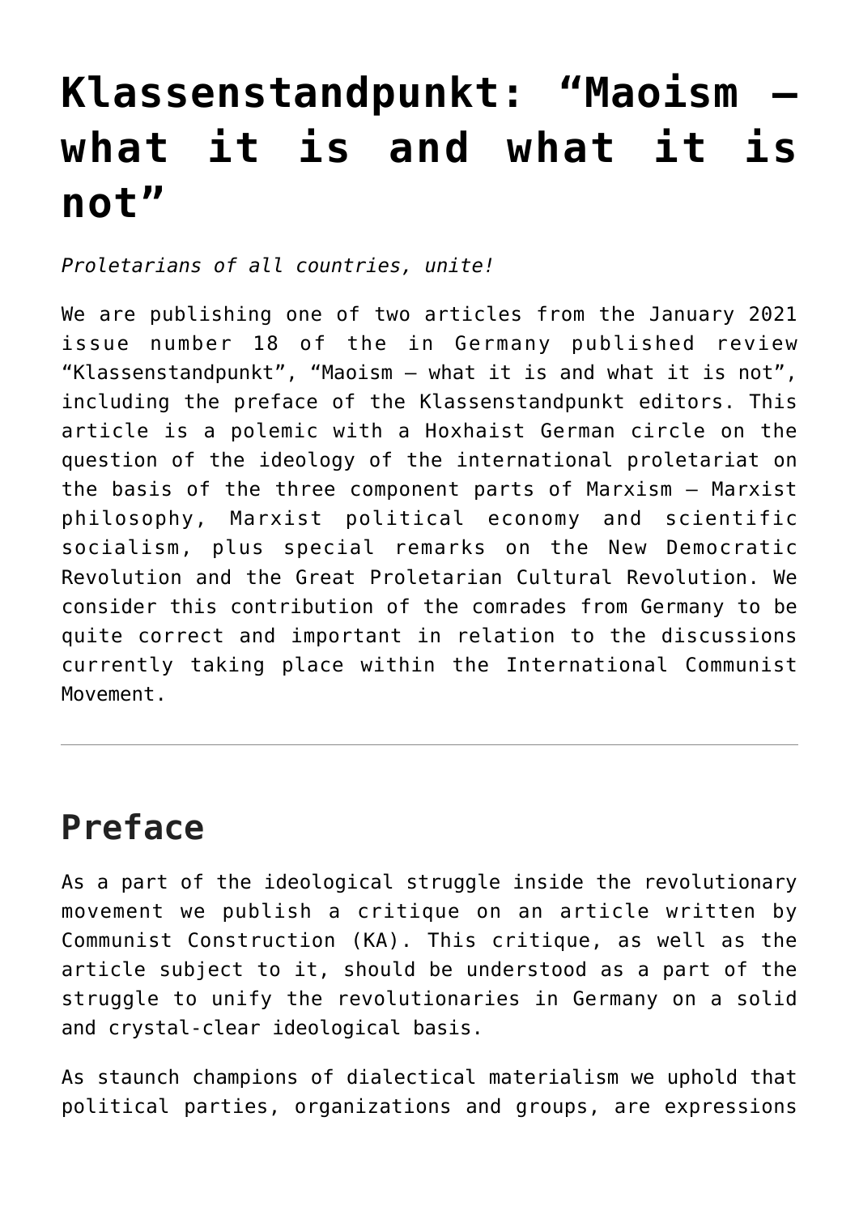# Klassenstandpunkt: “Maoism – what it is and what it is not”

*Proletarians of all countries, unite!*

We are publishing one of two articles from the January 2021 issue number 18 of the in Germany published review “Klassenstandpunkt”, “Maoism – what it is and what it is not”, including the preface of the Klassenstandpunkt editors. This article is a polemic with a Hoxhaist German circle on the question of the ideology of the international proletariat on the basis of the three component parts of Marxism – Marxist philosophy, Marxist political economy and scientific socialism, plus special remarks on the New Democratic Revolution and the Great Proletarian Cultural Revolution. We consider this contribution of the comrades from Germany to be quite correct and important in relation to the discussions currently taking place within the International Communist Movement.

---

## Preface

As a part of the ideological struggle inside the revolutionary movement we publish a critique on an article written by Communist Construction (KA). This critique, as well as the article subject to it, should be understood as a part of the struggle to unify the revolutionaries in Germany on a solid and crystal-clear ideological basis.

As staunch champions of dialectical materialism we uphold that political parties, organizations and groups, are expressions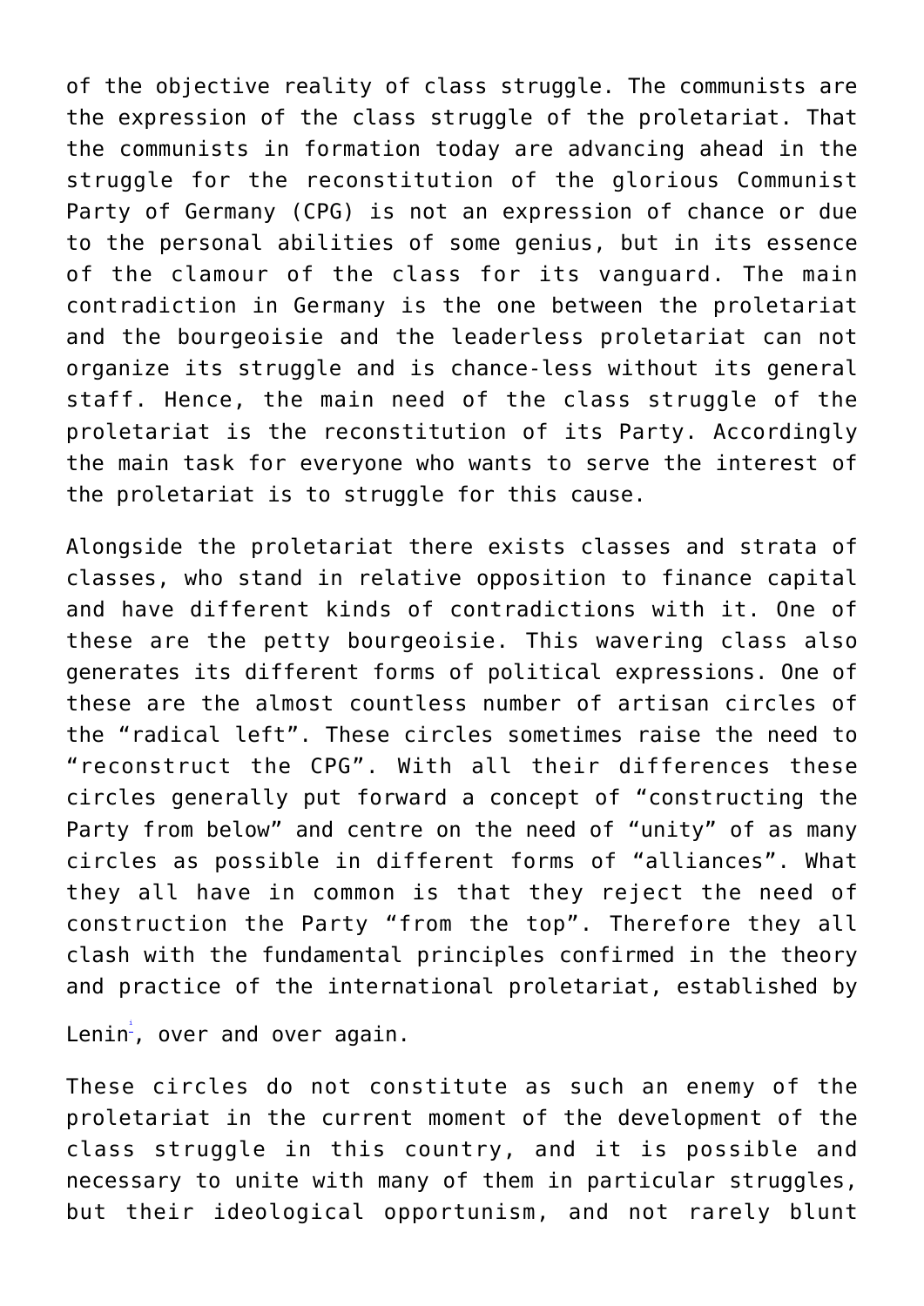of the objective reality of class struggle. The communists are the expression of the class struggle of the proletariat. That the communists in formation today are advancing ahead in the struggle for the reconstitution of the glorious Communist Party of Germany (CPG) is not an expression of chance or due to the personal abilities of some genius, but in its essence of the clamour of the class for its vanguard. The main contradiction in Germany is the one between the proletariat and the bourgeoisie and the leaderless proletariat can not organize its struggle and is chance-less without its general staff. Hence, the main need of the class struggle of the proletariat is the reconstitution of its Party. Accordingly the main task for everyone who wants to serve the interest of the proletariat is to struggle for this cause.

Alongside the proletariat there exists classes and strata of classes, who stand in relative opposition to finance capital and have different kinds of contradictions with it. One of these are the petty bourgeoisie. This wavering class also generates its different forms of political expressions. One of these are the almost countless number of artisan circles of the "radical left". These circles sometimes raise the need to "reconstruct the CPG". With all their differences these circles generally put forward a concept of "constructing the Party from below" and centre on the need of "unity" of as many circles as possible in different forms of "alliances". What they all have in common is that they reject the need of construction the Party "from the top". Therefore they all clash with the fundamental principles confirmed in the theory and practice of the international proletariat, established by Lenin[i], over and over again.

These circles do not constitute as such an enemy of the proletariat in the current moment of the development of the class struggle in this country, and it is possible and necessary to unite with many of them in particular struggles, but their ideological opportunism, and not rarely blunt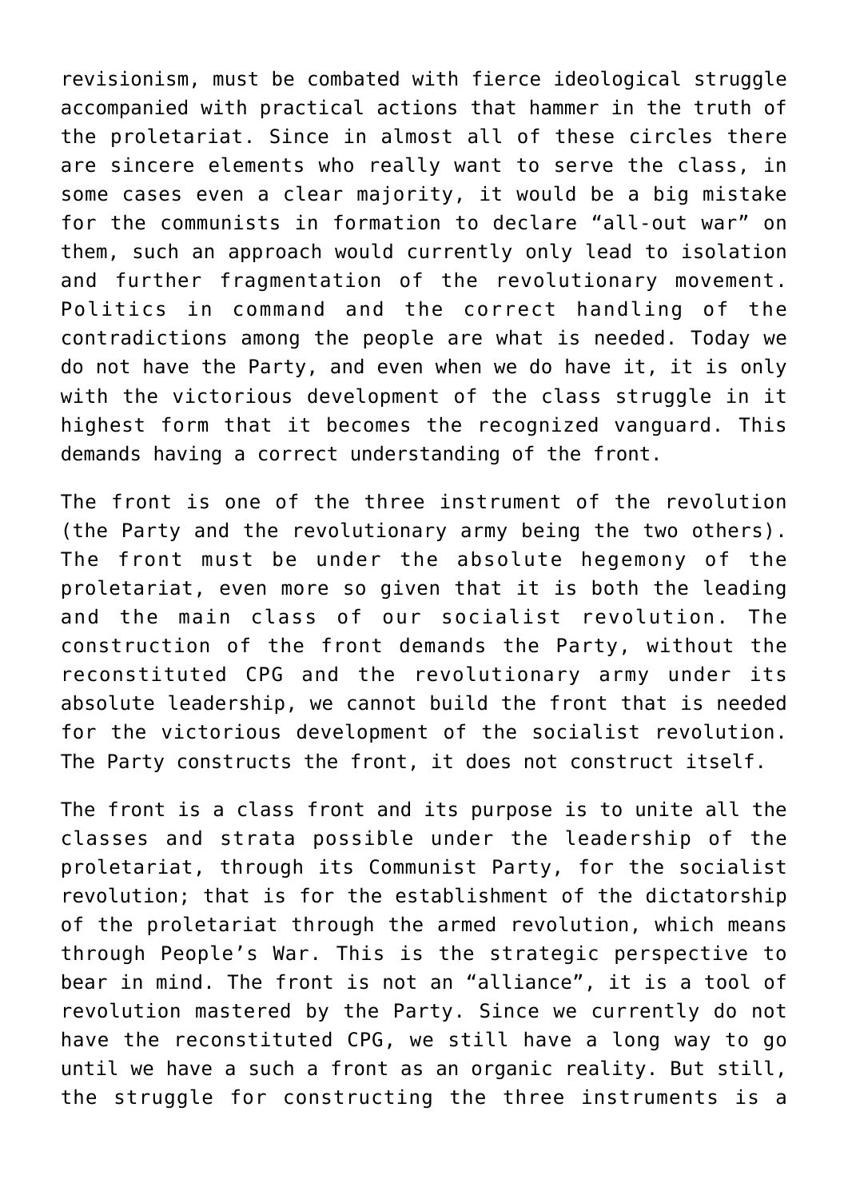revisionism, must be combated with fierce ideological struggle accompanied with practical actions that hammer in the truth of the proletariat. Since in almost all of these circles there are sincere elements who really want to serve the class, in some cases even a clear majority, it would be a big mistake for the communists in formation to declare “all-out war” on them, such an approach would currently only lead to isolation and further fragmentation of the revolutionary movement. Politics in command and the correct handling of the contradictions among the people are what is needed. Today we do not have the Party, and even when we do have it, it is only with the victorious development of the class struggle in it highest form that it becomes the recognized vanguard. This demands having a correct understanding of the front.

The front is one of the three instrument of the revolution (the Party and the revolutionary army being the two others). The front must be under the absolute hegemony of the proletariat, even more so given that it is both the leading and the main class of our socialist revolution. The construction of the front demands the Party, without the reconstituted CPG and the revolutionary army under its absolute leadership, we cannot build the front that is needed for the victorious development of the socialist revolution. The Party constructs the front, it does not construct itself.

The front is a class front and its purpose is to unite all the classes and strata possible under the leadership of the proletariat, through its Communist Party, for the socialist revolution; that is for the establishment of the dictatorship of the proletariat through the armed revolution, which means through People’s War. This is the strategic perspective to bear in mind. The front is not an “alliance”, it is a tool of revolution mastered by the Party. Since we currently do not have the reconstituted CPG, we still have a long way to go until we have a such a front as an organic reality. But still, the struggle for constructing the three instruments is a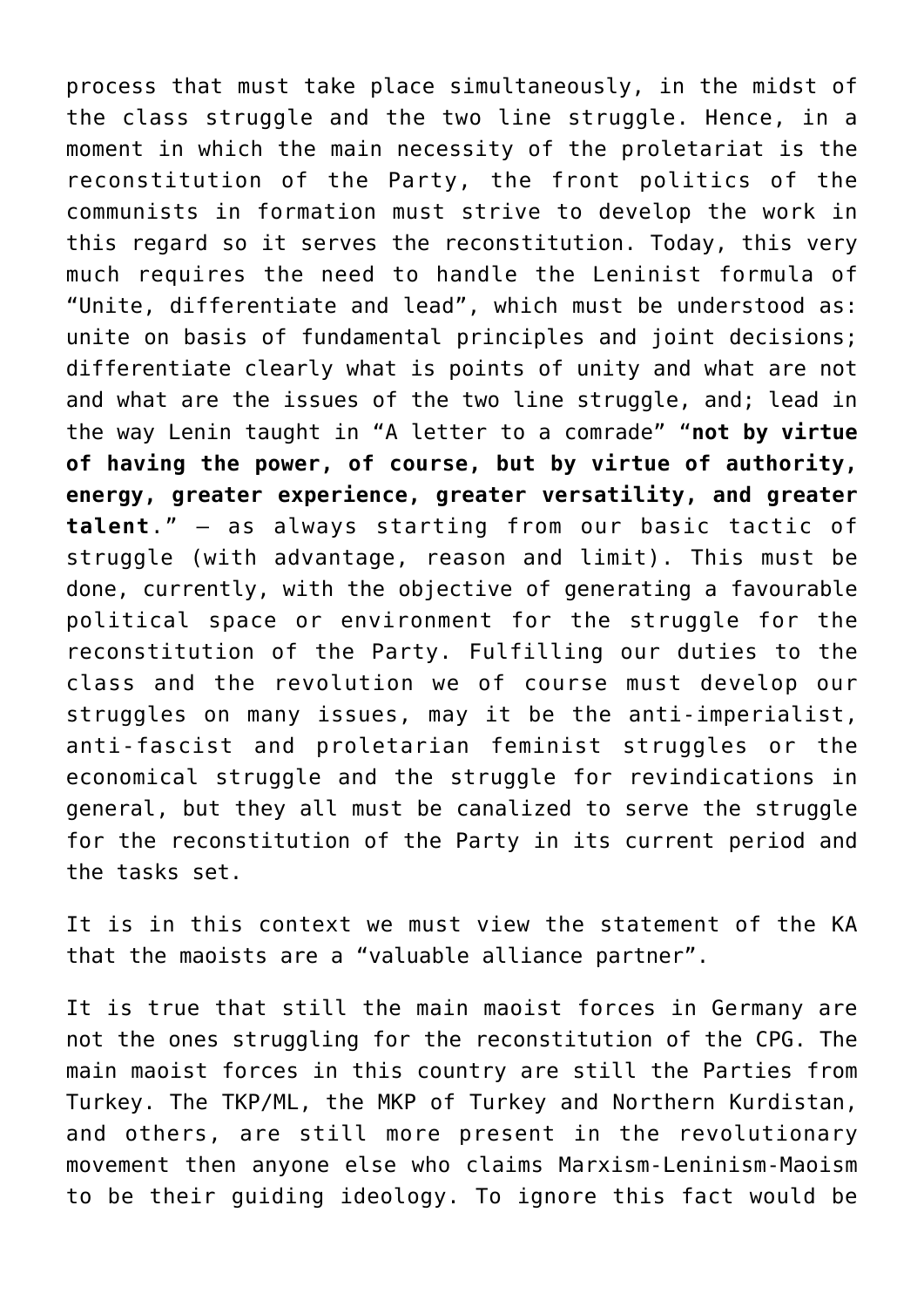process that must take place simultaneously, in the midst of the class struggle and the two line struggle. Hence, in a moment in which the main necessity of the proletariat is the reconstitution of the Party, the front politics of the communists in formation must strive to develop the work in this regard so it serves the reconstitution. Today, this very much requires the need to handle the Leninist formula of "Unite, differentiate and lead", which must be understood as: unite on basis of fundamental principles and joint decisions; differentiate clearly what is points of unity and what are not and what are the issues of the two line struggle, and; lead in the way Lenin taught in "A letter to a comrade" "**not by virtue of having the power, of course, but by virtue of authority, energy, greater experience, greater versatility, and greater talent**." – as always starting from our basic tactic of struggle (with advantage, reason and limit). This must be done, currently, with the objective of generating a favourable political space or environment for the struggle for the reconstitution of the Party. Fulfilling our duties to the class and the revolution we of course must develop our struggles on many issues, may it be the anti-imperialist, anti-fascist and proletarian feminist struggles or the economical struggle and the struggle for revindications in general, but they all must be canalized to serve the struggle for the reconstitution of the Party in its current period and the tasks set.

It is in this context we must view the statement of the KA that the maoists are a "valuable alliance partner".

It is true that still the main maoist forces in Germany are not the ones struggling for the reconstitution of the CPG. The main maoist forces in this country are still the Parties from Turkey. The TKP/ML, the MKP of Turkey and Northern Kurdistan, and others, are still more present in the revolutionary movement then anyone else who claims Marxism-Leninism-Maoism to be their guiding ideology. To ignore this fact would be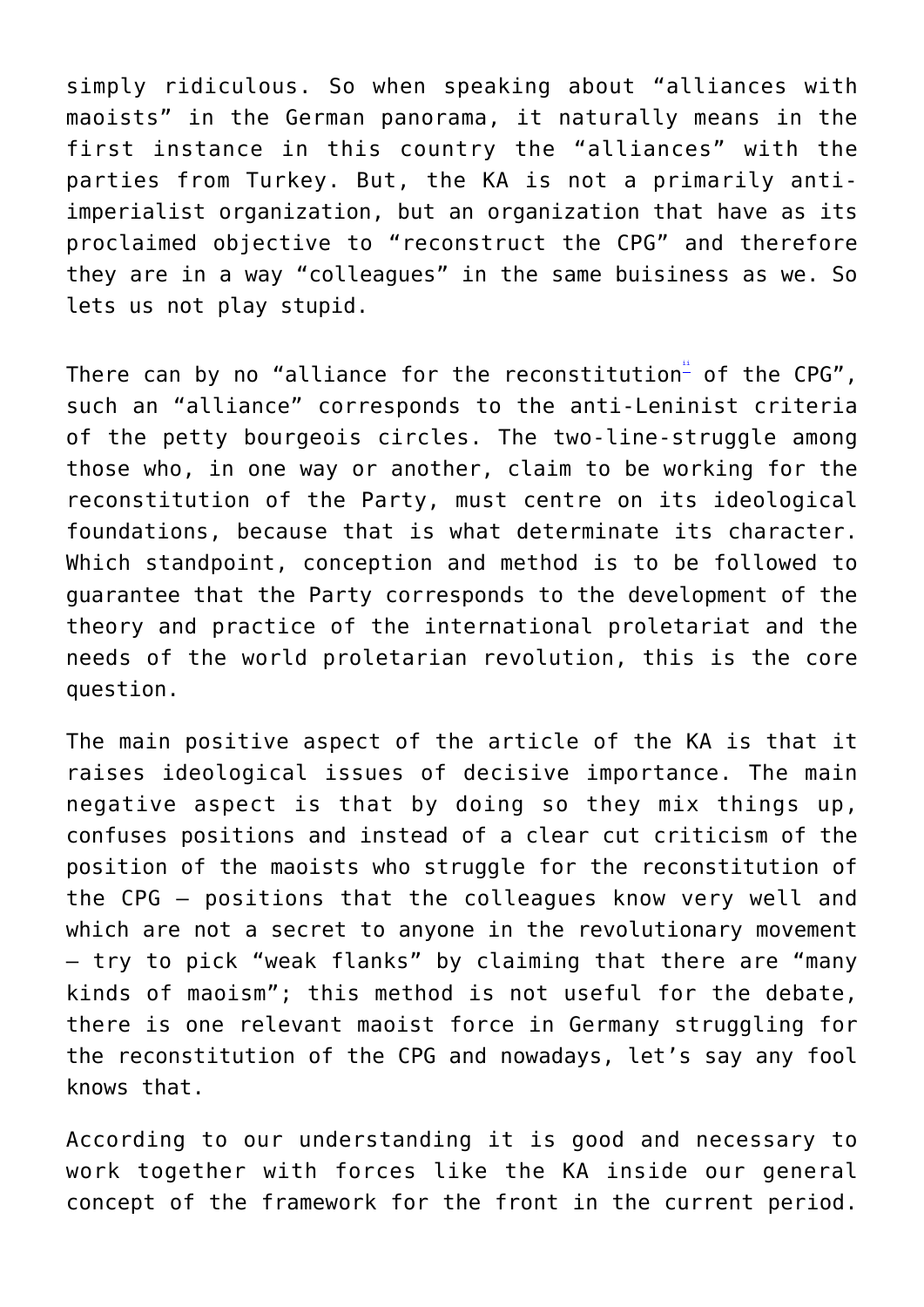simply ridiculous. So when speaking about “alliances with maoists” in the German panorama, it naturally means in the first instance in this country the “alliances” with the parties from Turkey. But, the KA is not a primarily anti-imperialist organization, but an organization that have as its proclaimed objective to “reconstruct the CPG” and therefore they are in a way “colleagues” in the same buisiness as we. So lets us not play stupid.

There can by no “alliance for the reconstitution[ii] of the CPG”, such an “alliance” corresponds to the anti-Leninist criteria of the petty bourgeois circles. The two-line-struggle among those who, in one way or another, claim to be working for the reconstitution of the Party, must centre on its ideological foundations, because that is what determinate its character. Which standpoint, conception and method is to be followed to guarantee that the Party corresponds to the development of the theory and practice of the international proletariat and the needs of the world proletarian revolution, this is the core question.

The main positive aspect of the article of the KA is that it raises ideological issues of decisive importance. The main negative aspect is that by doing so they mix things up, confuses positions and instead of a clear cut criticism of the position of the maoists who struggle for the reconstitution of the CPG – positions that the colleagues know very well and which are not a secret to anyone in the revolutionary movement – try to pick “weak flanks” by claiming that there are “many kinds of maoism”; this method is not useful for the debate, there is one relevant maoist force in Germany struggling for the reconstitution of the CPG and nowadays, let’s say any fool knows that.

According to our understanding it is good and necessary to work together with forces like the KA inside our general concept of the framework for the front in the current period.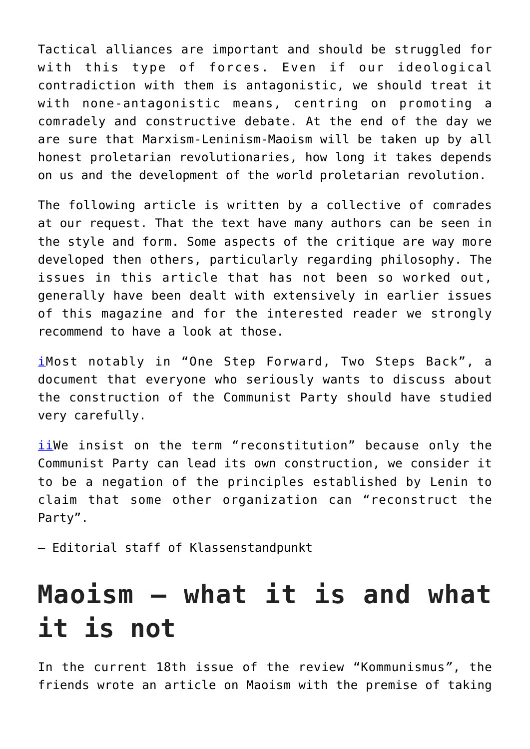Tactical alliances are important and should be struggled for with this type of forces. Even if our ideological contradiction with them is antagonistic, we should treat it with none-antagonistic means, centring on promoting a comradely and constructive debate. At the end of the day we are sure that Marxism-Leninism-Maoism will be taken up by all honest proletarian revolutionaries, how long it takes depends on us and the development of the world proletarian revolution.

The following article is written by a collective of comrades at our request. That the text have many authors can be seen in the style and form. Some aspects of the critique are way more developed then others, particularly regarding philosophy. The issues in this article that has not been so worked out, generally have been dealt with extensively in earlier issues of this magazine and for the interested reader we strongly recommend to have a look at those.

[i] Most notably in "One Step Forward, Two Steps Back", a document that everyone who seriously wants to discuss about the construction of the Communist Party should have studied very carefully.

[ii] We insist on the term "reconstitution" because only the Communist Party can lead its own construction, we consider it to be a negation of the principles established by Lenin to claim that some other organization can "reconstruct the Party".

– Editorial staff of Klassenstandpunkt

# Maoism – what it is and what it is not

In the current 18th issue of the review "Kommunismus", the friends wrote an article on Maoism with the premise of taking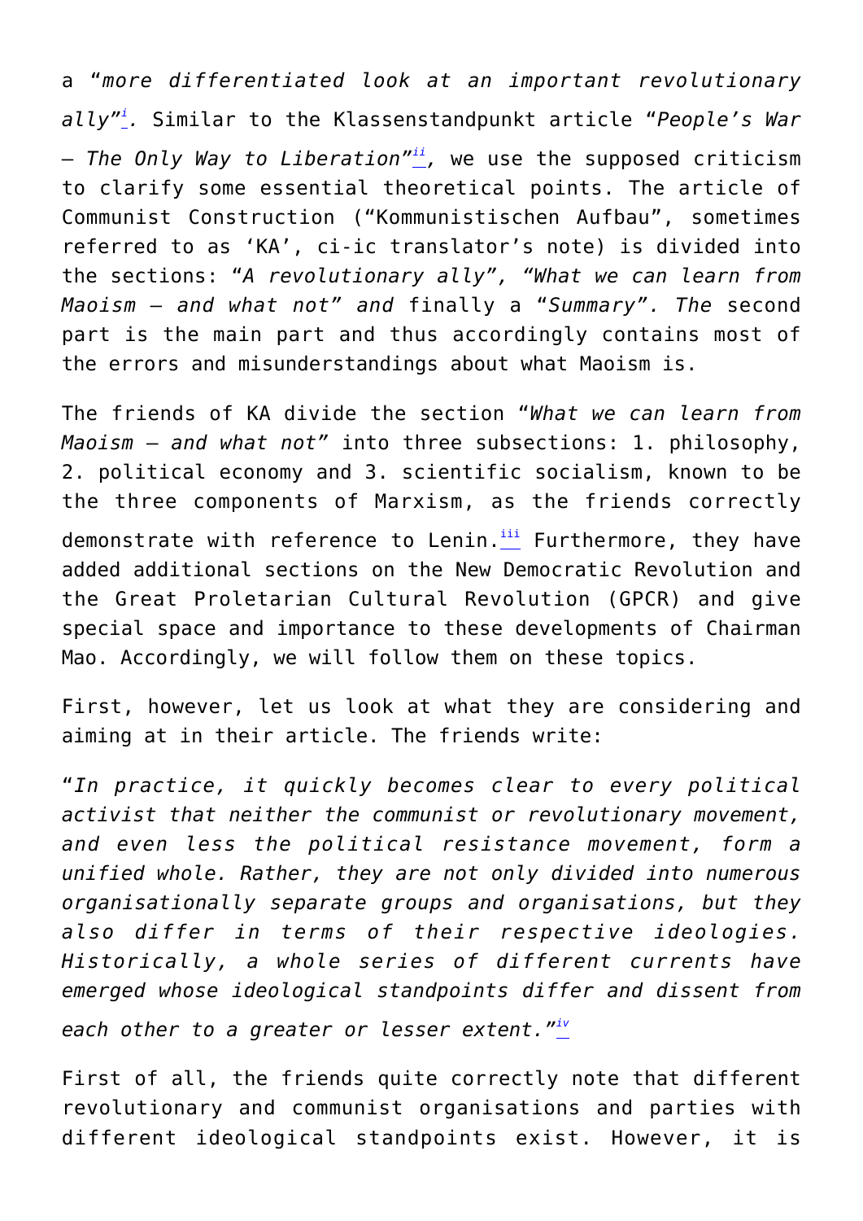a "*more differentiated look at an important revolutionary ally*"[i]. Similar to the Klassenstandpunkt article "*People's War – The Only Way to Liberation*"[ii], we use the supposed criticism to clarify some essential theoretical points. The article of Communist Construction ("Kommunistischen Aufbau", sometimes referred to as 'KA', ci-ic translator's note) is divided into the sections: "*A revolutionary ally*", "*What we can learn from Maoism – and what not*" and finally a "*Summary*". The second part is the main part and thus accordingly contains most of the errors and misunderstandings about what Maoism is.

The friends of KA divide the section "*What we can learn from Maoism – and what not*" into three subsections: 1. philosophy, 2. political economy and 3. scientific socialism, known to be the three components of Marxism, as the friends correctly demonstrate with reference to Lenin.[iii] Furthermore, they have added additional sections on the New Democratic Revolution and the Great Proletarian Cultural Revolution (GPCR) and give special space and importance to these developments of Chairman Mao. Accordingly, we will follow them on these topics.

First, however, let us look at what they are considering and aiming at in their article. The friends write:

"*In practice, it quickly becomes clear to every political activist that neither the communist or revolutionary movement, and even less the political resistance movement, form a unified whole. Rather, they are not only divided into numerous organisationally separate groups and organisations, but they also differ in terms of their respective ideologies. Historically, a whole series of different currents have emerged whose ideological standpoints differ and dissent from each other to a greater or lesser extent.*"[iv]

First of all, the friends quite correctly note that different revolutionary and communist organisations and parties with different ideological standpoints exist. However, it is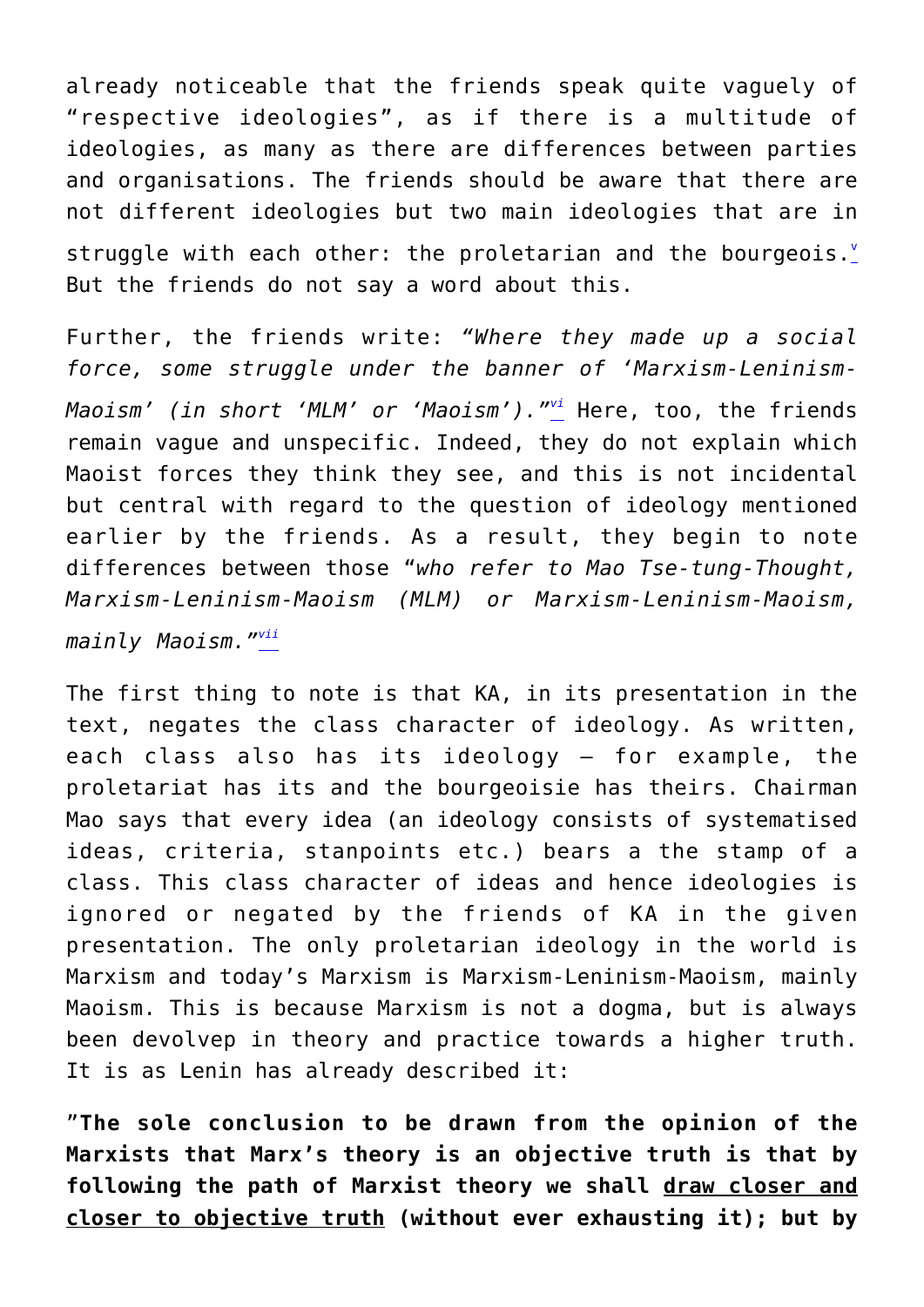already noticeable that the friends speak quite vaguely of "respective ideologies", as if there is a multitude of ideologies, as many as there are differences between parties and organisations. The friends should be aware that there are not different ideologies but two main ideologies that are in struggle with each other: the proletarian and the bourgeois.[v] But the friends do not say a word about this.

Further, the friends write: *"Where they made up a social force, some struggle under the banner of 'Marxism-Leninism-Maoism' (in short 'MLM' or 'Maoism')."*[vi] Here, too, the friends remain vague and unspecific. Indeed, they do not explain which Maoist forces they think they see, and this is not incidental but central with regard to the question of ideology mentioned earlier by the friends. As a result, they begin to note differences between those "*who refer to Mao Tse-tung-Thought, Marxism-Leninism-Maoism (MLM) or Marxism-Leninism-Maoism, mainly Maoism."*[vii]

The first thing to note is that KA, in its presentation in the text, negates the class character of ideology. As written, each class also has its ideology – for example, the proletariat has its and the bourgeoisie has theirs. Chairman Mao says that every idea (an ideology consists of systematised ideas, criteria, stanpoints etc.) bears a the stamp of a class. This class character of ideas and hence ideologies is ignored or negated by the friends of KA in the given presentation. The only proletarian ideology in the world is Marxism and today's Marxism is Marxism-Leninism-Maoism, mainly Maoism. This is because Marxism is not a dogma, but is always been devolvep in theory and practice towards a higher truth. It is as Lenin has already described it:

**"The sole conclusion to be drawn from the opinion of the Marxists that Marx's theory is an objective truth is that by following the path of Marxist theory we shall <u>draw closer and closer to objective truth</u> (without ever exhausting it); but by**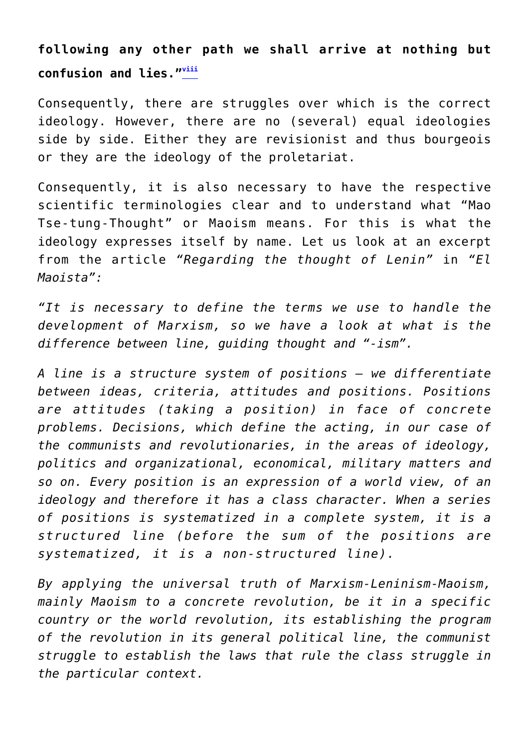**following any other path we shall arrive at nothing but confusion and lies."**[viii]

Consequently, there are struggles over which is the correct ideology. However, there are no (several) equal ideologies side by side. Either they are revisionist and thus bourgeois or they are the ideology of the proletariat.

Consequently, it is also necessary to have the respective scientific terminologies clear and to understand what "Mao Tse-tung-Thought" or Maoism means. For this is what the ideology expresses itself by name. Let us look at an excerpt from the article *"Regarding the thought of Lenin"* in *"El Maoista":*

*"It is necessary to define the terms we use to handle the development of Marxism, so we have a look at what is the difference between line, guiding thought and "-ism".*

*A line is a structure system of positions – we differentiate between ideas, criteria, attitudes and positions. Positions are attitudes (taking a position) in face of concrete problems. Decisions, which define the acting, in our case of the communists and revolutionaries, in the areas of ideology, politics and organizational, economical, military matters and so on. Every position is an expression of a world view, of an ideology and therefore it has a class character. When a series of positions is systematized in a complete system, it is a structured line (before the sum of the positions are systematized, it is a non-structured line).*

*By applying the universal truth of Marxism-Leninism-Maoism, mainly Maoism to a concrete revolution, be it in a specific country or the world revolution, its establishing the program of the revolution in its general political line, the communist struggle to establish the laws that rule the class struggle in the particular context.*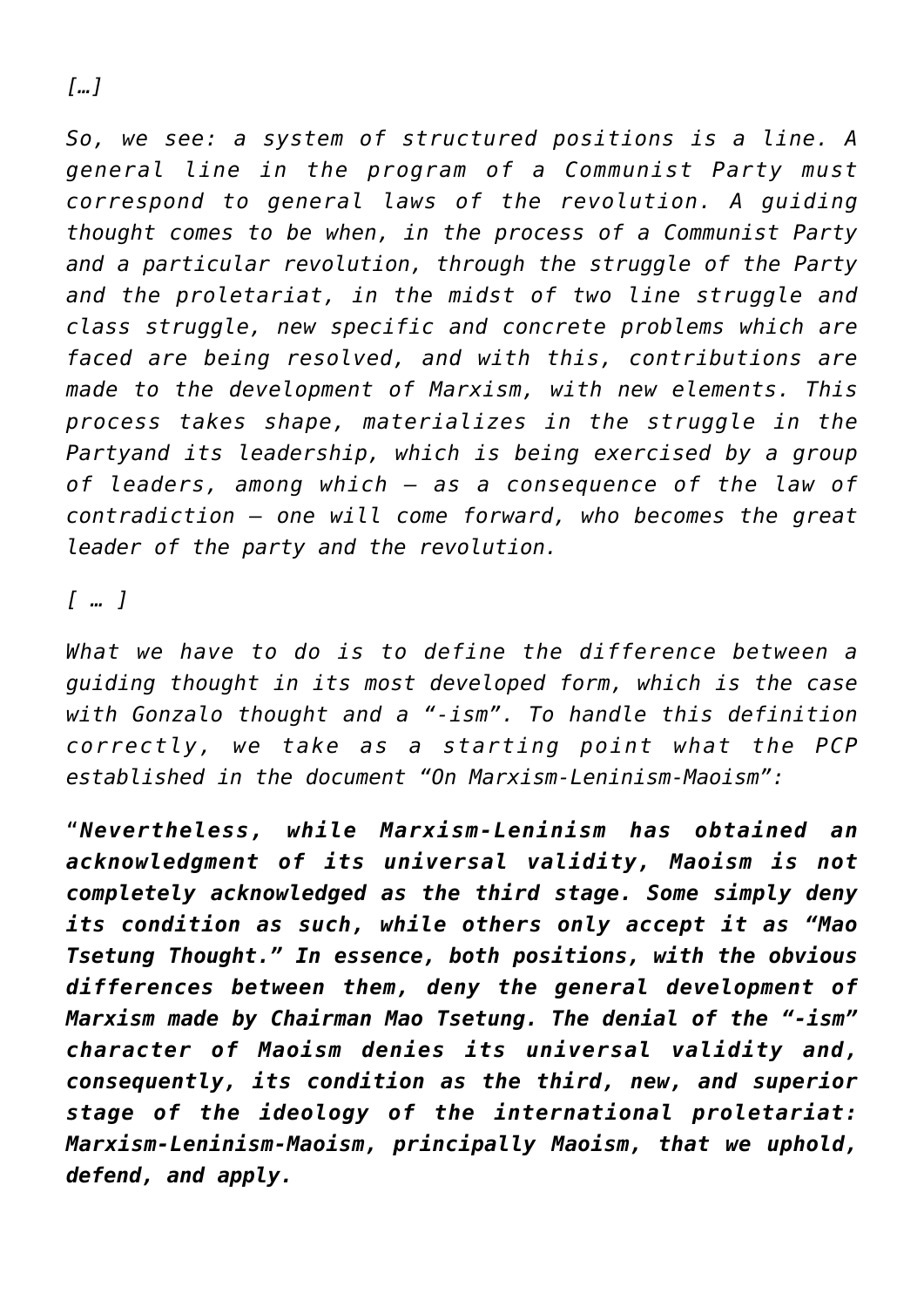*[…]*

*So, we see: a system of structured positions is a line. A general line in the program of a Communist Party must correspond to general laws of the revolution. A guiding thought comes to be when, in the process of a Communist Party and a particular revolution, through the struggle of the Party and the proletariat, in the midst of two line struggle and class struggle, new specific and concrete problems which are faced are being resolved, and with this, contributions are made to the development of Marxism, with new elements. This process takes shape, materializes in the struggle in the Partyand its leadership, which is being exercised by a group of leaders, among which – as a consequence of the law of contradiction – one will come forward, who becomes the great leader of the party and the revolution.*

*[ … ]*

*What we have to do is to define the difference between a guiding thought in its most developed form, which is the case with Gonzalo thought and a "-ism". To handle this definition correctly, we take as a starting point what the PCP established in the document "On Marxism-Leninism-Maoism":*

*"**Nevertheless, while Marxism-Leninism has obtained an acknowledgment of its universal validity, Maoism is not completely acknowledged as the third stage. Some simply deny its condition as such, while others only accept it as "Mao Tsetung Thought." In essence, both positions, with the obvious differences between them, deny the general development of Marxism made by Chairman Mao Tsetung. The denial of the "-ism" character of Maoism denies its universal validity and, consequently, its condition as the third, new, and superior stage of the ideology of the international proletariat: Marxism-Leninism-Maoism, principally Maoism, that we uphold, defend, and apply.***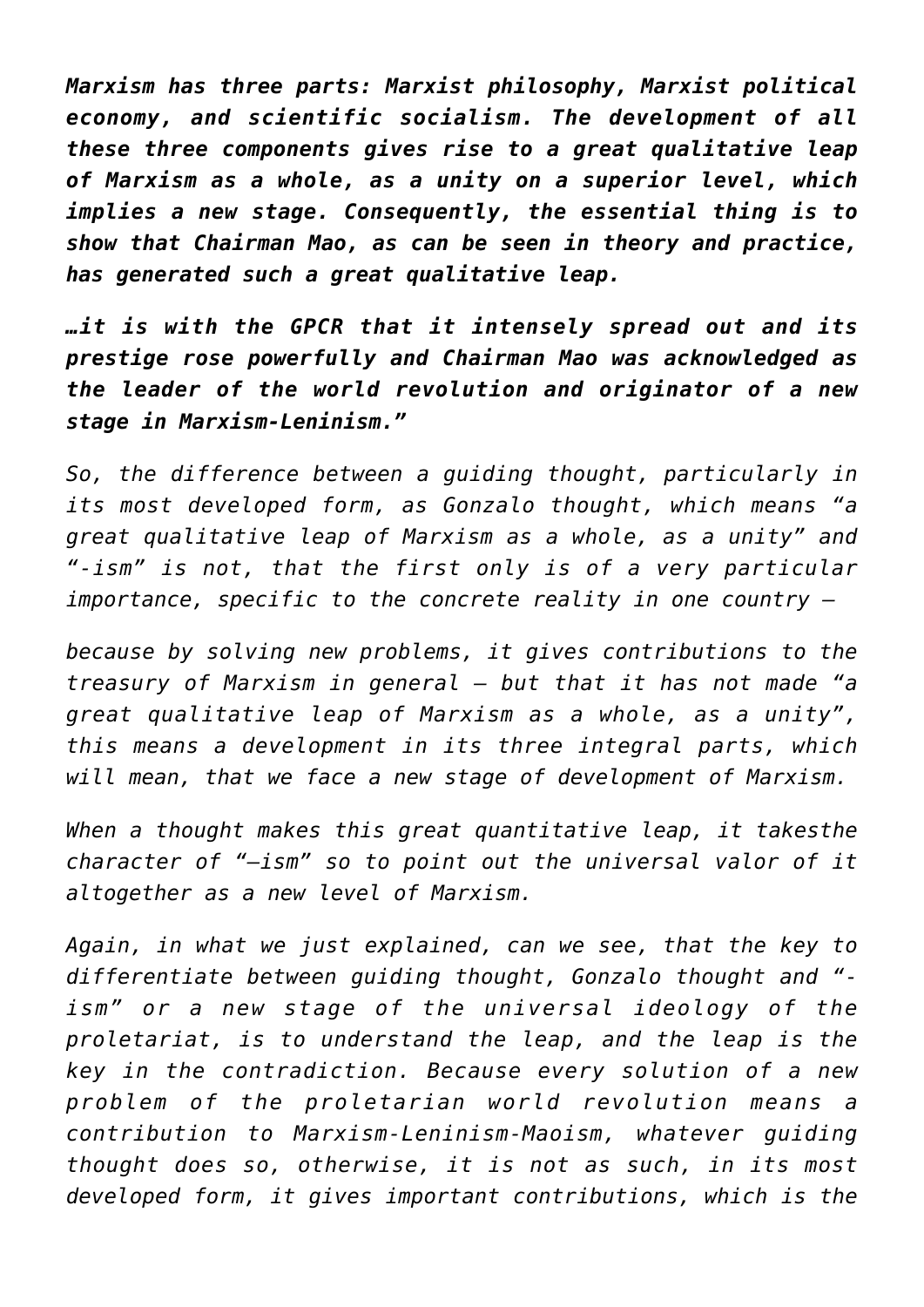***Marxism has three parts: Marxist philosophy, Marxist political economy, and scientific socialism. The development of all these three components gives rise to a great qualitative leap of Marxism as a whole, as a unity on a superior level, which implies a new stage. Consequently, the essential thing is to show that Chairman Mao, as can be seen in theory and practice, has generated such a great qualitative leap.***

***…it is with the GPCR that it intensely spread out and its prestige rose powerfully and Chairman Mao was acknowledged as the leader of the world revolution and originator of a new stage in Marxism-Leninism."***

*So, the difference between a guiding thought, particularly in its most developed form, as Gonzalo thought, which means "a great qualitative leap of Marxism as a whole, as a unity" and "-ism" is not, that the first only is of a very particular importance, specific to the concrete reality in one country –*

*because by solving new problems, it gives contributions to the treasury of Marxism in general – but that it has not made "a great qualitative leap of Marxism as a whole, as a unity", this means a development in its three integral parts, which will mean, that we face a new stage of development of Marxism.*

*When a thought makes this great quantitative leap, it takesthe character of "–ism" so to point out the universal valor of it altogether as a new level of Marxism.*

*Again, in what we just explained, can we see, that the key to differentiate between guiding thought, Gonzalo thought and "-ism" or a new stage of the universal ideology of the proletariat, is to understand the leap, and the leap is the key in the contradiction. Because every solution of a new problem of the proletarian world revolution means a contribution to Marxism-Leninism-Maoism, whatever guiding thought does so, otherwise, it is not as such, in its most developed form, it gives important contributions, which is the*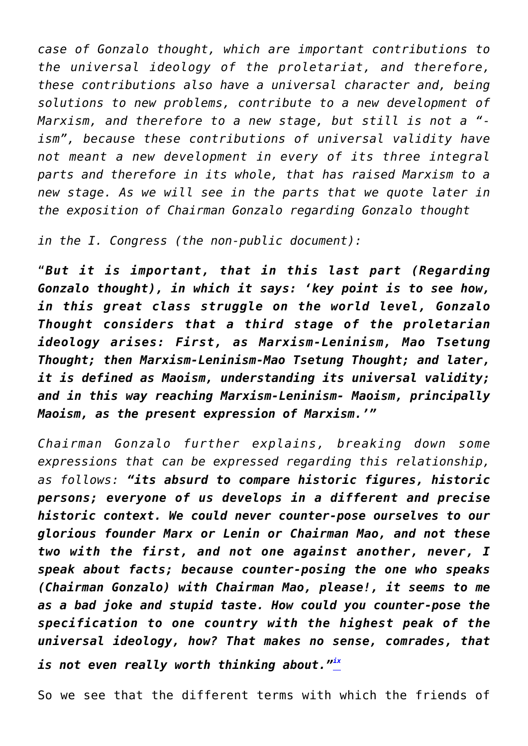*case of Gonzalo thought, which are important contributions to the universal ideology of the proletariat, and therefore, these contributions also have a universal character and, being solutions to new problems, contribute to a new development of Marxism, and therefore to a new stage, but still is not a "-ism", because these contributions of universal validity have not meant a new development in every of its three integral parts and therefore in its whole, that has raised Marxism to a new stage. As we will see in the parts that we quote later in the exposition of Chairman Gonzalo regarding Gonzalo thought*

*in the I. Congress (the non-public document):*

"***But it is important, that in this last part (Regarding Gonzalo thought), in which it says: 'key point is to see how, in this great class struggle on the world level, Gonzalo Thought considers that a third stage of the proletarian ideology arises: First, as Marxism-Leninism, Mao Tsetung Thought; then Marxism-Leninism-Mao Tsetung Thought; and later, it is defined as Maoism, understanding its universal validity; and in this way reaching Marxism-Leninism- Maoism, principally Maoism, as the present expression of Marxism.'"***

*Chairman Gonzalo further explains, breaking down some expressions that can be expressed regarding this relationship, as follows:* ***"its absurd to compare historic figures, historic persons; everyone of us develops in a different and precise historic context. We could never counter-pose ourselves to our glorious founder Marx or Lenin or Chairman Mao, and not these two with the first, and not one against another, never, I speak about facts; because counter-posing the one who speaks (Chairman Gonzalo) with Chairman Mao, please!, it seems to me as a bad joke and stupid taste. How could you counter-pose the specification to one country with the highest peak of the universal ideology, how? That makes no sense, comrades, that is not even really worth thinking about."***[ix]

So we see that the different terms with which the friends of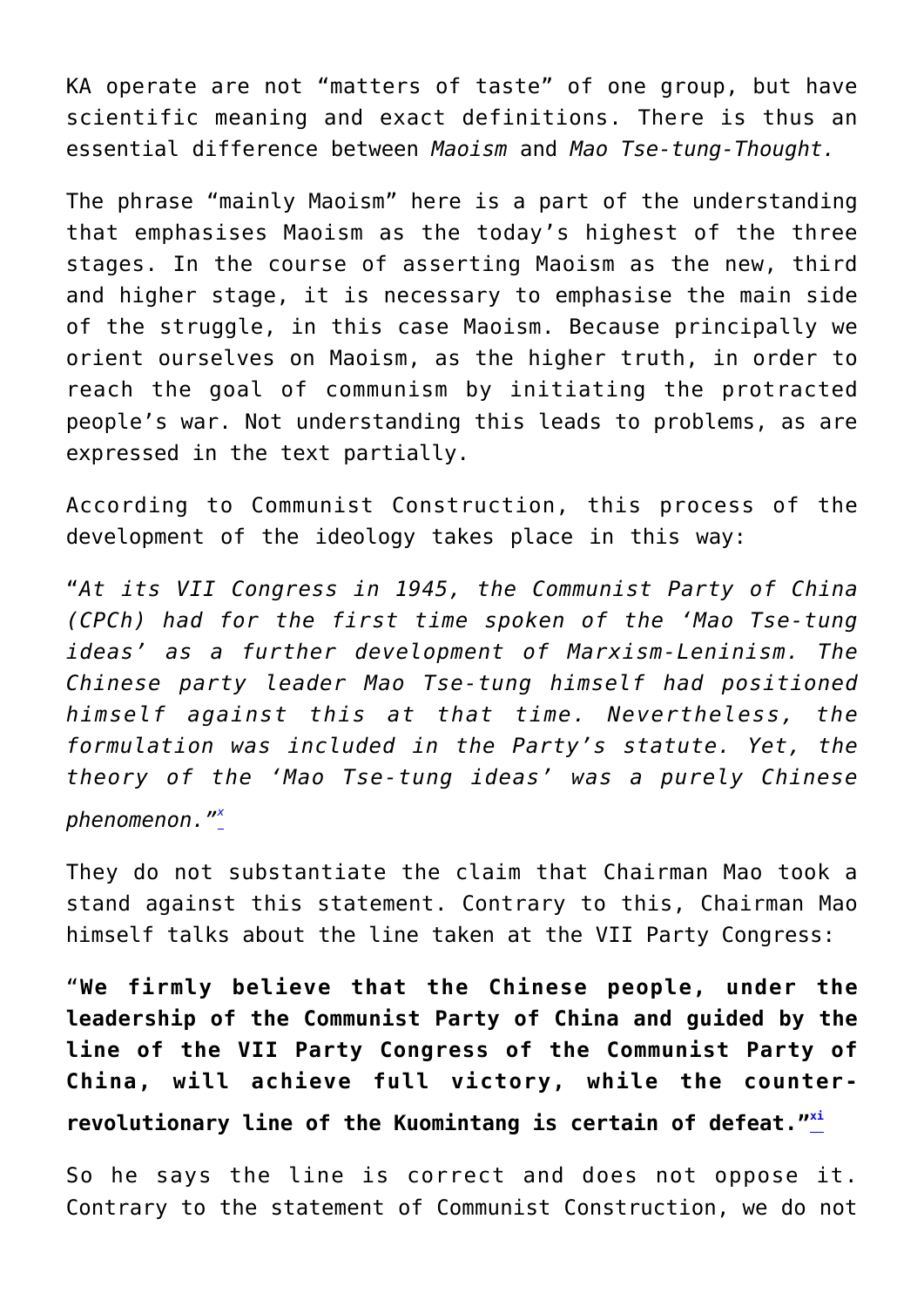KA operate are not "matters of taste" of one group, but have scientific meaning and exact definitions. There is thus an essential difference between *Maoism* and *Mao Tse-tung-Thought.*

The phrase "mainly Maoism" here is a part of the understanding that emphasises Maoism as the today's highest of the three stages. In the course of asserting Maoism as the new, third and higher stage, it is necessary to emphasise the main side of the struggle, in this case Maoism. Because principally we orient ourselves on Maoism, as the higher truth, in order to reach the goal of communism by initiating the protracted people's war. Not understanding this leads to problems, as are expressed in the text partially.

According to Communist Construction, this process of the development of the ideology takes place in this way:

"*At its VII Congress in 1945, the Communist Party of China (CPCh) had for the first time spoken of the 'Mao Tse-tung ideas' as a further development of Marxism-Leninism. The Chinese party leader Mao Tse-tung himself had positioned himself against this at that time. Nevertheless, the formulation was included in the Party's statute. Yet, the theory of the 'Mao Tse-tung ideas' was a purely Chinese phenomenon.*"[x]

They do not substantiate the claim that Chairman Mao took a stand against this statement. Contrary to this, Chairman Mao himself talks about the line taken at the VII Party Congress:

"**We firmly believe that the Chinese people, under the leadership of the Communist Party of China and guided by the line of the VII Party Congress of the Communist Party of China, will achieve full victory, while the counter-revolutionary line of the Kuomintang is certain of defeat.**"[xi]

So he says the line is correct and does not oppose it. Contrary to the statement of Communist Construction, we do not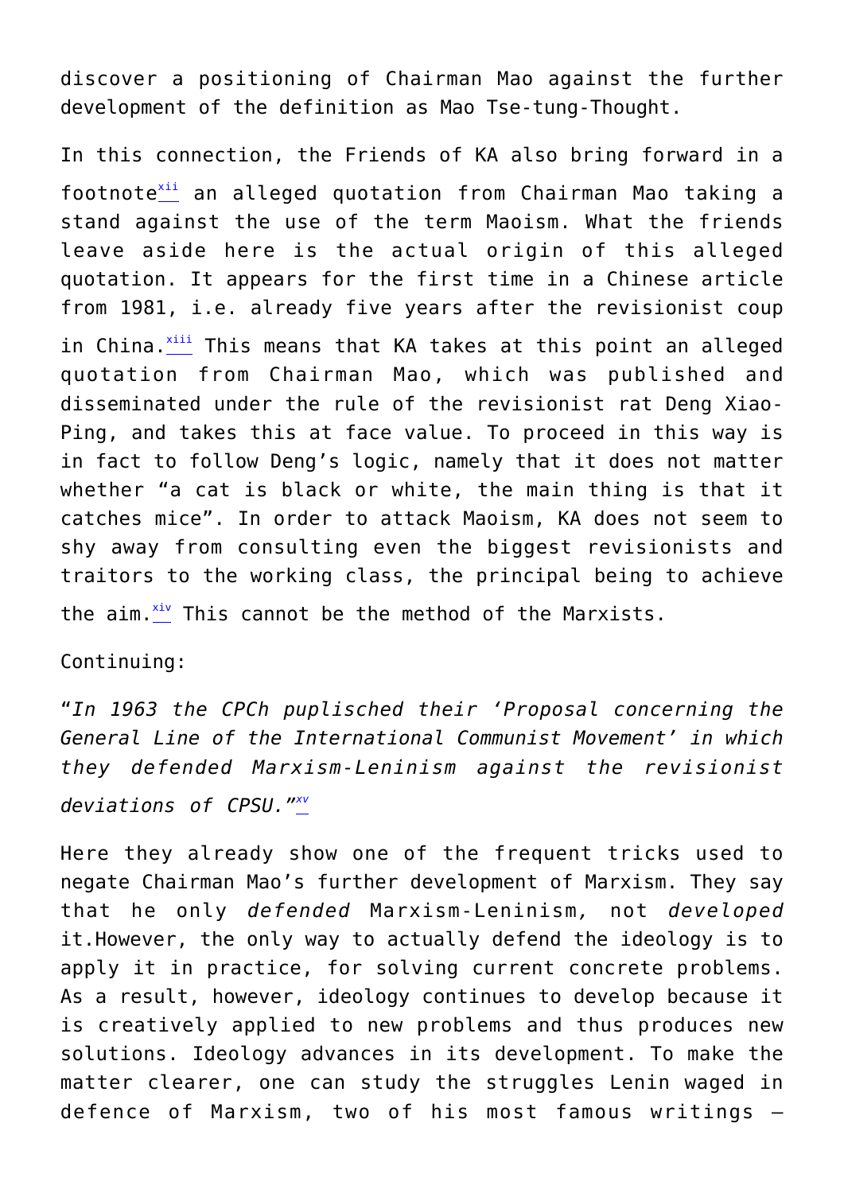discover a positioning of Chairman Mao against the further development of the definition as Mao Tse-tung-Thought.

In this connection, the Friends of KA also bring forward in a footnote[xii] an alleged quotation from Chairman Mao taking a stand against the use of the term Maoism. What the friends leave aside here is the actual origin of this alleged quotation. It appears for the first time in a Chinese article from 1981, i.e. already five years after the revisionist coup in China.[xiii] This means that KA takes at this point an alleged quotation from Chairman Mao, which was published and disseminated under the rule of the revisionist rat Deng Xiao-Ping, and takes this at face value. To proceed in this way is in fact to follow Deng's logic, namely that it does not matter whether "a cat is black or white, the main thing is that it catches mice". In order to attack Maoism, KA does not seem to shy away from consulting even the biggest revisionists and traitors to the working class, the principal being to achieve the aim.[xiv] This cannot be the method of the Marxists.

Continuing:

"*In 1963 the CPCh puplisched their 'Proposal concerning the General Line of the International Communist Movement' in which they defended Marxism-Leninism against the revisionist deviations of CPSU.*"[xv]

Here they already show one of the frequent tricks used to negate Chairman Mao's further development of Marxism. They say that he only *defended* Marxism-Leninism, not *developed* it.However, the only way to actually defend the ideology is to apply it in practice, for solving current concrete problems. As a result, however, ideology continues to develop because it is creatively applied to new problems and thus produces new solutions. Ideology advances in its development. To make the matter clearer, one can study the struggles Lenin waged in defence of Marxism, two of his most famous writings –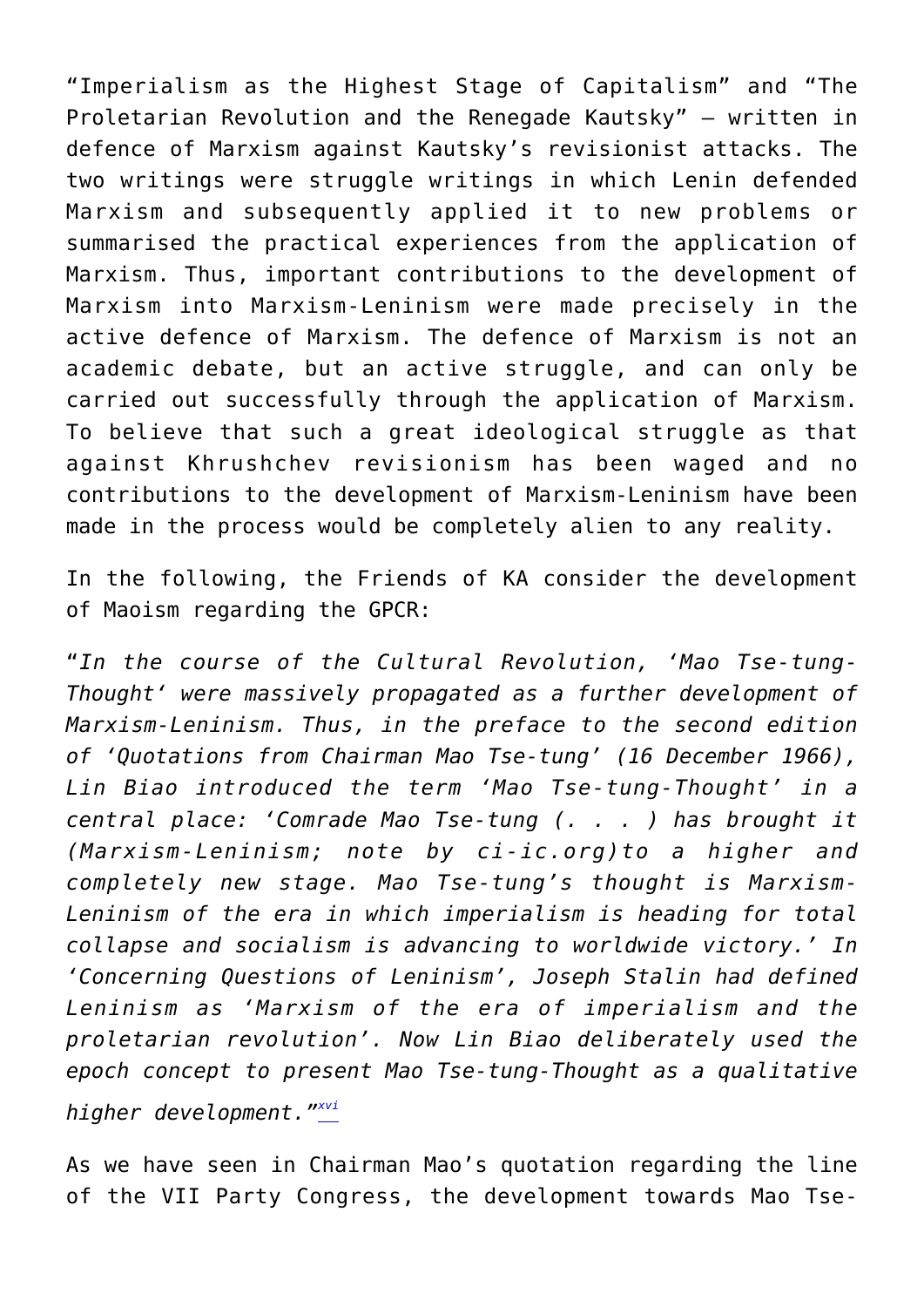"Imperialism as the Highest Stage of Capitalism" and "The Proletarian Revolution and the Renegade Kautsky" – written in defence of Marxism against Kautsky's revisionist attacks. The two writings were struggle writings in which Lenin defended Marxism and subsequently applied it to new problems or summarised the practical experiences from the application of Marxism. Thus, important contributions to the development of Marxism into Marxism-Leninism were made precisely in the active defence of Marxism. The defence of Marxism is not an academic debate, but an active struggle, and can only be carried out successfully through the application of Marxism. To believe that such a great ideological struggle as that against Khrushchev revisionism has been waged and no contributions to the development of Marxism-Leninism have been made in the process would be completely alien to any reality.

In the following, the Friends of KA consider the development of Maoism regarding the GPCR:

"*In the course of the Cultural Revolution, 'Mao Tse-tung-Thought' were massively propagated as a further development of Marxism-Leninism. Thus, in the preface to the second edition of 'Quotations from Chairman Mao Tse-tung' (16 December 1966), Lin Biao introduced the term 'Mao Tse-tung-Thought' in a central place: 'Comrade Mao Tse-tung (. . . ) has brought it (Marxism-Leninism; note by ci-ic.org)to a higher and completely new stage. Mao Tse-tung's thought is Marxism-Leninism of the era in which imperialism is heading for total collapse and socialism is advancing to worldwide victory.' In 'Concerning Questions of Leninism', Joseph Stalin had defined Leninism as 'Marxism of the era of imperialism and the proletarian revolution'. Now Lin Biao deliberately used the epoch concept to present Mao Tse-tung-Thought as a qualitative higher development.*"[xvi]

As we have seen in Chairman Mao's quotation regarding the line of the VII Party Congress, the development towards Mao Tse-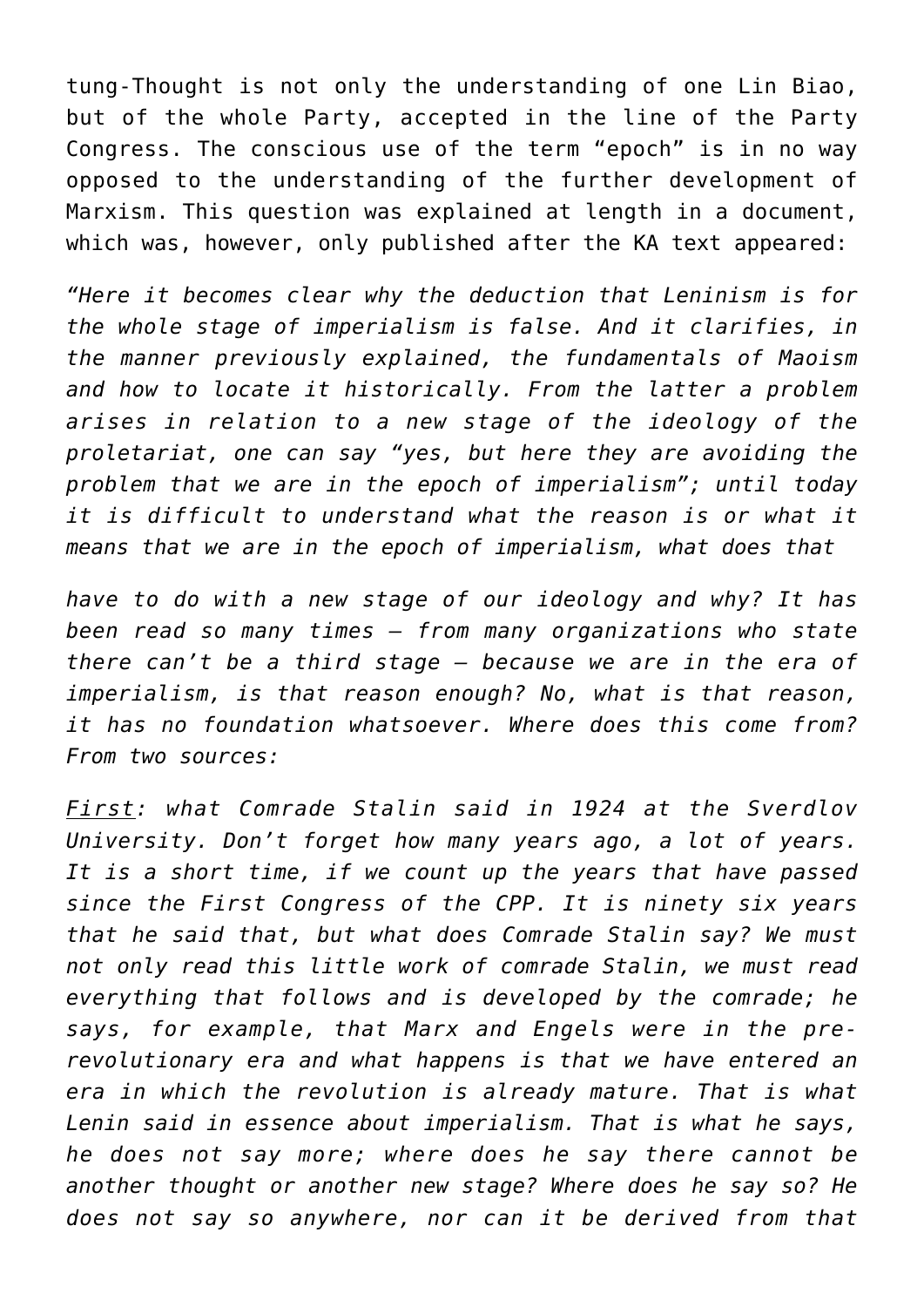tung-Thought is not only the understanding of one Lin Biao, but of the whole Party, accepted in the line of the Party Congress. The conscious use of the term "epoch" is in no way opposed to the understanding of the further development of Marxism. This question was explained at length in a document, which was, however, only published after the KA text appeared:

*"Here it becomes clear why the deduction that Leninism is for the whole stage of imperialism is false. And it clarifies, in the manner previously explained, the fundamentals of Maoism and how to locate it historically. From the latter a problem arises in relation to a new stage of the ideology of the proletariat, one can say "yes, but here they are avoiding the problem that we are in the epoch of imperialism"; until today it is difficult to understand what the reason is or what it means that we are in the epoch of imperialism, what does that have to do with a new stage of our ideology and why? It has been read so many times – from many organizations who state there can't be a third stage – because we are in the era of imperialism, is that reason enough? No, what is that reason, it has no foundation whatsoever. Where does this come from? From two sources:*

*First: what Comrade Stalin said in 1924 at the Sverdlov University. Don't forget how many years ago, a lot of years. It is a short time, if we count up the years that have passed since the First Congress of the CPP. It is ninety six years that he said that, but what does Comrade Stalin say? We must not only read this little work of comrade Stalin, we must read everything that follows and is developed by the comrade; he says, for example, that Marx and Engels were in the pre-revolutionary era and what happens is that we have entered an era in which the revolution is already mature. That is what Lenin said in essence about imperialism. That is what he says, he does not say more; where does he say there cannot be another thought or another new stage? Where does he say so? He does not say so anywhere, nor can it be derived from that*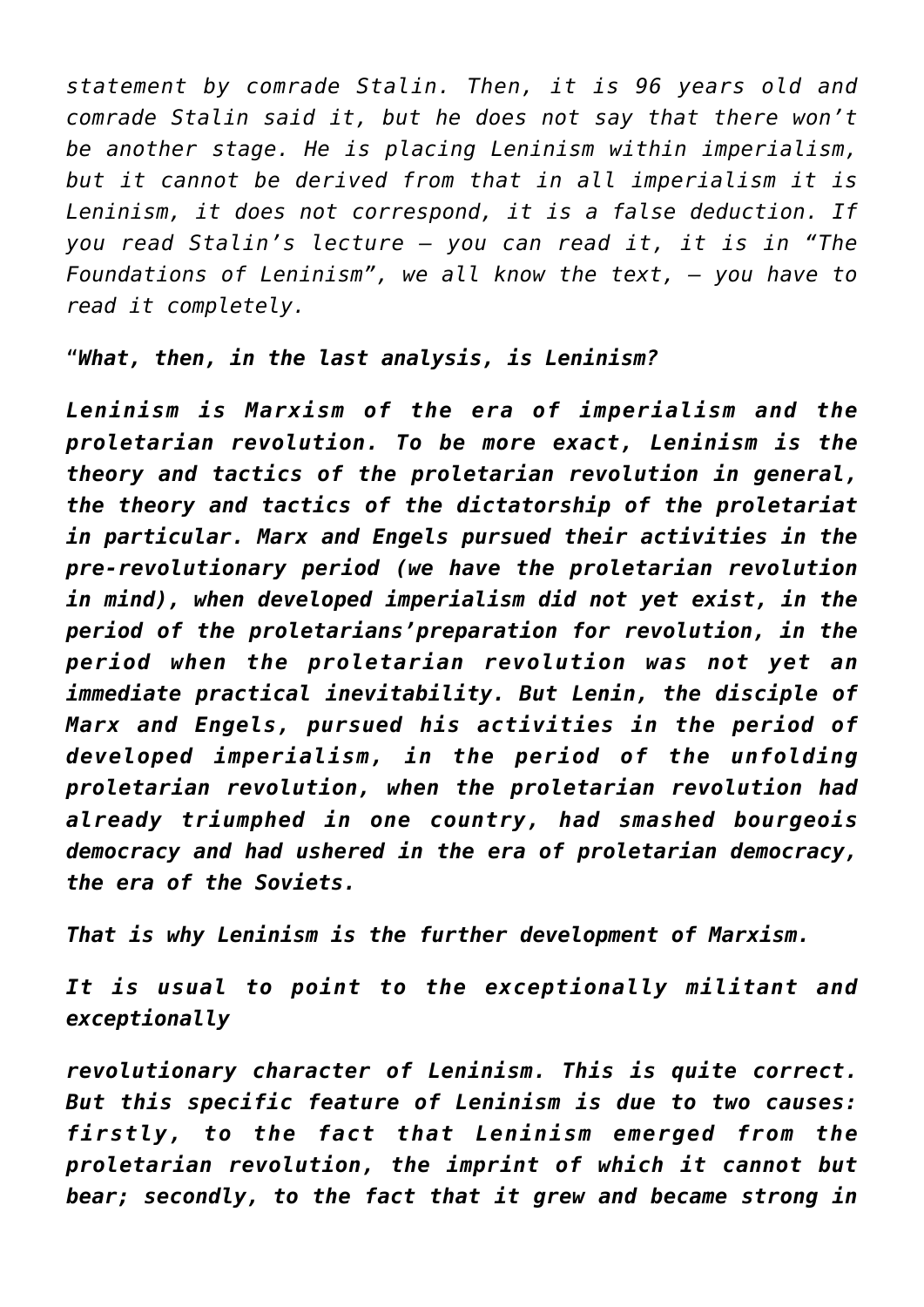*statement by comrade Stalin. Then, it is 96 years old and comrade Stalin said it, but he does not say that there won't be another stage. He is placing Leninism within imperialism, but it cannot be derived from that in all imperialism it is Leninism, it does not correspond, it is a false deduction. If you read Stalin's lecture – you can read it, it is in "The Foundations of Leninism", we all know the text, – you have to read it completely.*

"***What, then, in the last analysis, is Leninism?***

***Leninism is Marxism of the era of imperialism and the proletarian revolution. To be more exact, Leninism is the theory and tactics of the proletarian revolution in general, the theory and tactics of the dictatorship of the proletariat in particular. Marx and Engels pursued their activities in the pre-revolutionary period (we have the proletarian revolution in mind), when developed imperialism did not yet exist, in the period of the proletarians'preparation for revolution, in the period when the proletarian revolution was not yet an immediate practical inevitability. But Lenin, the disciple of Marx and Engels, pursued his activities in the period of developed imperialism, in the period of the unfolding proletarian revolution, when the proletarian revolution had already triumphed in one country, had smashed bourgeois democracy and had ushered in the era of proletarian democracy, the era of the Soviets.***

***That is why Leninism is the further development of Marxism.***

***It is usual to point to the exceptionally militant and exceptionally revolutionary character of Leninism. This is quite correct. But this specific feature of Leninism is due to two causes: firstly, to the fact that Leninism emerged from the proletarian revolution, the imprint of which it cannot but bear; secondly, to the fact that it grew and became strong in***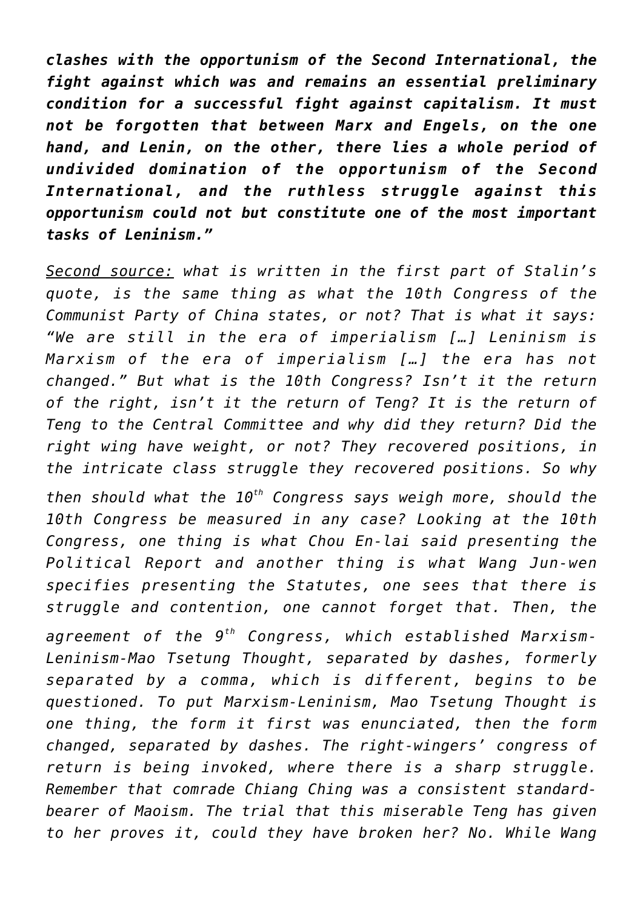*clashes with the opportunism of the Second International, the fight against which was and remains an essential preliminary condition for a successful fight against capitalism. It must not be forgotten that between Marx and Engels, on the one hand, and Lenin, on the other, there lies a whole period of undivided domination of the opportunism of the Second International, and the ruthless struggle against this opportunism could not but constitute one of the most important tasks of Leninism."*

Second source: *what is written in the first part of Stalin's quote, is the same thing as what the 10th Congress of the Communist Party of China states, or not? That is what it says: "We are still in the era of imperialism […] Leninism is Marxism of the era of imperialism […] the era has not changed." But what is the 10th Congress? Isn't it the return of the right, isn't it the return of Teng? It is the return of Teng to the Central Committee and why did they return? Did the right wing have weight, or not? They recovered positions, in the intricate class struggle they recovered positions. So why then should what the 10th Congress says weigh more, should the 10th Congress be measured in any case? Looking at the 10th Congress, one thing is what Chou En-lai said presenting the Political Report and another thing is what Wang Jun-wen specifies presenting the Statutes, one sees that there is struggle and contention, one cannot forget that. Then, the agreement of the 9th Congress, which established Marxism-Leninism-Mao Tsetung Thought, separated by dashes, formerly separated by a comma, which is different, begins to be questioned. To put Marxism-Leninism, Mao Tsetung Thought is one thing, the form it first was enunciated, then the form changed, separated by dashes. The right-wingers' congress of return is being invoked, where there is a sharp struggle. Remember that comrade Chiang Ching was a consistent standard-bearer of Maoism. The trial that this miserable Teng has given to her proves it, could they have broken her? No. While Wang*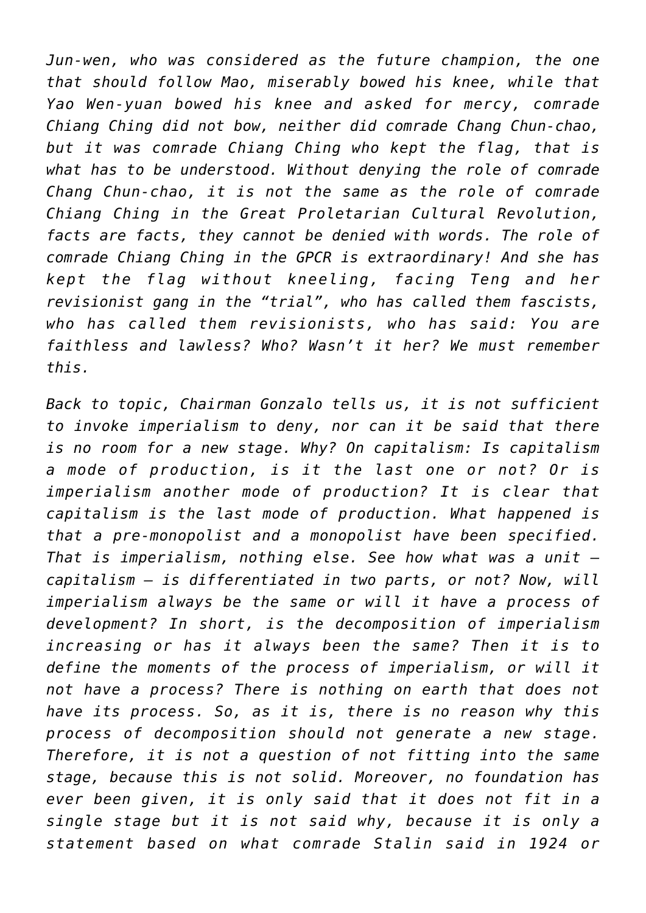*Jun-wen, who was considered as the future champion, the one that should follow Mao, miserably bowed his knee, while that Yao Wen-yuan bowed his knee and asked for mercy, comrade Chiang Ching did not bow, neither did comrade Chang Chun-chao, but it was comrade Chiang Ching who kept the flag, that is what has to be understood. Without denying the role of comrade Chang Chun-chao, it is not the same as the role of comrade Chiang Ching in the Great Proletarian Cultural Revolution, facts are facts, they cannot be denied with words. The role of comrade Chiang Ching in the GPCR is extraordinary! And she has kept the flag without kneeling, facing Teng and her revisionist gang in the "trial", who has called them fascists, who has called them revisionists, who has said: You are faithless and lawless? Who? Wasn't it her? We must remember this.*

*Back to topic, Chairman Gonzalo tells us, it is not sufficient to invoke imperialism to deny, nor can it be said that there is no room for a new stage. Why? On capitalism: Is capitalism a mode of production, is it the last one or not? Or is imperialism another mode of production? It is clear that capitalism is the last mode of production. What happened is that a pre-monopolist and a monopolist have been specified. That is imperialism, nothing else. See how what was a unit – capitalism – is differentiated in two parts, or not? Now, will imperialism always be the same or will it have a process of development? In short, is the decomposition of imperialism increasing or has it always been the same? Then it is to define the moments of the process of imperialism, or will it not have a process? There is nothing on earth that does not have its process. So, as it is, there is no reason why this process of decomposition should not generate a new stage. Therefore, it is not a question of not fitting into the same stage, because this is not solid. Moreover, no foundation has ever been given, it is only said that it does not fit in a single stage but it is not said why, because it is only a statement based on what comrade Stalin said in 1924 or*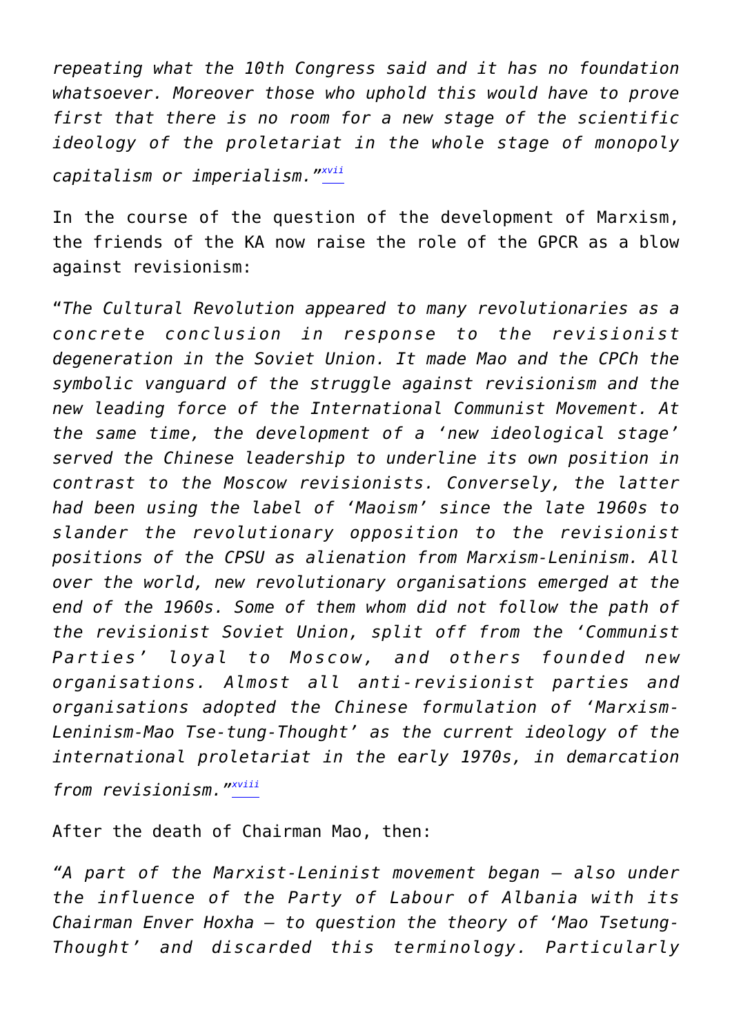*repeating what the 10th Congress said and it has no foundation whatsoever. Moreover those who uphold this would have to prove first that there is no room for a new stage of the scientific ideology of the proletariat in the whole stage of monopoly capitalism or imperialism."*[xvii]

In the course of the question of the development of Marxism, the friends of the KA now raise the role of the GPCR as a blow against revisionism:

"*The Cultural Revolution appeared to many revolutionaries as a concrete conclusion in response to the revisionist degeneration in the Soviet Union. It made Mao and the CPCh the symbolic vanguard of the struggle against revisionism and the new leading force of the International Communist Movement. At the same time, the development of a 'new ideological stage' served the Chinese leadership to underline its own position in contrast to the Moscow revisionists. Conversely, the latter had been using the label of 'Maoism' since the late 1960s to slander the revolutionary opposition to the revisionist positions of the CPSU as alienation from Marxism-Leninism. All over the world, new revolutionary organisations emerged at the end of the 1960s. Some of them whom did not follow the path of the revisionist Soviet Union, split off from the 'Communist Parties' loyal to Moscow, and others founded new organisations. Almost all anti-revisionist parties and organisations adopted the Chinese formulation of 'Marxism-Leninism-Mao Tse-tung-Thought' as the current ideology of the international proletariat in the early 1970s, in demarcation from revisionism."*[xviii]

After the death of Chairman Mao, then:

*"A part of the Marxist-Leninist movement began – also under the influence of the Party of Labour of Albania with its Chairman Enver Hoxha – to question the theory of 'Mao Tsetung-Thought' and discarded this terminology. Particularly*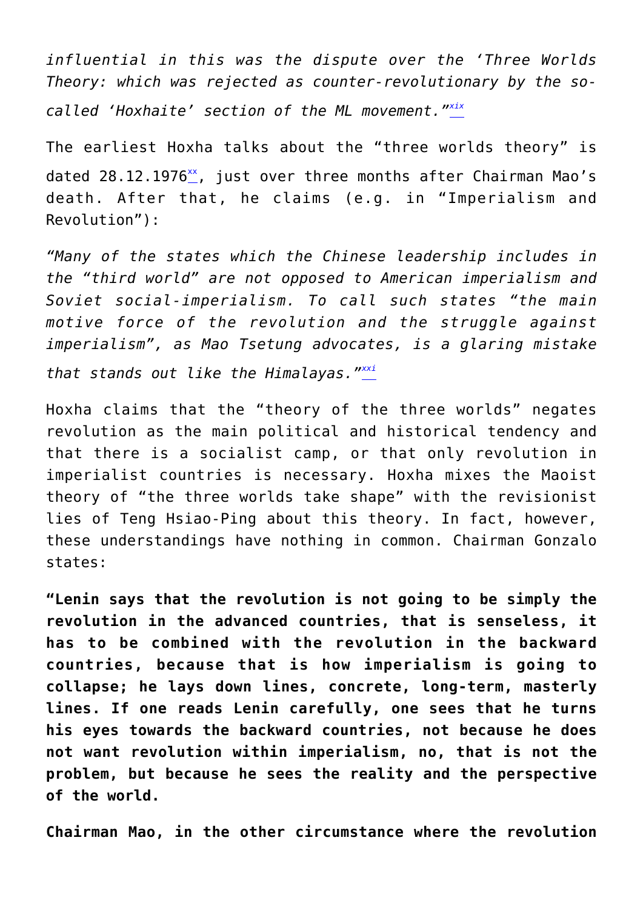*influential in this was the dispute over the 'Three Worlds Theory: which was rejected as counter-revolutionary by the so-called 'Hoxhaite' section of the ML movement."*[xix]

The earliest Hoxha talks about the "three worlds theory" is dated 28.12.1976[xx], just over three months after Chairman Mao's death. After that, he claims (e.g. in "Imperialism and Revolution"):

*"Many of the states which the Chinese leadership includes in the "third world" are not opposed to American imperialism and Soviet social-imperialism. To call such states "the main motive force of the revolution and the struggle against imperialism", as Mao Tsetung advocates, is a glaring mistake that stands out like the Himalayas."*[xxi]

Hoxha claims that the "theory of the three worlds" negates revolution as the main political and historical tendency and that there is a socialist camp, or that only revolution in imperialist countries is necessary. Hoxha mixes the Maoist theory of "the three worlds take shape" with the revisionist lies of Teng Hsiao-Ping about this theory. In fact, however, these understandings have nothing in common. Chairman Gonzalo states:

**"Lenin says that the revolution is not going to be simply the revolution in the advanced countries, that is senseless, it has to be combined with the revolution in the backward countries, because that is how imperialism is going to collapse; he lays down lines, concrete, long-term, masterly lines. If one reads Lenin carefully, one sees that he turns his eyes towards the backward countries, not because he does not want revolution within imperialism, no, that is not the problem, but because he sees the reality and the perspective of the world.**

**Chairman Mao, in the other circumstance where the revolution**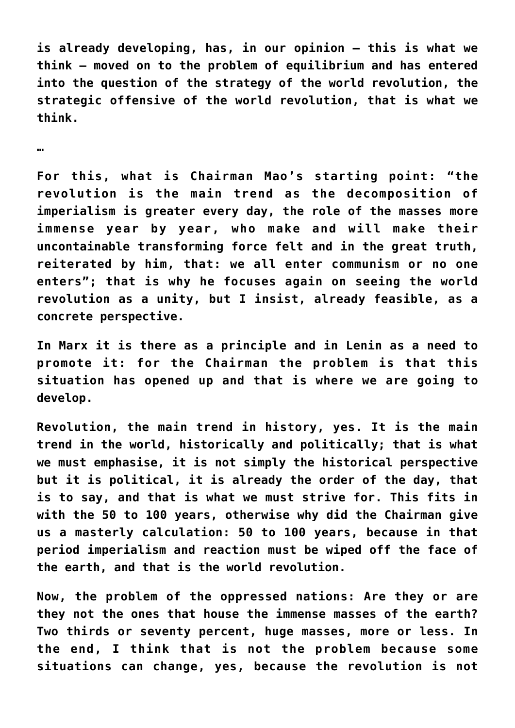**is already developing, has, in our opinion – this is what we think – moved on to the problem of equilibrium and has entered into the question of the strategy of the world revolution, the strategic offensive of the world revolution, that is what we think.**

**…**

**For this, what is Chairman Mao's starting point: "the revolution is the main trend as the decomposition of imperialism is greater every day, the role of the masses more immense year by year, who make and will make their uncontainable transforming force felt and in the great truth, reiterated by him, that: we all enter communism or no one enters"; that is why he focuses again on seeing the world revolution as a unity, but I insist, already feasible, as a concrete perspective.**

**In Marx it is there as a principle and in Lenin as a need to promote it: for the Chairman the problem is that this situation has opened up and that is where we are going to develop.**

**Revolution, the main trend in history, yes. It is the main trend in the world, historically and politically; that is what we must emphasise, it is not simply the historical perspective but it is political, it is already the order of the day, that is to say, and that is what we must strive for. This fits in with the 50 to 100 years, otherwise why did the Chairman give us a masterly calculation: 50 to 100 years, because in that period imperialism and reaction must be wiped off the face of the earth, and that is the world revolution.**

**Now, the problem of the oppressed nations: Are they or are they not the ones that house the immense masses of the earth? Two thirds or seventy percent, huge masses, more or less. In the end, I think that is not the problem because some situations can change, yes, because the revolution is not**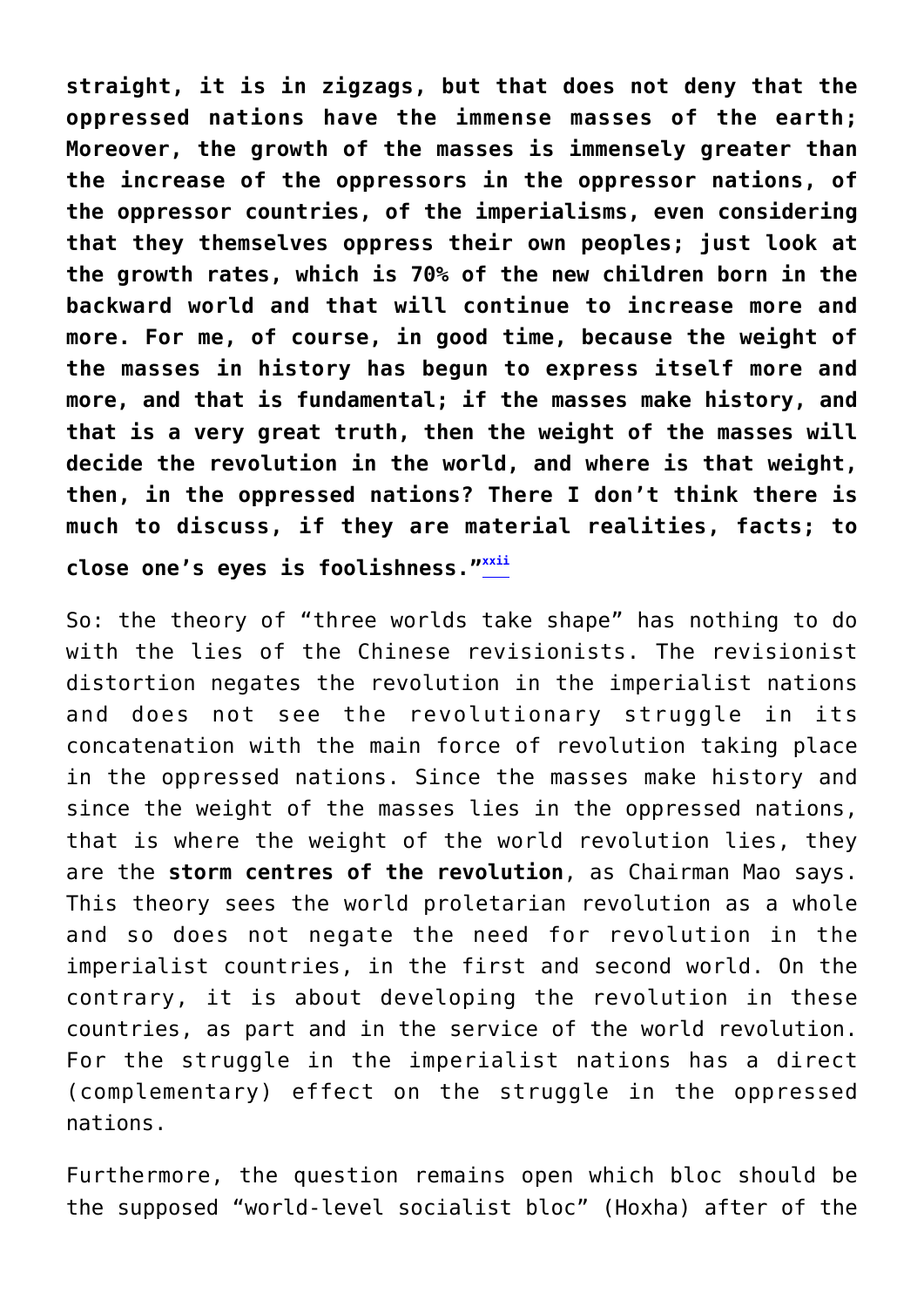**straight, it is in zigzags, but that does not deny that the oppressed nations have the immense masses of the earth; Moreover, the growth of the masses is immensely greater than the increase of the oppressors in the oppressor nations, of the oppressor countries, of the imperialisms, even considering that they themselves oppress their own peoples; just look at the growth rates, which is 70% of the new children born in the backward world and that will continue to increase more and more. For me, of course, in good time, because the weight of the masses in history has begun to express itself more and more, and that is fundamental; if the masses make history, and that is a very great truth, then the weight of the masses will decide the revolution in the world, and where is that weight, then, in the oppressed nations? There I don't think there is much to discuss, if they are material realities, facts; to close one's eyes is foolishness."**[xxii]

So: the theory of "three worlds take shape" has nothing to do with the lies of the Chinese revisionists. The revisionist distortion negates the revolution in the imperialist nations and does not see the revolutionary struggle in its concatenation with the main force of revolution taking place in the oppressed nations. Since the masses make history and since the weight of the masses lies in the oppressed nations, that is where the weight of the world revolution lies, they are the **storm centres of the revolution**, as Chairman Mao says. This theory sees the world proletarian revolution as a whole and so does not negate the need for revolution in the imperialist countries, in the first and second world. On the contrary, it is about developing the revolution in these countries, as part and in the service of the world revolution. For the struggle in the imperialist nations has a direct (complementary) effect on the struggle in the oppressed nations.

Furthermore, the question remains open which bloc should be the supposed "world-level socialist bloc" (Hoxha) after of the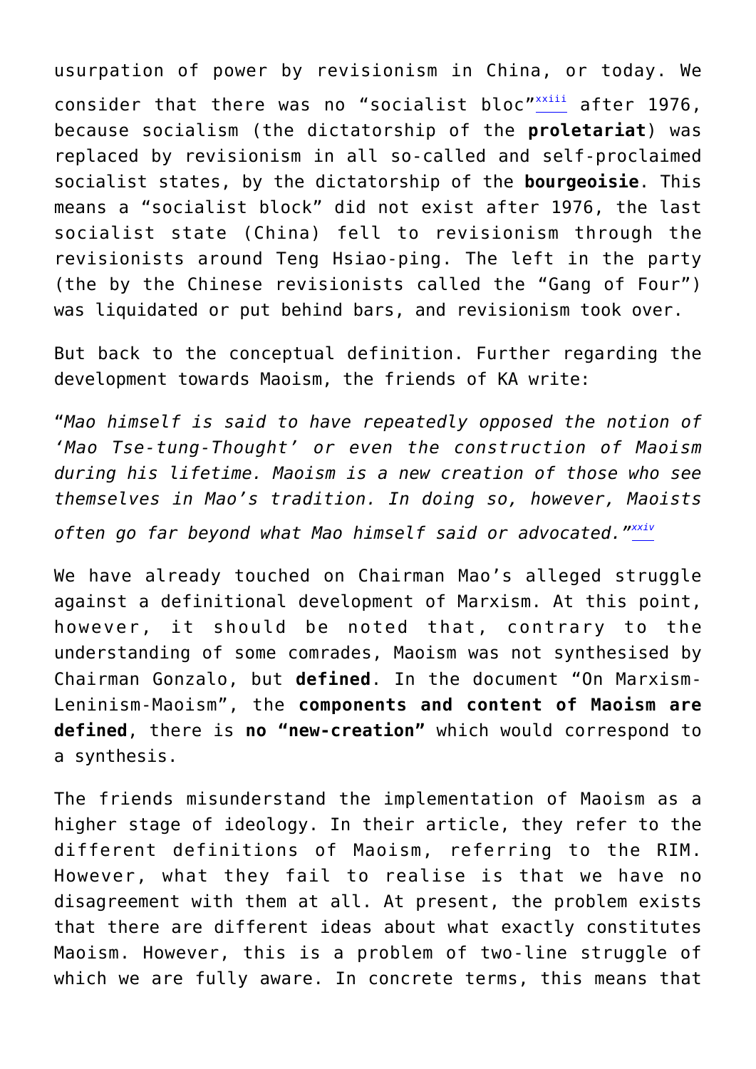usurpation of power by revisionism in China, or today. We consider that there was no “socialist bloc”[xxiii] after 1976, because socialism (the dictatorship of the **proletariat**) was replaced by revisionism in all so-called and self-proclaimed socialist states, by the dictatorship of the **bourgeoisie**. This means a “socialist block” did not exist after 1976, the last socialist state (China) fell to revisionism through the revisionists around Teng Hsiao-ping. The left in the party (the by the Chinese revisionists called the “Gang of Four”) was liquidated or put behind bars, and revisionism took over.

But back to the conceptual definition. Further regarding the development towards Maoism, the friends of KA write:

“*Mao himself is said to have repeatedly opposed the notion of ‘Mao Tse-tung-Thought’ or even the construction of Maoism during his lifetime. Maoism is a new creation of those who see themselves in Mao’s tradition. In doing so, however, Maoists often go far beyond what Mao himself said or advocated.*”[xxiv]

We have already touched on Chairman Mao’s alleged struggle against a definitional development of Marxism. At this point, however, it should be noted that, contrary to the understanding of some comrades, Maoism was not synthesised by Chairman Gonzalo, but **defined**. In the document “On Marxism-Leninism-Maoism”, the **components and content of Maoism are defined**, there is **no “new-creation”** which would correspond to a synthesis.

The friends misunderstand the implementation of Maoism as a higher stage of ideology. In their article, they refer to the different definitions of Maoism, referring to the RIM. However, what they fail to realise is that we have no disagreement with them at all. At present, the problem exists that there are different ideas about what exactly constitutes Maoism. However, this is a problem of two-line struggle of which we are fully aware. In concrete terms, this means that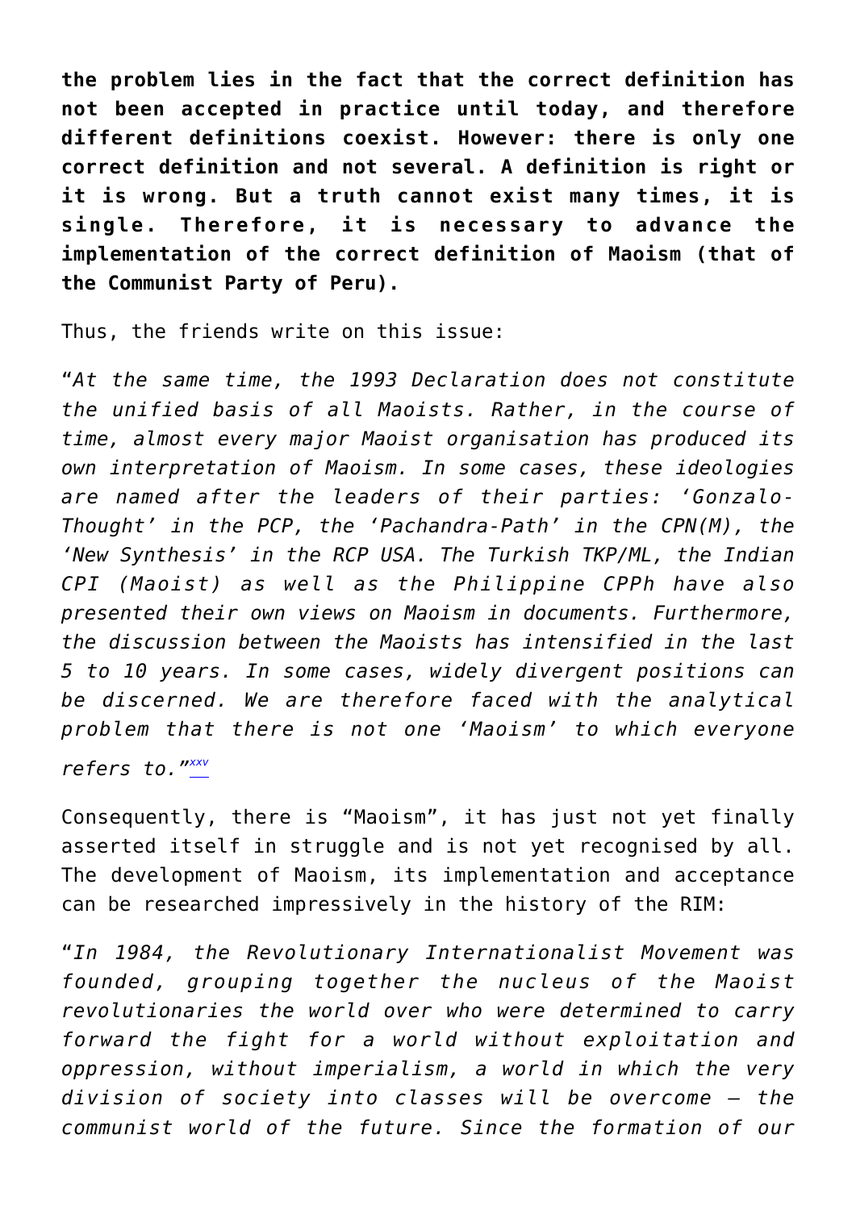**the problem lies in the fact that the correct definition has not been accepted in practice until today, and therefore different definitions coexist. However: there is only one correct definition and not several. A definition is right or it is wrong. But a truth cannot exist many times, it is single. Therefore, it is necessary to advance the implementation of the correct definition of Maoism (that of the Communist Party of Peru).**

Thus, the friends write on this issue:

"*At the same time, the 1993 Declaration does not constitute the unified basis of all Maoists. Rather, in the course of time, almost every major Maoist organisation has produced its own interpretation of Maoism. In some cases, these ideologies are named after the leaders of their parties: 'Gonzalo-Thought' in the PCP, the 'Pachandra-Path' in the CPN(M), the 'New Synthesis' in the RCP USA. The Turkish TKP/ML, the Indian CPI (Maoist) as well as the Philippine CPPh have also presented their own views on Maoism in documents. Furthermore, the discussion between the Maoists has intensified in the last 5 to 10 years. In some cases, widely divergent positions can be discerned. We are therefore faced with the analytical problem that there is not one 'Maoism' to which everyone refers to.*"[xxv]

Consequently, there is "Maoism", it has just not yet finally asserted itself in struggle and is not yet recognised by all. The development of Maoism, its implementation and acceptance can be researched impressively in the history of the RIM:

"*In 1984, the Revolutionary Internationalist Movement was founded, grouping together the nucleus of the Maoist revolutionaries the world over who were determined to carry forward the fight for a world without exploitation and oppression, without imperialism, a world in which the very division of society into classes will be overcome – the communist world of the future. Since the formation of our*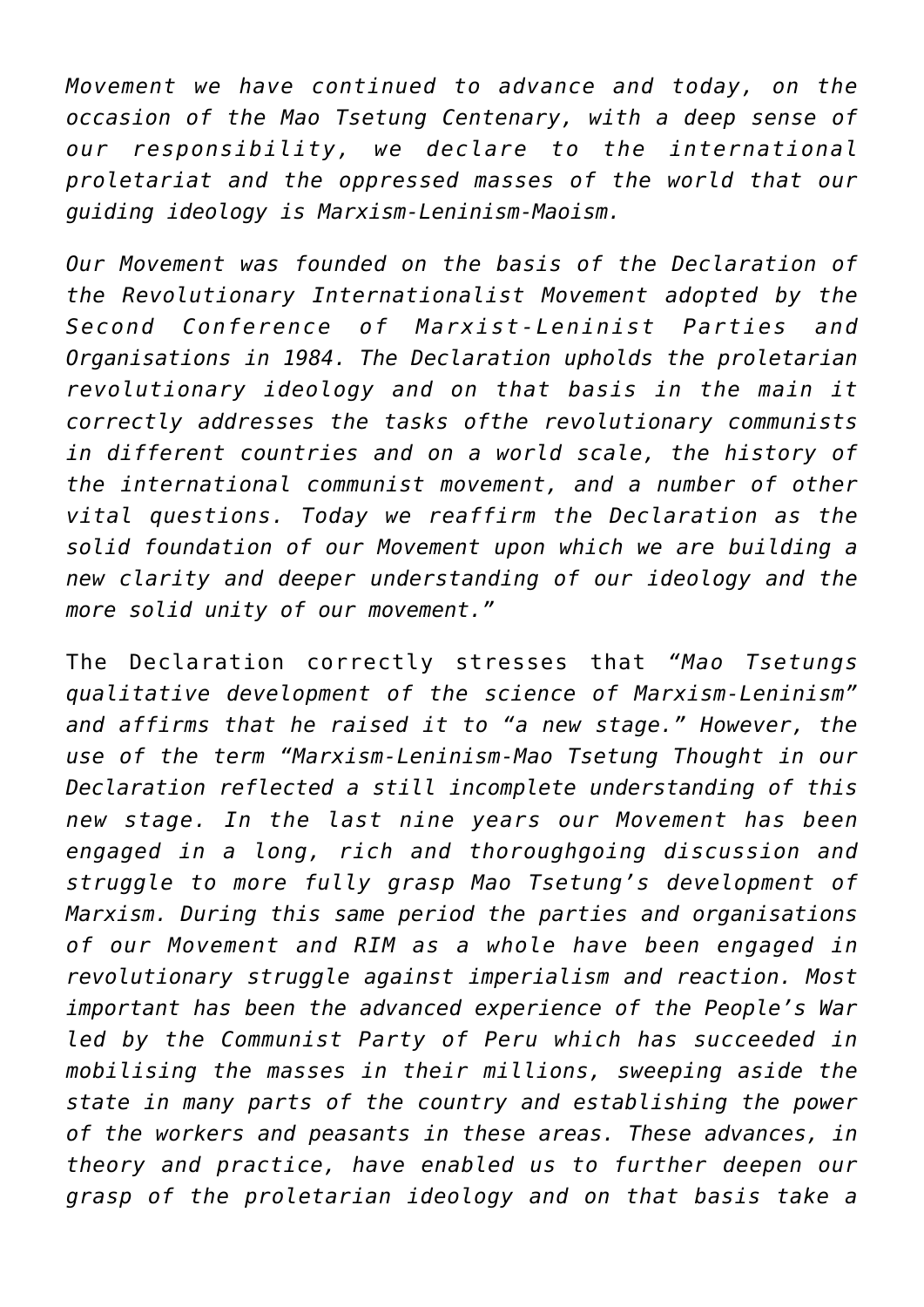*Movement we have continued to advance and today, on the occasion of the Mao Tsetung Centenary, with a deep sense of our responsibility, we declare to the international proletariat and the oppressed masses of the world that our guiding ideology is Marxism-Leninism-Maoism.*

*Our Movement was founded on the basis of the Declaration of the Revolutionary Internationalist Movement adopted by the Second Conference of Marxist-Leninist Parties and Organisations in 1984. The Declaration upholds the proletarian revolutionary ideology and on that basis in the main it correctly addresses the tasks ofthe revolutionary communists in different countries and on a world scale, the history of the international communist movement, and a number of other vital questions. Today we reaffirm the Declaration as the solid foundation of our Movement upon which we are building a new clarity and deeper understanding of our ideology and the more solid unity of our movement."*

The Declaration correctly stresses that *"Mao Tsetungs qualitative development of the science of Marxism-Leninism" and affirms that he raised it to "a new stage." However, the use of the term "Marxism-Leninism-Mao Tsetung Thought in our Declaration reflected a still incomplete understanding of this new stage. In the last nine years our Movement has been engaged in a long, rich and thoroughgoing discussion and struggle to more fully grasp Mao Tsetung's development of Marxism. During this same period the parties and organisations of our Movement and RIM as a whole have been engaged in revolutionary struggle against imperialism and reaction. Most important has been the advanced experience of the People's War led by the Communist Party of Peru which has succeeded in mobilising the masses in their millions, sweeping aside the state in many parts of the country and establishing the power of the workers and peasants in these areas. These advances, in theory and practice, have enabled us to further deepen our grasp of the proletarian ideology and on that basis take a*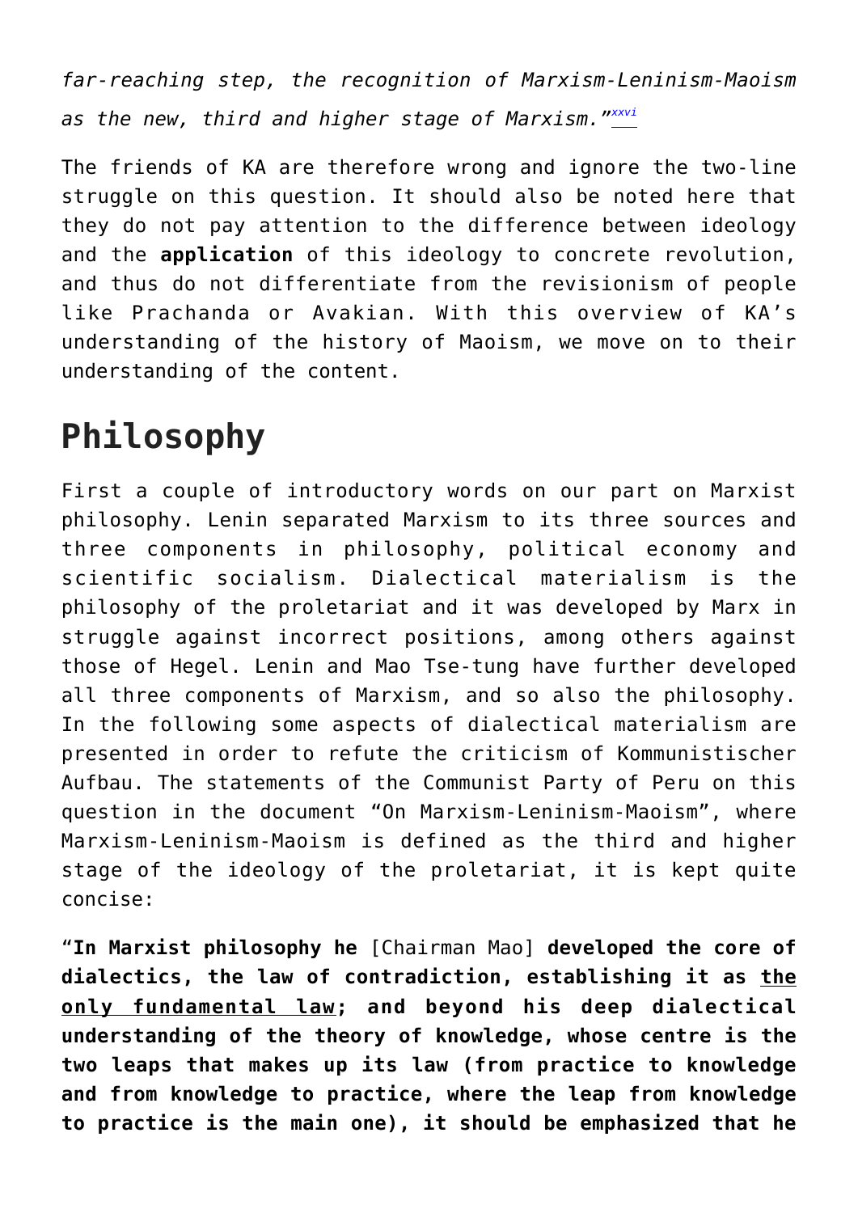*far-reaching step, the recognition of Marxism-Leninism-Maoism as the new, third and higher stage of Marxism."*[xxvi]

The friends of KA are therefore wrong and ignore the two-line struggle on this question. It should also be noted here that they do not pay attention to the difference between ideology and the **application** of this ideology to concrete revolution, and thus do not differentiate from the revisionism of people like Prachanda or Avakian. With this overview of KA's understanding of the history of Maoism, we move on to their understanding of the content.

# Philosophy

First a couple of introductory words on our part on Marxist philosophy. Lenin separated Marxism to its three sources and three components in philosophy, political economy and scientific socialism. Dialectical materialism is the philosophy of the proletariat and it was developed by Marx in struggle against incorrect positions, among others against those of Hegel. Lenin and Mao Tse-tung have further developed all three components of Marxism, and so also the philosophy. In the following some aspects of dialectical materialism are presented in order to refute the criticism of Kommunistischer Aufbau. The statements of the Communist Party of Peru on this question in the document "On Marxism-Leninism-Maoism", where Marxism-Leninism-Maoism is defined as the third and higher stage of the ideology of the proletariat, it is kept quite concise:

"**In Marxist philosophy he** [Chairman Mao] **developed the core of dialectics, the law of contradiction, establishing it as <u>the only fundamental law</u>; and beyond his deep dialectical understanding of the theory of knowledge, whose centre is the two leaps that makes up its law (from practice to knowledge and from knowledge to practice, where the leap from knowledge to practice is the main one), it should be emphasized that he**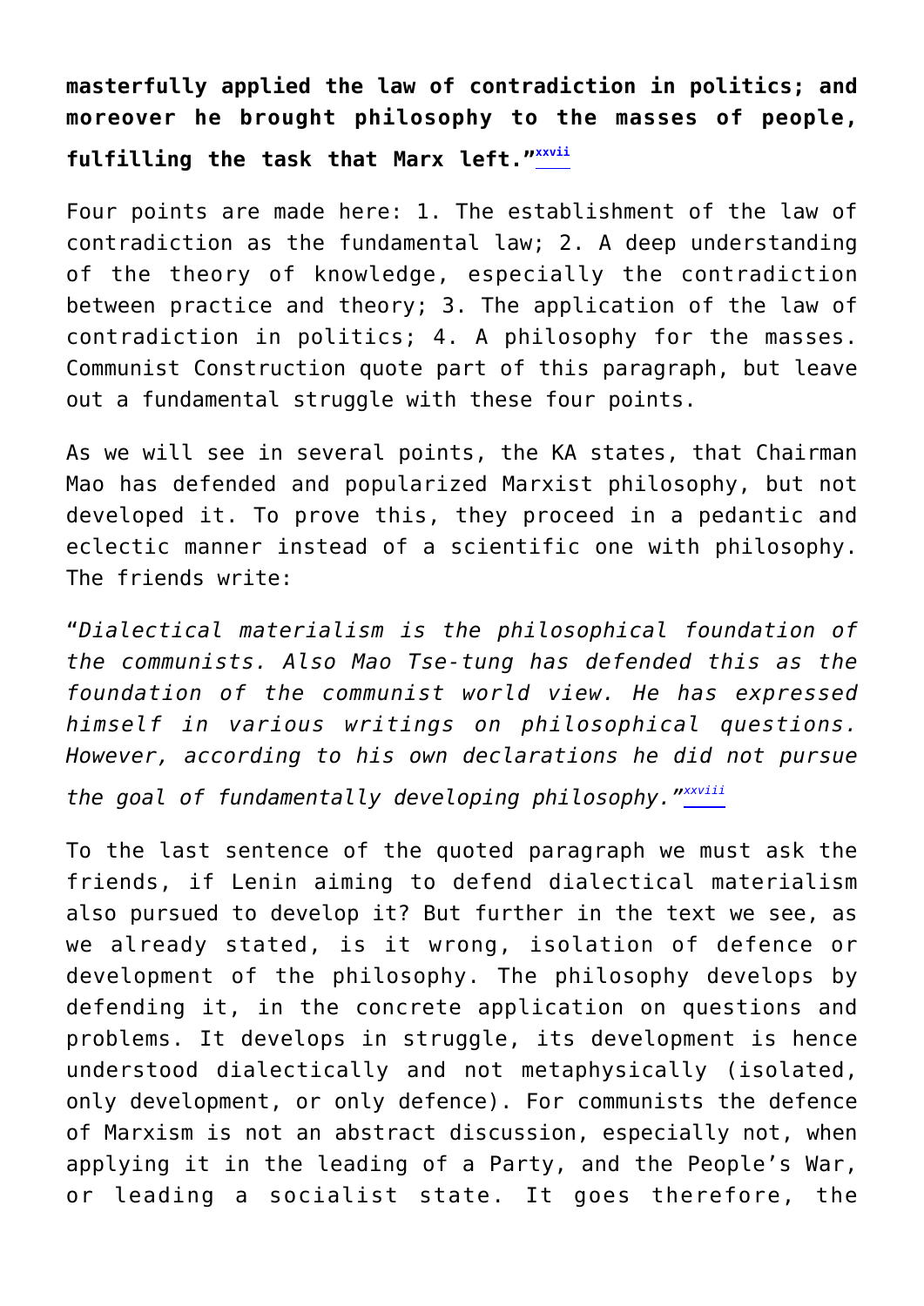**masterfully applied the law of contradiction in politics; and moreover he brought philosophy to the masses of people, fulfilling the task that Marx left."**[xxvii]

Four points are made here: 1. The establishment of the law of contradiction as the fundamental law; 2. A deep understanding of the theory of knowledge, especially the contradiction between practice and theory; 3. The application of the law of contradiction in politics; 4. A philosophy for the masses. Communist Construction quote part of this paragraph, but leave out a fundamental struggle with these four points.

As we will see in several points, the KA states, that Chairman Mao has defended and popularized Marxist philosophy, but not developed it. To prove this, they proceed in a pedantic and eclectic manner instead of a scientific one with philosophy. The friends write:

"*Dialectical materialism is the philosophical foundation of the communists. Also Mao Tse-tung has defended this as the foundation of the communist world view. He has expressed himself in various writings on philosophical questions. However, according to his own declarations he did not pursue the goal of fundamentally developing philosophy."*[xxviii]

To the last sentence of the quoted paragraph we must ask the friends, if Lenin aiming to defend dialectical materialism also pursued to develop it? But further in the text we see, as we already stated, is it wrong, isolation of defence or development of the philosophy. The philosophy develops by defending it, in the concrete application on questions and problems. It develops in struggle, its development is hence understood dialectically and not metaphysically (isolated, only development, or only defence). For communists the defence of Marxism is not an abstract discussion, especially not, when applying it in the leading of a Party, and the People's War, or leading a socialist state. It goes therefore, the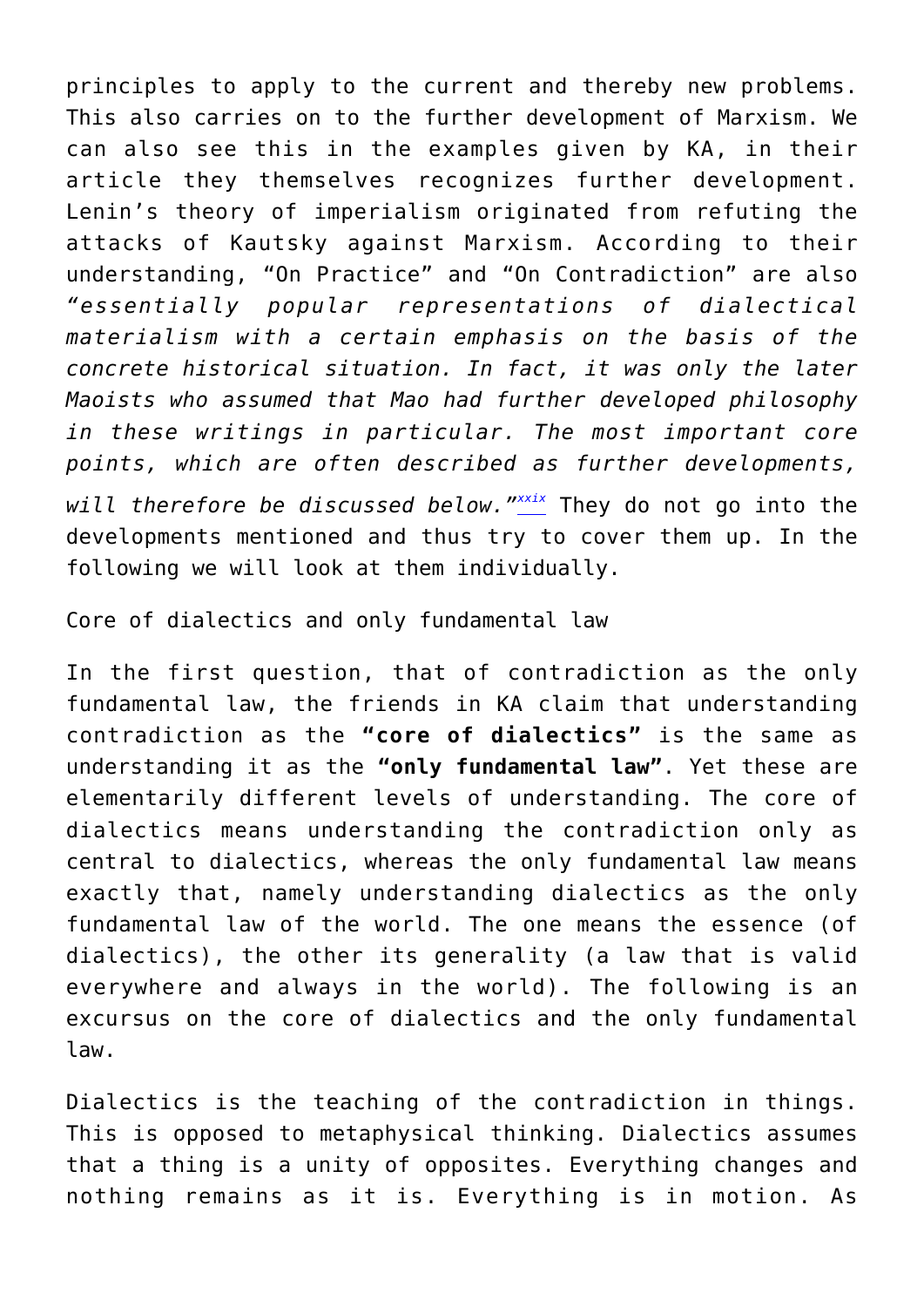principles to apply to the current and thereby new problems. This also carries on to the further development of Marxism. We can also see this in the examples given by KA, in their article they themselves recognizes further development. Lenin's theory of imperialism originated from refuting the attacks of Kautsky against Marxism. According to their understanding, "On Practice" and "On Contradiction" are also *"essentially popular representations of dialectical materialism with a certain emphasis on the basis of the concrete historical situation. In fact, it was only the later Maoists who assumed that Mao had further developed philosophy in these writings in particular. The most important core points, which are often described as further developments, will therefore be discussed below."*[xxix] They do not go into the developments mentioned and thus try to cover them up. In the following we will look at them individually.

## Core of dialectics and only fundamental law

In the first question, that of contradiction as the only fundamental law, the friends in KA claim that understanding contradiction as the **"core of dialectics"** is the same as understanding it as the **"only fundamental law"**. Yet these are elementarily different levels of understanding. The core of dialectics means understanding the contradiction only as central to dialectics, whereas the only fundamental law means exactly that, namely understanding dialectics as the only fundamental law of the world. The one means the essence (of dialectics), the other its generality (a law that is valid everywhere and always in the world). The following is an excursus on the core of dialectics and the only fundamental law.

Dialectics is the teaching of the contradiction in things. This is opposed to metaphysical thinking. Dialectics assumes that a thing is a unity of opposites. Everything changes and nothing remains as it is. Everything is in motion. As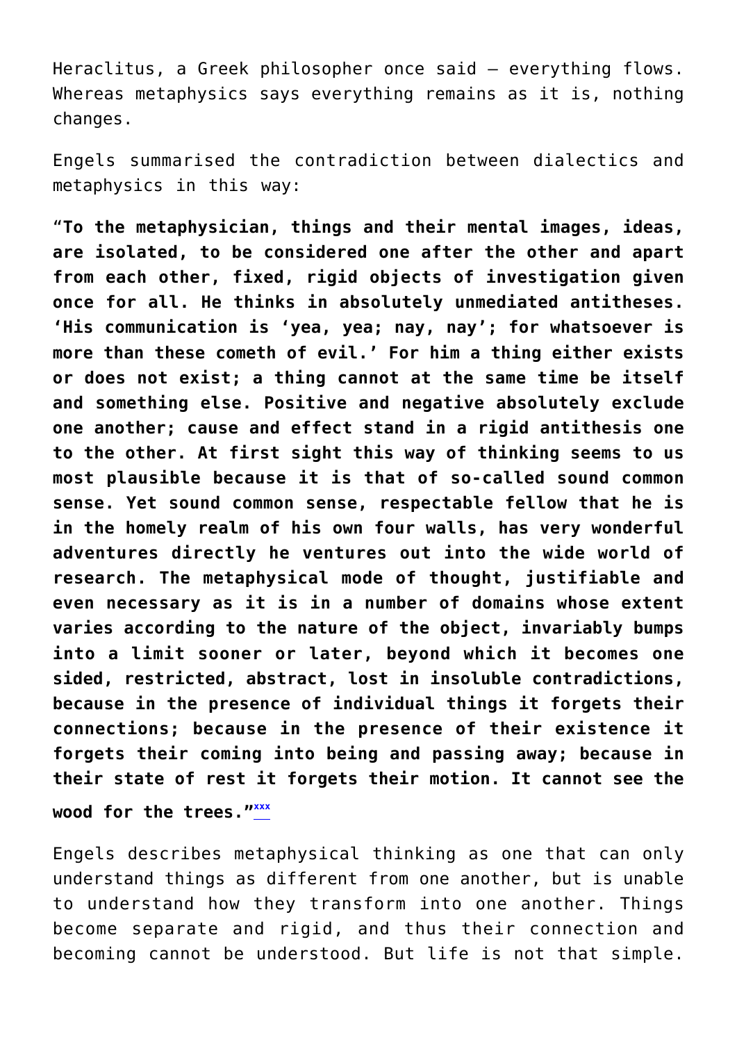Heraclitus, a Greek philosopher once said – everything flows. Whereas metaphysics says everything remains as it is, nothing changes.

Engels summarised the contradiction between dialectics and metaphysics in this way:

**"To the metaphysician, things and their mental images, ideas, are isolated, to be considered one after the other and apart from each other, fixed, rigid objects of investigation given once for all. He thinks in absolutely unmediated antitheses. 'His communication is 'yea, yea; nay, nay'; for whatsoever is more than these cometh of evil.' For him a thing either exists or does not exist; a thing cannot at the same time be itself and something else. Positive and negative absolutely exclude one another; cause and effect stand in a rigid antithesis one to the other. At first sight this way of thinking seems to us most plausible because it is that of so-called sound common sense. Yet sound common sense, respectable fellow that he is in the homely realm of his own four walls, has very wonderful adventures directly he ventures out into the wide world of research. The metaphysical mode of thought, justifiable and even necessary as it is in a number of domains whose extent varies according to the nature of the object, invariably bumps into a limit sooner or later, beyond which it becomes one sided, restricted, abstract, lost in insoluble contradictions, because in the presence of individual things it forgets their connections; because in the presence of their existence it forgets their coming into being and passing away; because in their state of rest it forgets their motion. It cannot see the wood for the trees."**[xxx]

Engels describes metaphysical thinking as one that can only understand things as different from one another, but is unable to understand how they transform into one another. Things become separate and rigid, and thus their connection and becoming cannot be understood. But life is not that simple.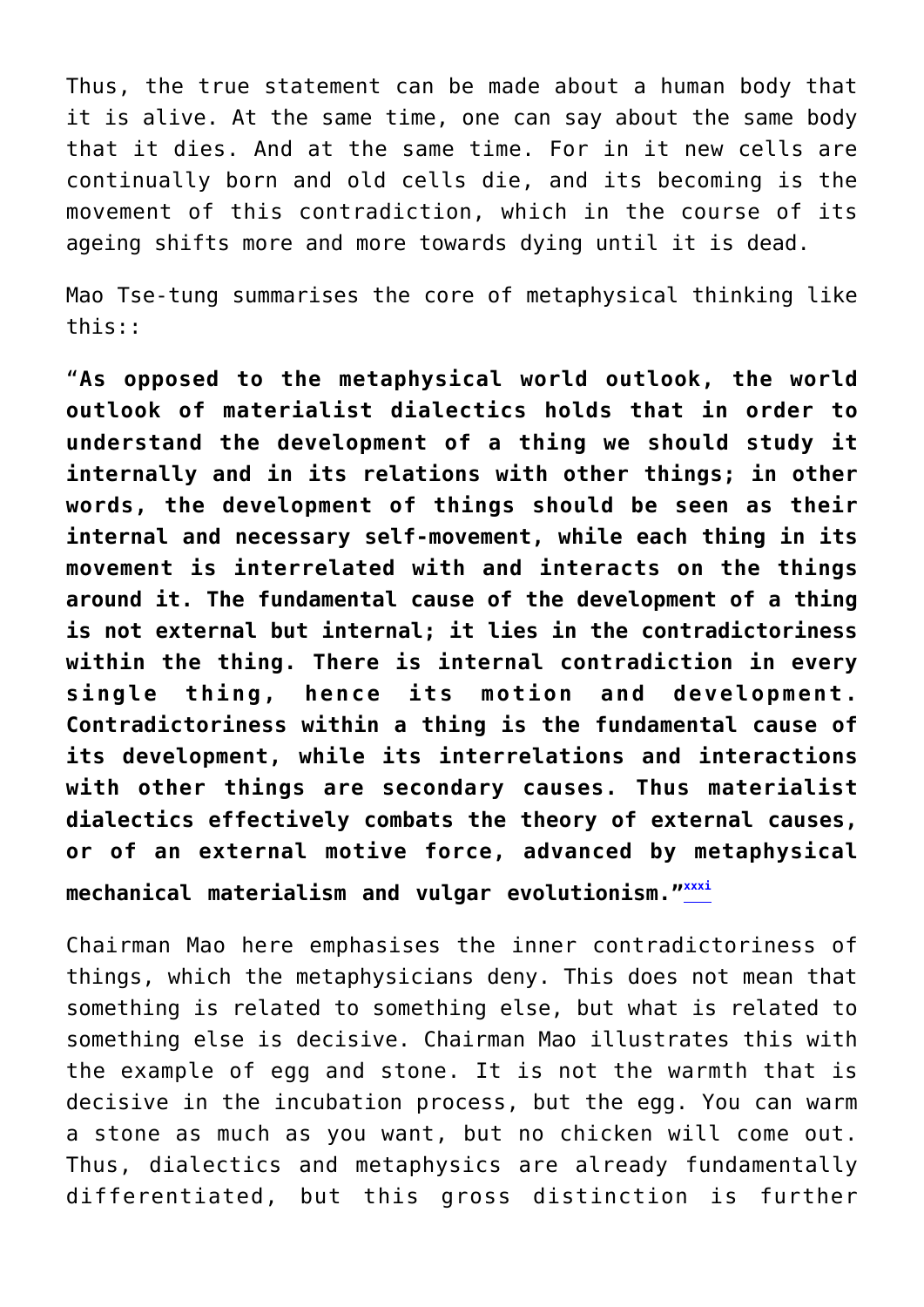Thus, the true statement can be made about a human body that it is alive. At the same time, one can say about the same body that it dies. And at the same time. For in it new cells are continually born and old cells die, and its becoming is the movement of this contradiction, which in the course of its ageing shifts more and more towards dying until it is dead.

Mao Tse-tung summarises the core of metaphysical thinking like this::

"**As opposed to the metaphysical world outlook, the world outlook of materialist dialectics holds that in order to understand the development of a thing we should study it internally and in its relations with other things; in other words, the development of things should be seen as their internal and necessary self-movement, while each thing in its movement is interrelated with and interacts on the things around it. The fundamental cause of the development of a thing is not external but internal; it lies in the contradictoriness within the thing. There is internal contradiction in every single thing, hence its motion and development. Contradictoriness within a thing is the fundamental cause of its development, while its interrelations and interactions with other things are secondary causes. Thus materialist dialectics effectively combats the theory of external causes, or of an external motive force, advanced by metaphysical mechanical materialism and vulgar evolutionism.**"[xxxi]

Chairman Mao here emphasises the inner contradictoriness of things, which the metaphysicians deny. This does not mean that something is related to something else, but what is related to something else is decisive. Chairman Mao illustrates this with the example of egg and stone. It is not the warmth that is decisive in the incubation process, but the egg. You can warm a stone as much as you want, but no chicken will come out. Thus, dialectics and metaphysics are already fundamentally differentiated, but this gross distinction is further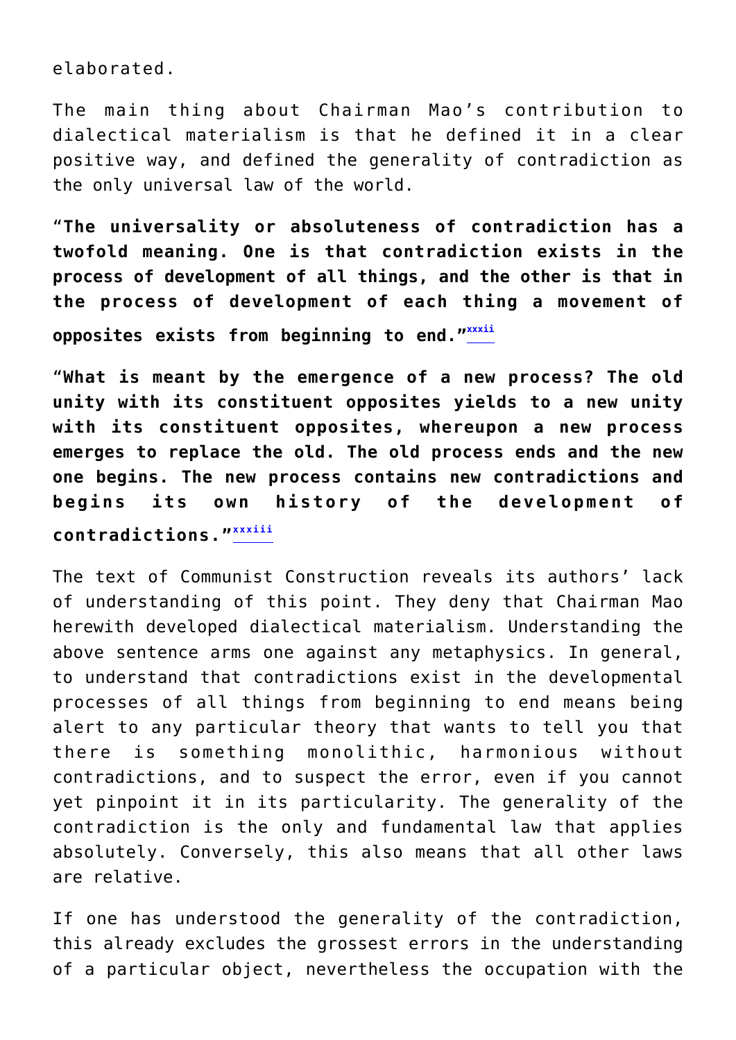elaborated.

The main thing about Chairman Mao's contribution to dialectical materialism is that he defined it in a clear positive way, and defined the generality of contradiction as the only universal law of the world.

**"The universality or absoluteness of contradiction has a twofold meaning. One is that contradiction exists in the process of development of all things, and the other is that in the process of development of each thing a movement of opposites exists from beginning to end."**[xxxii]

**"What is meant by the emergence of a new process? The old unity with its constituent opposites yields to a new unity with its constituent opposites, whereupon a new process emerges to replace the old. The old process ends and the new one begins. The new process contains new contradictions and begins its own history of the development of contradictions."**[xxxiii]

The text of Communist Construction reveals its authors' lack of understanding of this point. They deny that Chairman Mao herewith developed dialectical materialism. Understanding the above sentence arms one against any metaphysics. In general, to understand that contradictions exist in the developmental processes of all things from beginning to end means being alert to any particular theory that wants to tell you that there is something monolithic, harmonious without contradictions, and to suspect the error, even if you cannot yet pinpoint it in its particularity. The generality of the contradiction is the only and fundamental law that applies absolutely. Conversely, this also means that all other laws are relative.

If one has understood the generality of the contradiction, this already excludes the grossest errors in the understanding of a particular object, nevertheless the occupation with the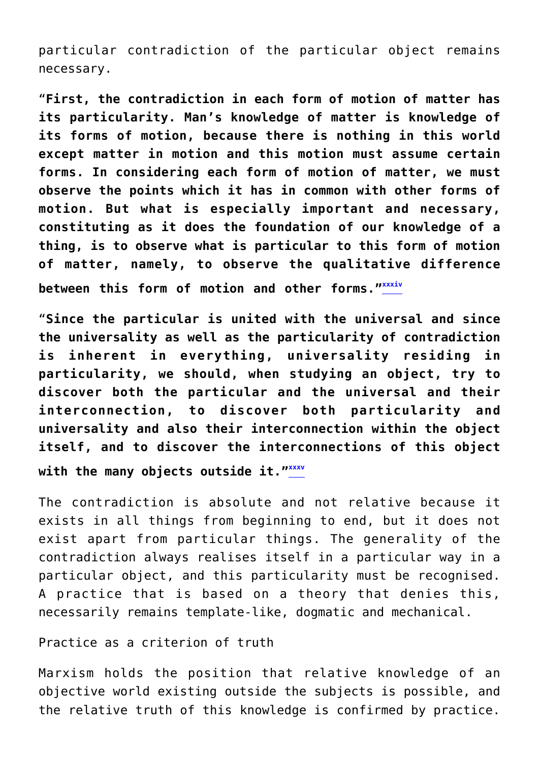particular contradiction of the particular object remains necessary.

**"First, the contradiction in each form of motion of matter has its particularity. Man's knowledge of matter is knowledge of its forms of motion, because there is nothing in this world except matter in motion and this motion must assume certain forms. In considering each form of motion of matter, we must observe the points which it has in common with other forms of motion. But what is especially important and necessary, constituting as it does the foundation of our knowledge of a thing, is to observe what is particular to this form of motion of matter, namely, to observe the qualitative difference between this form of motion and other forms."**[xxxiv]

**"Since the particular is united with the universal and since the universality as well as the particularity of contradiction is inherent in everything, universality residing in particularity, we should, when studying an object, try to discover both the particular and the universal and their interconnection, to discover both particularity and universality and also their interconnection within the object itself, and to discover the interconnections of this object with the many objects outside it."**[xxxv]

The contradiction is absolute and not relative because it exists in all things from beginning to end, but it does not exist apart from particular things. The generality of the contradiction always realises itself in a particular way in a particular object, and this particularity must be recognised. A practice that is based on a theory that denies this, necessarily remains template-like, dogmatic and mechanical.

## Practice as a criterion of truth

Marxism holds the position that relative knowledge of an objective world existing outside the subjects is possible, and the relative truth of this knowledge is confirmed by practice.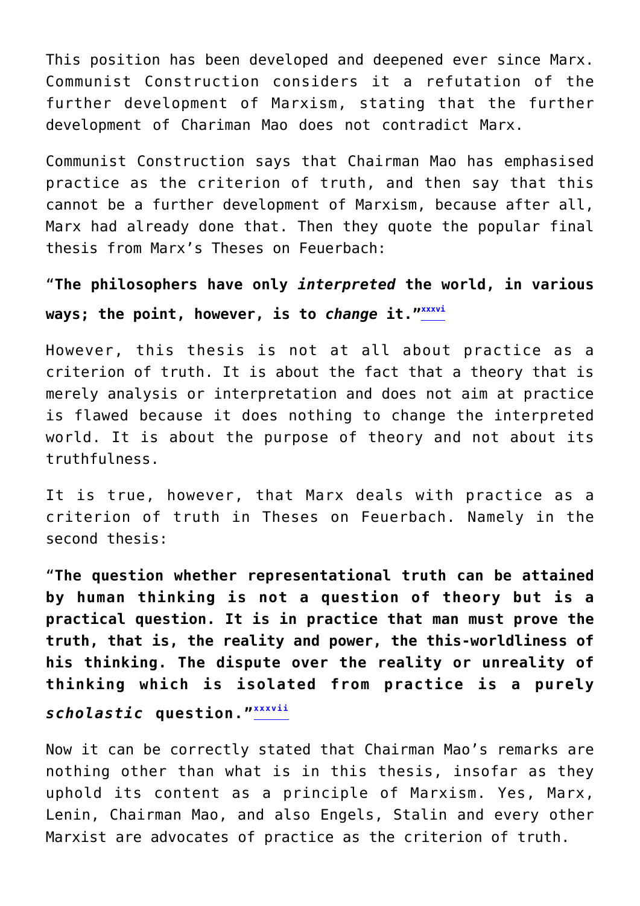This position has been developed and deepened ever since Marx. Communist Construction considers it a refutation of the further development of Marxism, stating that the further development of Chariman Mao does not contradict Marx.

Communist Construction says that Chairman Mao has emphasised practice as the criterion of truth, and then say that this cannot be a further development of Marxism, because after all, Marx had already done that. Then they quote the popular final thesis from Marx's Theses on Feuerbach:

**"The philosophers have only *interpreted* the world, in various ways; the point, however, is to *change* it."**[xxxvi]

However, this thesis is not at all about practice as a criterion of truth. It is about the fact that a theory that is merely analysis or interpretation and does not aim at practice is flawed because it does nothing to change the interpreted world. It is about the purpose of theory and not about its truthfulness.

It is true, however, that Marx deals with practice as a criterion of truth in Theses on Feuerbach. Namely in the second thesis:

**"The question whether representational truth can be attained by human thinking is not a question of theory but is a practical question. It is in practice that man must prove the truth, that is, the reality and power, the this-worldliness of his thinking. The dispute over the reality or unreality of thinking which is isolated from practice is a purely *scholastic* question."**[xxxvii]

Now it can be correctly stated that Chairman Mao's remarks are nothing other than what is in this thesis, insofar as they uphold its content as a principle of Marxism. Yes, Marx, Lenin, Chairman Mao, and also Engels, Stalin and every other Marxist are advocates of practice as the criterion of truth.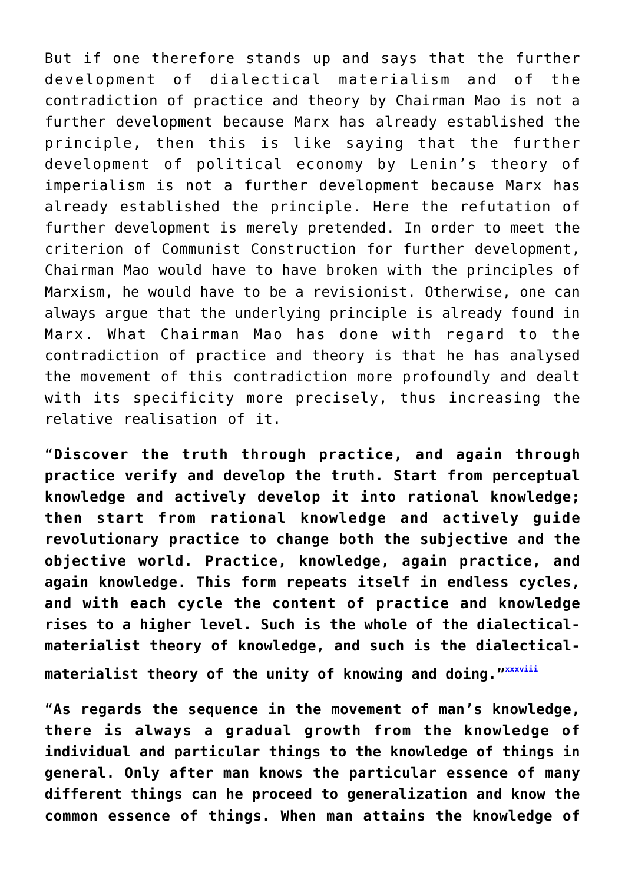But if one therefore stands up and says that the further development of dialectical materialism and of the contradiction of practice and theory by Chairman Mao is not a further development because Marx has already established the principle, then this is like saying that the further development of political economy by Lenin's theory of imperialism is not a further development because Marx has already established the principle. Here the refutation of further development is merely pretended. In order to meet the criterion of Communist Construction for further development, Chairman Mao would have to have broken with the principles of Marxism, he would have to be a revisionist. Otherwise, one can always argue that the underlying principle is already found in Marx. What Chairman Mao has done with regard to the contradiction of practice and theory is that he has analysed the movement of this contradiction more profoundly and dealt with its specificity more precisely, thus increasing the relative realisation of it.

**"Discover the truth through practice, and again through practice verify and develop the truth. Start from perceptual knowledge and actively develop it into rational knowledge; then start from rational knowledge and actively guide revolutionary practice to change both the subjective and the objective world. Practice, knowledge, again practice, and again knowledge. This form repeats itself in endless cycles, and with each cycle the content of practice and knowledge rises to a higher level. Such is the whole of the dialectical-materialist theory of knowledge, and such is the dialectical-materialist theory of the unity of knowing and doing."**[xxxviii]

**"As regards the sequence in the movement of man's knowledge, there is always a gradual growth from the knowledge of individual and particular things to the knowledge of things in general. Only after man knows the particular essence of many different things can he proceed to generalization and know the common essence of things. When man attains the knowledge of**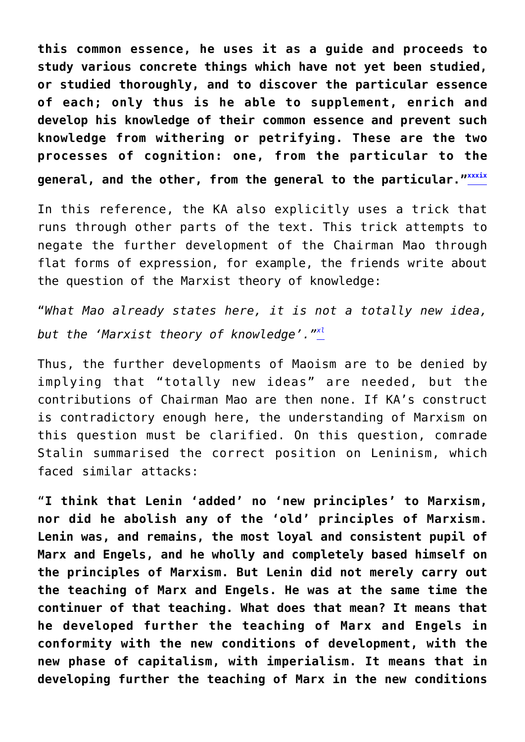**this common essence, he uses it as a guide and proceeds to study various concrete things which have not yet been studied, or studied thoroughly, and to discover the particular essence of each; only thus is he able to supplement, enrich and develop his knowledge of their common essence and prevent such knowledge from withering or petrifying. These are the two processes of cognition: one, from the particular to the general, and the other, from the general to the particular."**[xxxix]

In this reference, the KA also explicitly uses a trick that runs through other parts of the text. This trick attempts to negate the further development of the Chairman Mao through flat forms of expression, for example, the friends write about the question of the Marxist theory of knowledge:

"*What Mao already states here, it is not a totally new idea, but the 'Marxist theory of knowledge'.*"[xl]

Thus, the further developments of Maoism are to be denied by implying that "totally new ideas" are needed, but the contributions of Chairman Mao are then none. If KA's construct is contradictory enough here, the understanding of Marxism on this question must be clarified. On this question, comrade Stalin summarised the correct position on Leninism, which faced similar attacks:

**"I think that Lenin 'added' no 'new principles' to Marxism, nor did he abolish any of the 'old' principles of Marxism. Lenin was, and remains, the most loyal and consistent pupil of Marx and Engels, and he wholly and completely based himself on the principles of Marxism. But Lenin did not merely carry out the teaching of Marx and Engels. He was at the same time the continuer of that teaching. What does that mean? It means that he developed further the teaching of Marx and Engels in conformity with the new conditions of development, with the new phase of capitalism, with imperialism. It means that in developing further the teaching of Marx in the new conditions**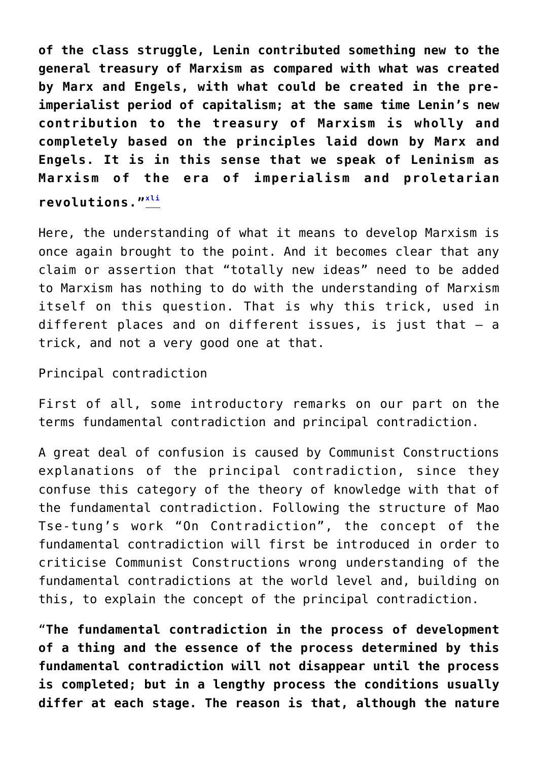**of the class struggle, Lenin contributed something new to the general treasury of Marxism as compared with what was created by Marx and Engels, with what could be created in the pre-imperialist period of capitalism; at the same time Lenin's new contribution to the treasury of Marxism is wholly and completely based on the principles laid down by Marx and Engels. It is in this sense that we speak of Leninism as Marxism of the era of imperialism and proletarian revolutions."**[xli]

Here, the understanding of what it means to develop Marxism is once again brought to the point. And it becomes clear that any claim or assertion that "totally new ideas" need to be added to Marxism has nothing to do with the understanding of Marxism itself on this question. That is why this trick, used in different places and on different issues, is just that – a trick, and not a very good one at that.

Principal contradiction

First of all, some introductory remarks on our part on the terms fundamental contradiction and principal contradiction.

A great deal of confusion is caused by Communist Constructions explanations of the principal contradiction, since they confuse this category of the theory of knowledge with that of the fundamental contradiction. Following the structure of Mao Tse-tung's work "On Contradiction", the concept of the fundamental contradiction will first be introduced in order to criticise Communist Constructions wrong understanding of the fundamental contradictions at the world level and, building on this, to explain the concept of the principal contradiction.

"**The fundamental contradiction in the process of development of a thing and the essence of the process determined by this fundamental contradiction will not disappear until the process is completed; but in a lengthy process the conditions usually differ at each stage. The reason is that, although the nature**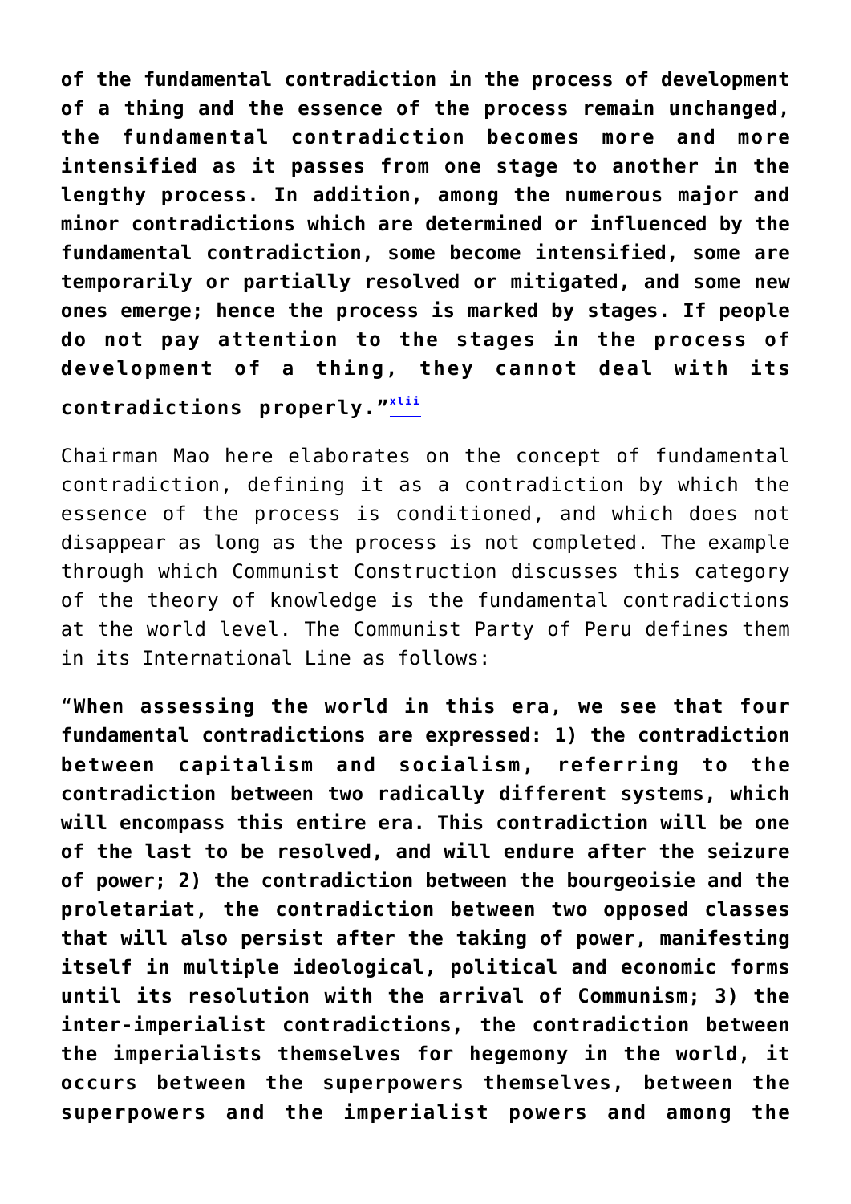**of the fundamental contradiction in the process of development of a thing and the essence of the process remain unchanged, the fundamental contradiction becomes more and more intensified as it passes from one stage to another in the lengthy process. In addition, among the numerous major and minor contradictions which are determined or influenced by the fundamental contradiction, some become intensified, some are temporarily or partially resolved or mitigated, and some new ones emerge; hence the process is marked by stages. If people do not pay attention to the stages in the process of development of a thing, they cannot deal with its contradictions properly."**[xlii]

Chairman Mao here elaborates on the concept of fundamental contradiction, defining it as a contradiction by which the essence of the process is conditioned, and which does not disappear as long as the process is not completed. The example through which Communist Construction discusses this category of the theory of knowledge is the fundamental contradictions at the world level. The Communist Party of Peru defines them in its International Line as follows:

"**When assessing the world in this era, we see that four fundamental contradictions are expressed: 1) the contradiction between capitalism and socialism, referring to the contradiction between two radically different systems, which will encompass this entire era. This contradiction will be one of the last to be resolved, and will endure after the seizure of power; 2) the contradiction between the bourgeoisie and the proletariat, the contradiction between two opposed classes that will also persist after the taking of power, manifesting itself in multiple ideological, political and economic forms until its resolution with the arrival of Communism; 3) the inter-imperialist contradictions, the contradiction between the imperialists themselves for hegemony in the world, it occurs between the superpowers themselves, between the superpowers and the imperialist powers and among the**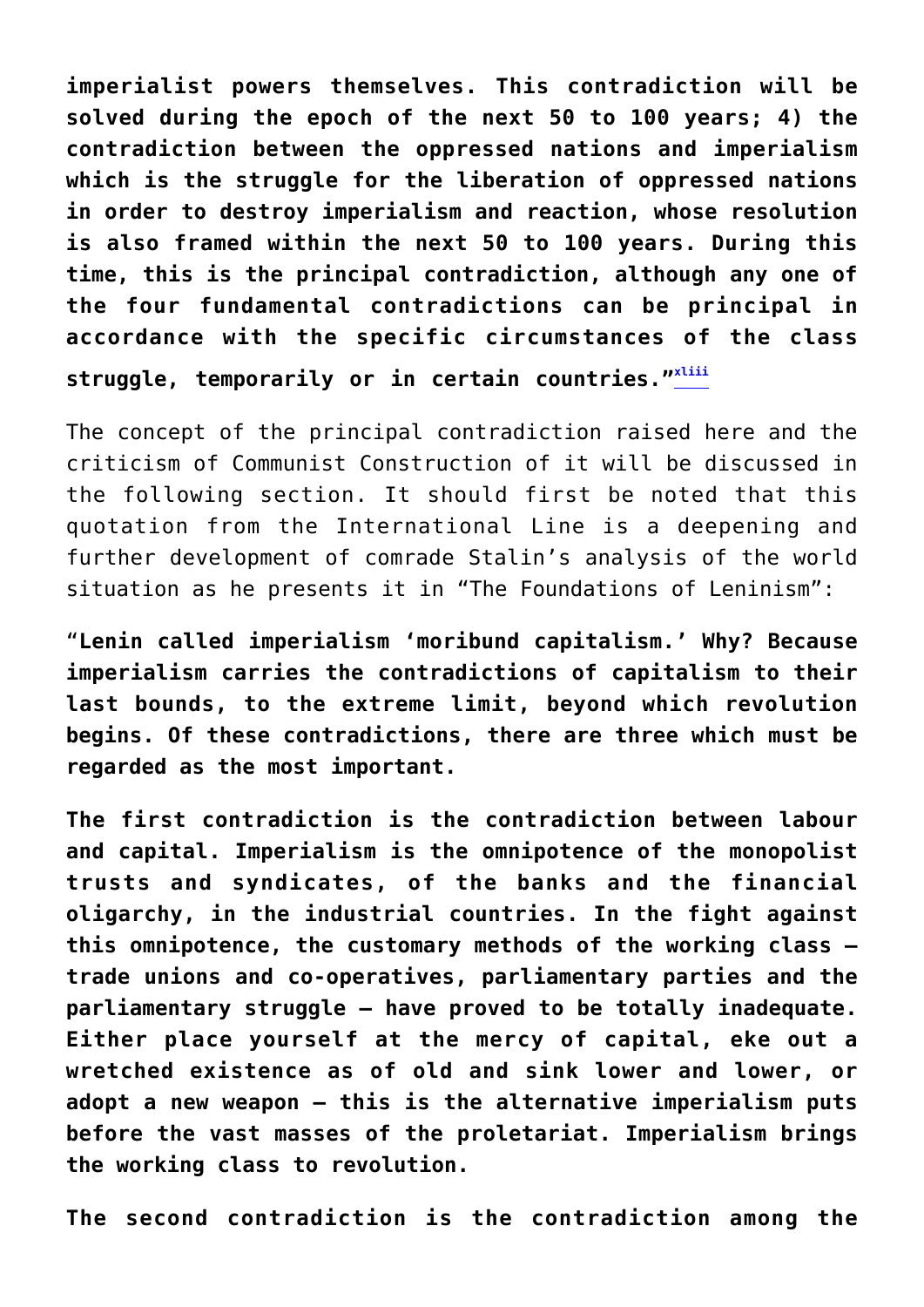**imperialist powers themselves. This contradiction will be solved during the epoch of the next 50 to 100 years; 4) the contradiction between the oppressed nations and imperialism which is the struggle for the liberation of oppressed nations in order to destroy imperialism and reaction, whose resolution is also framed within the next 50 to 100 years. During this time, this is the principal contradiction, although any one of the four fundamental contradictions can be principal in accordance with the specific circumstances of the class struggle, temporarily or in certain countries."**[xliii]

The concept of the principal contradiction raised here and the criticism of Communist Construction of it will be discussed in the following section. It should first be noted that this quotation from the International Line is a deepening and further development of comrade Stalin's analysis of the world situation as he presents it in "The Foundations of Leninism":

"**Lenin called imperialism 'moribund capitalism.' Why? Because imperialism carries the contradictions of capitalism to their last bounds, to the extreme limit, beyond which revolution begins. Of these contradictions, there are three which must be regarded as the most important.**

**The first contradiction is the contradiction between labour and capital. Imperialism is the omnipotence of the monopolist trusts and syndicates, of the banks and the financial oligarchy, in the industrial countries. In the fight against this omnipotence, the customary methods of the working class – trade unions and co-operatives, parliamentary parties and the parliamentary struggle – have proved to be totally inadequate. Either place yourself at the mercy of capital, eke out a wretched existence as of old and sink lower and lower, or adopt a new weapon – this is the alternative imperialism puts before the vast masses of the proletariat. Imperialism brings the working class to revolution.**

**The second contradiction is the contradiction among the**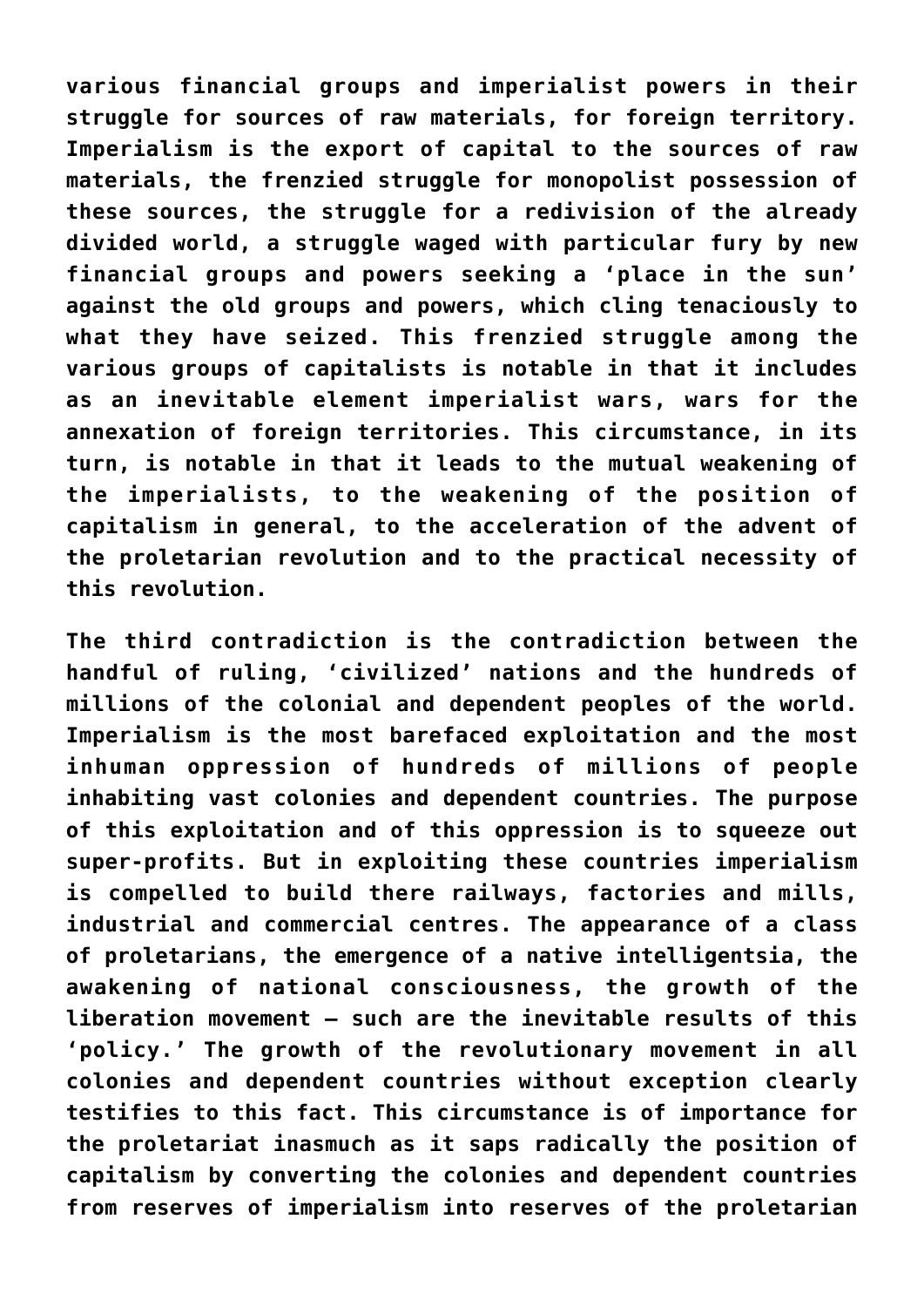various financial groups and imperialist powers in their struggle for sources of raw materials, for foreign territory. Imperialism is the export of capital to the sources of raw materials, the frenzied struggle for monopolist possession of these sources, the struggle for a redivision of the already divided world, a struggle waged with particular fury by new financial groups and powers seeking a ‘place in the sun’ against the old groups and powers, which cling tenaciously to what they have seized. This frenzied struggle among the various groups of capitalists is notable in that it includes as an inevitable element imperialist wars, wars for the annexation of foreign territories. This circumstance, in its turn, is notable in that it leads to the mutual weakening of the imperialists, to the weakening of the position of capitalism in general, to the acceleration of the advent of the proletarian revolution and to the practical necessity of this revolution.

The third contradiction is the contradiction between the handful of ruling, ‘civilized’ nations and the hundreds of millions of the colonial and dependent peoples of the world. Imperialism is the most barefaced exploitation and the most inhuman oppression of hundreds of millions of people inhabiting vast colonies and dependent countries. The purpose of this exploitation and of this oppression is to squeeze out super-profits. But in exploiting these countries imperialism is compelled to build there railways, factories and mills, industrial and commercial centres. The appearance of a class of proletarians, the emergence of a native intelligentsia, the awakening of national consciousness, the growth of the liberation movement – such are the inevitable results of this ‘policy.’ The growth of the revolutionary movement in all colonies and dependent countries without exception clearly testifies to this fact. This circumstance is of importance for the proletariat inasmuch as it saps radically the position of capitalism by converting the colonies and dependent countries from reserves of imperialism into reserves of the proletarian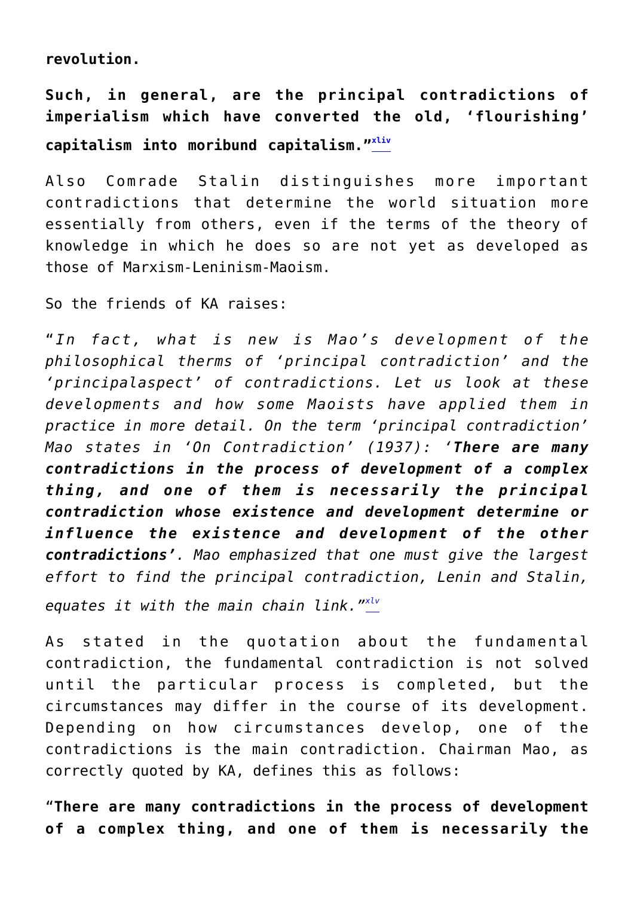**revolution.**

**Such, in general, are the principal contradictions of imperialism which have converted the old, 'flourishing' capitalism into moribund capitalism."**[xliv]

Also Comrade Stalin distinguishes more important contradictions that determine the world situation more essentially from others, even if the terms of the theory of knowledge in which he does so are not yet as developed as those of Marxism-Leninism-Maoism.

So the friends of KA raises:

"*In fact, what is new is Mao's development of the philosophical therms of 'principal contradiction' and the 'principalaspect' of contradictions. Let us look at these developments and how some Maoists have applied them in practice in more detail. On the term 'principal contradiction' Mao states in 'On Contradiction' (1937): '**There are many contradictions in the process of development of a complex thing, and one of them is necessarily the principal contradiction whose existence and development determine or influence the existence and development of the other contradictions'**. Mao emphasized that one must give the largest effort to find the principal contradiction, Lenin and Stalin, equates it with the main chain link."*[xlv]

As stated in the quotation about the fundamental contradiction, the fundamental contradiction is not solved until the particular process is completed, but the circumstances may differ in the course of its development. Depending on how circumstances develop, one of the contradictions is the main contradiction. Chairman Mao, as correctly quoted by KA, defines this as follows:

"**There are many contradictions in the process of development of a complex thing, and one of them is necessarily the**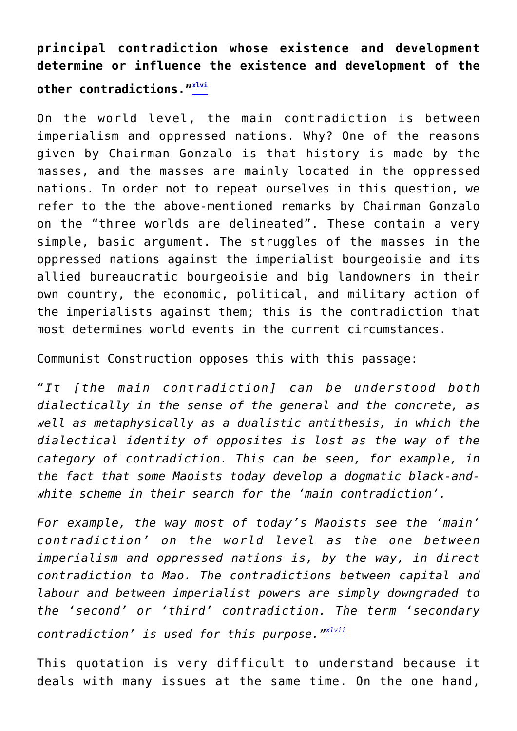**principal contradiction whose existence and development determine or influence the existence and development of the other contradictions."**[xlvi]

On the world level, the main contradiction is between imperialism and oppressed nations. Why? One of the reasons given by Chairman Gonzalo is that history is made by the masses, and the masses are mainly located in the oppressed nations. In order not to repeat ourselves in this question, we refer to the the above-mentioned remarks by Chairman Gonzalo on the "three worlds are delineated". These contain a very simple, basic argument. The struggles of the masses in the oppressed nations against the imperialist bourgeoisie and its allied bureaucratic bourgeoisie and big landowners in their own country, the economic, political, and military action of the imperialists against them; this is the contradiction that most determines world events in the current circumstances.

Communist Construction opposes this with this passage:

"*It [the main contradiction] can be understood both dialectically in the sense of the general and the concrete, as well as metaphysically as a dualistic antithesis, in which the dialectical identity of opposites is lost as the way of the category of contradiction. This can be seen, for example, in the fact that some Maoists today develop a dogmatic black-and-white scheme in their search for the 'main contradiction'.*

*For example, the way most of today's Maoists see the 'main' contradiction' on the world level as the one between imperialism and oppressed nations is, by the way, in direct contradiction to Mao. The contradictions between capital and labour and between imperialist powers are simply downgraded to the 'second' or 'third' contradiction. The term 'secondary contradiction' is used for this purpose."*[xlvii]

This quotation is very difficult to understand because it deals with many issues at the same time. On the one hand,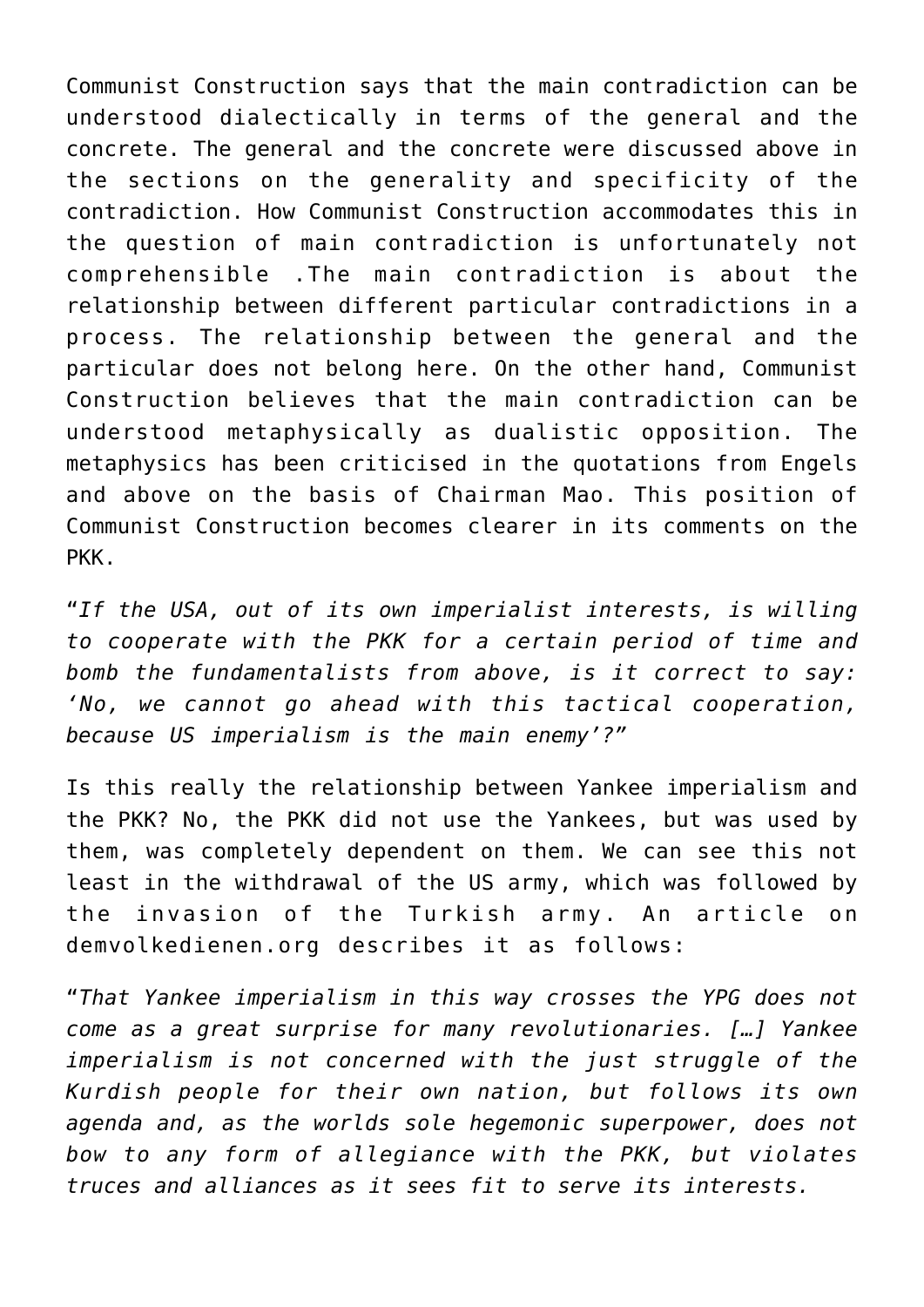Communist Construction says that the main contradiction can be understood dialectically in terms of the general and the concrete. The general and the concrete were discussed above in the sections on the generality and specificity of the contradiction. How Communist Construction accommodates this in the question of main contradiction is unfortunately not comprehensible .The main contradiction is about the relationship between different particular contradictions in a process. The relationship between the general and the particular does not belong here. On the other hand, Communist Construction believes that the main contradiction can be understood metaphysically as dualistic opposition. The metaphysics has been criticised in the quotations from Engels and above on the basis of Chairman Mao. This position of Communist Construction becomes clearer in its comments on the PKK.

"*If the USA, out of its own imperialist interests, is willing to cooperate with the PKK for a certain period of time and bomb the fundamentalists from above, is it correct to say: 'No, we cannot go ahead with this tactical cooperation, because US imperialism is the main enemy'?*"

Is this really the relationship between Yankee imperialism and the PKK? No, the PKK did not use the Yankees, but was used by them, was completely dependent on them. We can see this not least in the withdrawal of the US army, which was followed by the invasion of the Turkish army. An article on demvolkedienen.org describes it as follows:

"*That Yankee imperialism in this way crosses the YPG does not come as a great surprise for many revolutionaries. […] Yankee imperialism is not concerned with the just struggle of the Kurdish people for their own nation, but follows its own agenda and, as the worlds sole hegemonic superpower, does not bow to any form of allegiance with the PKK, but violates truces and alliances as it sees fit to serve its interests.*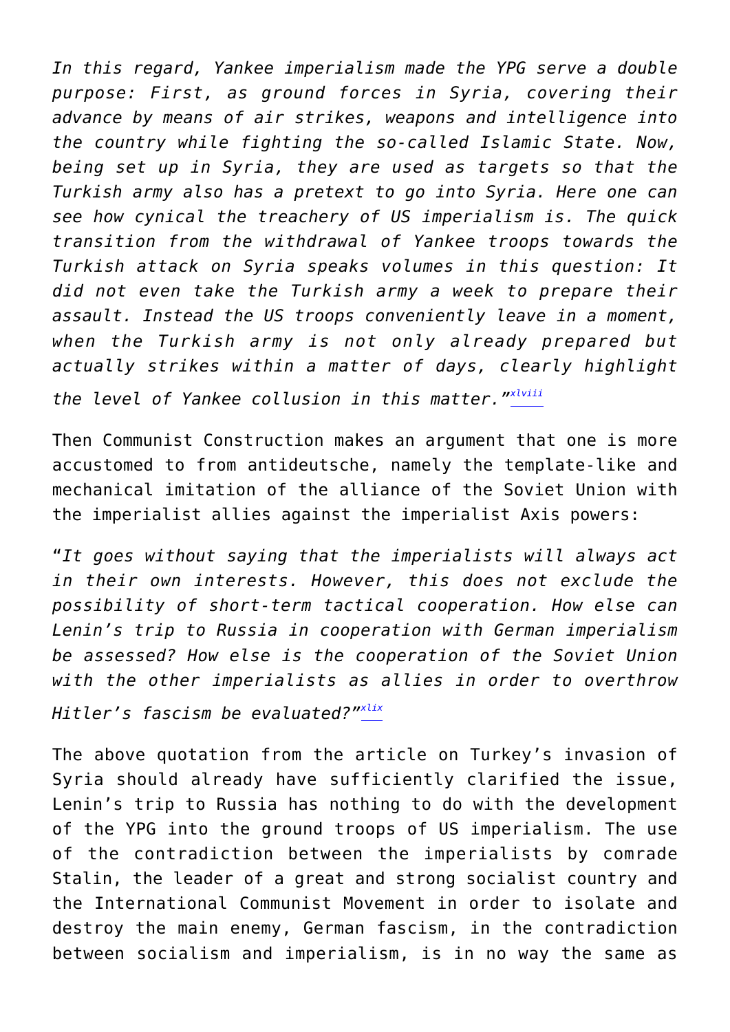*In this regard, Yankee imperialism made the YPG serve a double purpose: First, as ground forces in Syria, covering their advance by means of air strikes, weapons and intelligence into the country while fighting the so-called Islamic State. Now, being set up in Syria, they are used as targets so that the Turkish army also has a pretext to go into Syria. Here one can see how cynical the treachery of US imperialism is. The quick transition from the withdrawal of Yankee troops towards the Turkish attack on Syria speaks volumes in this question: It did not even take the Turkish army a week to prepare their assault. Instead the US troops conveniently leave in a moment, when the Turkish army is not only already prepared but actually strikes within a matter of days, clearly highlight the level of Yankee collusion in this matter."*[xlviii]

Then Communist Construction makes an argument that one is more accustomed to from antideutsche, namely the template-like and mechanical imitation of the alliance of the Soviet Union with the imperialist allies against the imperialist Axis powers:

"*It goes without saying that the imperialists will always act in their own interests. However, this does not exclude the possibility of short-term tactical cooperation. How else can Lenin's trip to Russia in cooperation with German imperialism be assessed? How else is the cooperation of the Soviet Union with the other imperialists as allies in order to overthrow Hitler's fascism be evaluated?"*[xlix]

The above quotation from the article on Turkey's invasion of Syria should already have sufficiently clarified the issue, Lenin's trip to Russia has nothing to do with the development of the YPG into the ground troops of US imperialism. The use of the contradiction between the imperialists by comrade Stalin, the leader of a great and strong socialist country and the International Communist Movement in order to isolate and destroy the main enemy, German fascism, in the contradiction between socialism and imperialism, is in no way the same as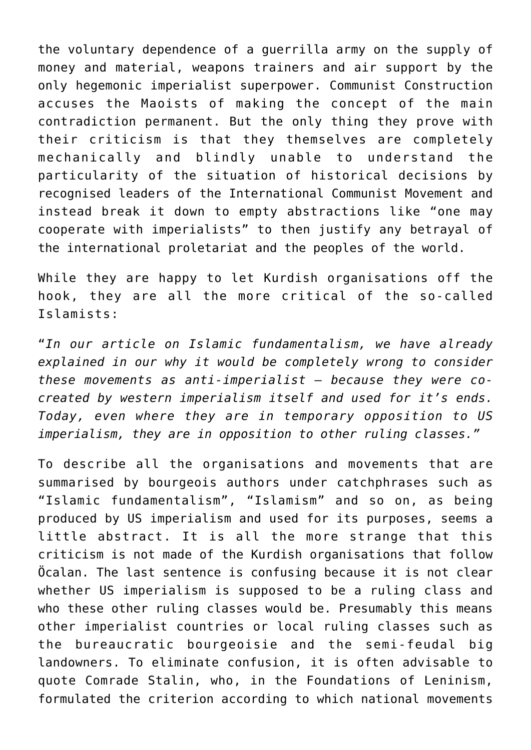the voluntary dependence of a guerrilla army on the supply of money and material, weapons trainers and air support by the only hegemonic imperialist superpower. Communist Construction accuses the Maoists of making the concept of the main contradiction permanent. But the only thing they prove with their criticism is that they themselves are completely mechanically and blindly unable to understand the particularity of the situation of historical decisions by recognised leaders of the International Communist Movement and instead break it down to empty abstractions like "one may cooperate with imperialists" to then justify any betrayal of the international proletariat and the peoples of the world.

While they are happy to let Kurdish organisations off the hook, they are all the more critical of the so-called Islamists:

"*In our article on Islamic fundamentalism, we have already explained in our why it would be completely wrong to consider these movements as anti-imperialist – because they were co-created by western imperialism itself and used for it's ends. Today, even where they are in temporary opposition to US imperialism, they are in opposition to other ruling classes.*"

To describe all the organisations and movements that are summarised by bourgeois authors under catchphrases such as "Islamic fundamentalism", "Islamism" and so on, as being produced by US imperialism and used for its purposes, seems a little abstract. It is all the more strange that this criticism is not made of the Kurdish organisations that follow Öcalan. The last sentence is confusing because it is not clear whether US imperialism is supposed to be a ruling class and who these other ruling classes would be. Presumably this means other imperialist countries or local ruling classes such as the bureaucratic bourgeoisie and the semi-feudal big landowners. To eliminate confusion, it is often advisable to quote Comrade Stalin, who, in the Foundations of Leninism, formulated the criterion according to which national movements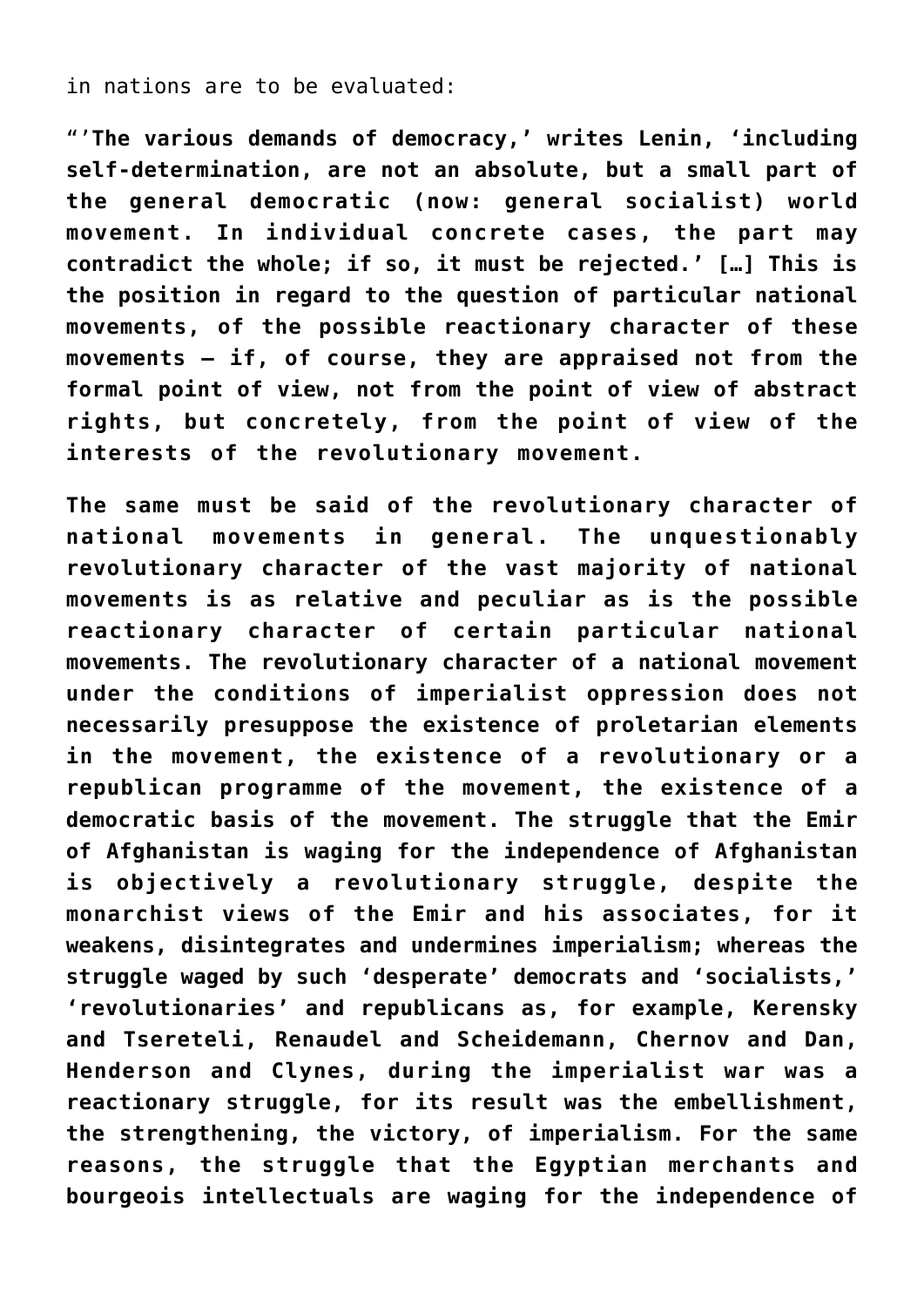in nations are to be evaluated:

**“‘The various demands of democracy,’ writes Lenin, ‘including self-determination, are not an absolute, but a small part of the general democratic (now: general socialist) world movement. In individual concrete cases, the part may contradict the whole; if so, it must be rejected.’ […] This is the position in regard to the question of particular national movements, of the possible reactionary character of these movements — if, of course, they are appraised not from the formal point of view, not from the point of view of abstract rights, but concretely, from the point of view of the interests of the revolutionary movement.**

**The same must be said of the revolutionary character of national movements in general. The unquestionably revolutionary character of the vast majority of national movements is as relative and peculiar as is the possible reactionary character of certain particular national movements. The revolutionary character of a national movement under the conditions of imperialist oppression does not necessarily presuppose the existence of proletarian elements in the movement, the existence of a revolutionary or a republican programme of the movement, the existence of a democratic basis of the movement. The struggle that the Emir of Afghanistan is waging for the independence of Afghanistan is objectively a revolutionary struggle, despite the monarchist views of the Emir and his associates, for it weakens, disintegrates and undermines imperialism; whereas the struggle waged by such ‘desperate’ democrats and ‘socialists,’ ‘revolutionaries’ and republicans as, for example, Kerensky and Tsereteli, Renaudel and Scheidemann, Chernov and Dan, Henderson and Clynes, during the imperialist war was a reactionary struggle, for its result was the embellishment, the strengthening, the victory, of imperialism. For the same reasons, the struggle that the Egyptian merchants and bourgeois intellectuals are waging for the independence of**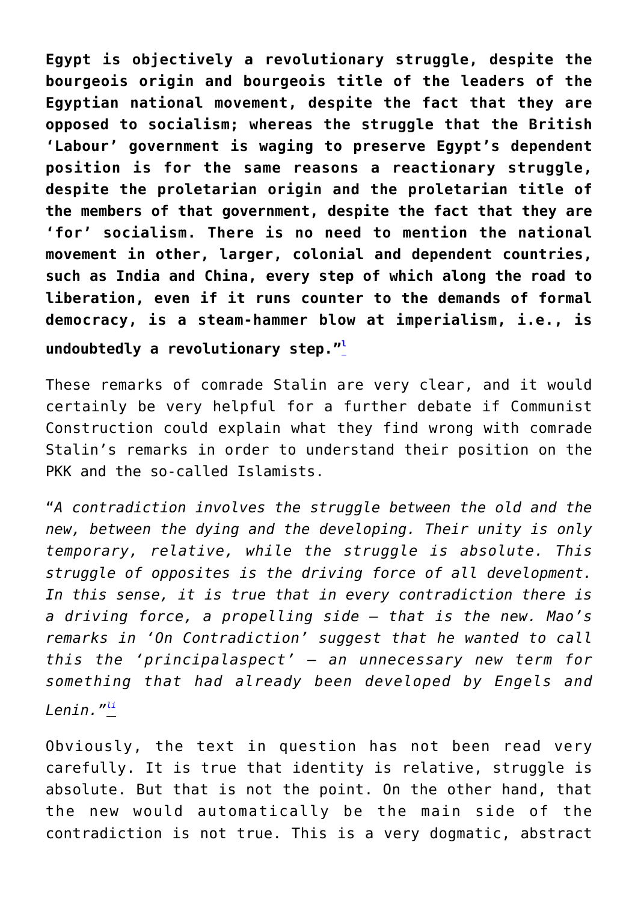**Egypt is objectively a revolutionary struggle, despite the bourgeois origin and bourgeois title of the leaders of the Egyptian national movement, despite the fact that they are opposed to socialism; whereas the struggle that the British 'Labour' government is waging to preserve Egypt's dependent position is for the same reasons a reactionary struggle, despite the proletarian origin and the proletarian title of the members of that government, despite the fact that they are 'for' socialism. There is no need to mention the national movement in other, larger, colonial and dependent countries, such as India and China, every step of which along the road to liberation, even if it runs counter to the demands of formal democracy, is a steam-hammer blow at imperialism, i.e., is undoubtedly a revolutionary step."**[l]

These remarks of comrade Stalin are very clear, and it would certainly be very helpful for a further debate if Communist Construction could explain what they find wrong with comrade Stalin's remarks in order to understand their position on the PKK and the so-called Islamists.

"*A contradiction involves the struggle between the old and the new, between the dying and the developing. Their unity is only temporary, relative, while the struggle is absolute. This struggle of opposites is the driving force of all development. In this sense, it is true that in every contradiction there is a driving force, a propelling side – that is the new. Mao's remarks in 'On Contradiction' suggest that he wanted to call this the 'principalaspect' – an unnecessary new term for something that had already been developed by Engels and Lenin.*"[li]

Obviously, the text in question has not been read very carefully. It is true that identity is relative, struggle is absolute. But that is not the point. On the other hand, that the new would automatically be the main side of the contradiction is not true. This is a very dogmatic, abstract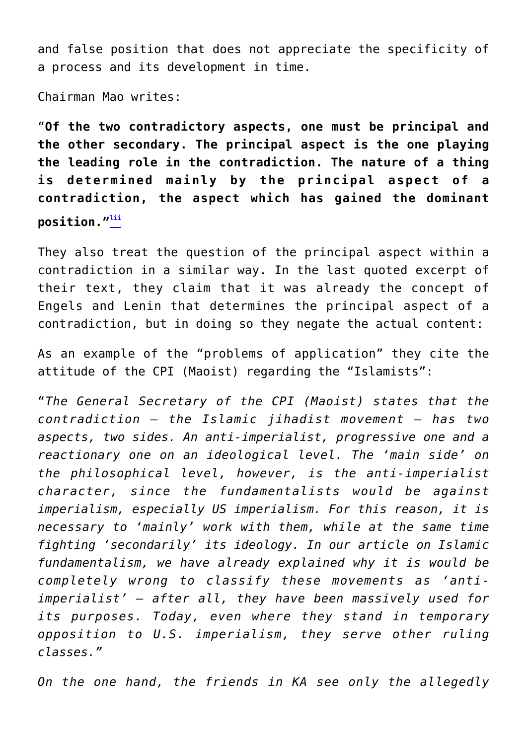and false position that does not appreciate the specificity of a process and its development in time.

Chairman Mao writes:

"**Of the two contradictory aspects, one must be principal and the other secondary. The principal aspect is the one playing the leading role in the contradiction. The nature of a thing is determined mainly by the principal aspect of a contradiction, the aspect which has gained the dominant position.**"[lii]

They also treat the question of the principal aspect within a contradiction in a similar way. In the last quoted excerpt of their text, they claim that it was already the concept of Engels and Lenin that determines the principal aspect of a contradiction, but in doing so they negate the actual content:

As an example of the "problems of application" they cite the attitude of the CPI (Maoist) regarding the "Islamists":

"*The General Secretary of the CPI (Maoist) states that the contradiction – the Islamic jihadist movement – has two aspects, two sides. An anti-imperialist, progressive one and a reactionary one on an ideological level. The 'main side' on the philosophical level, however, is the anti-imperialist character, since the fundamentalists would be against imperialism, especially US imperialism. For this reason, it is necessary to 'mainly' work with them, while at the same time fighting 'secondarily' its ideology. In our article on Islamic fundamentalism, we have already explained why it is would be completely wrong to classify these movements as 'anti-imperialist' – after all, they have been massively used for its purposes. Today, even where they stand in temporary opposition to U.S. imperialism, they serve other ruling classes.*"

*On the one hand, the friends in KA see only the allegedly*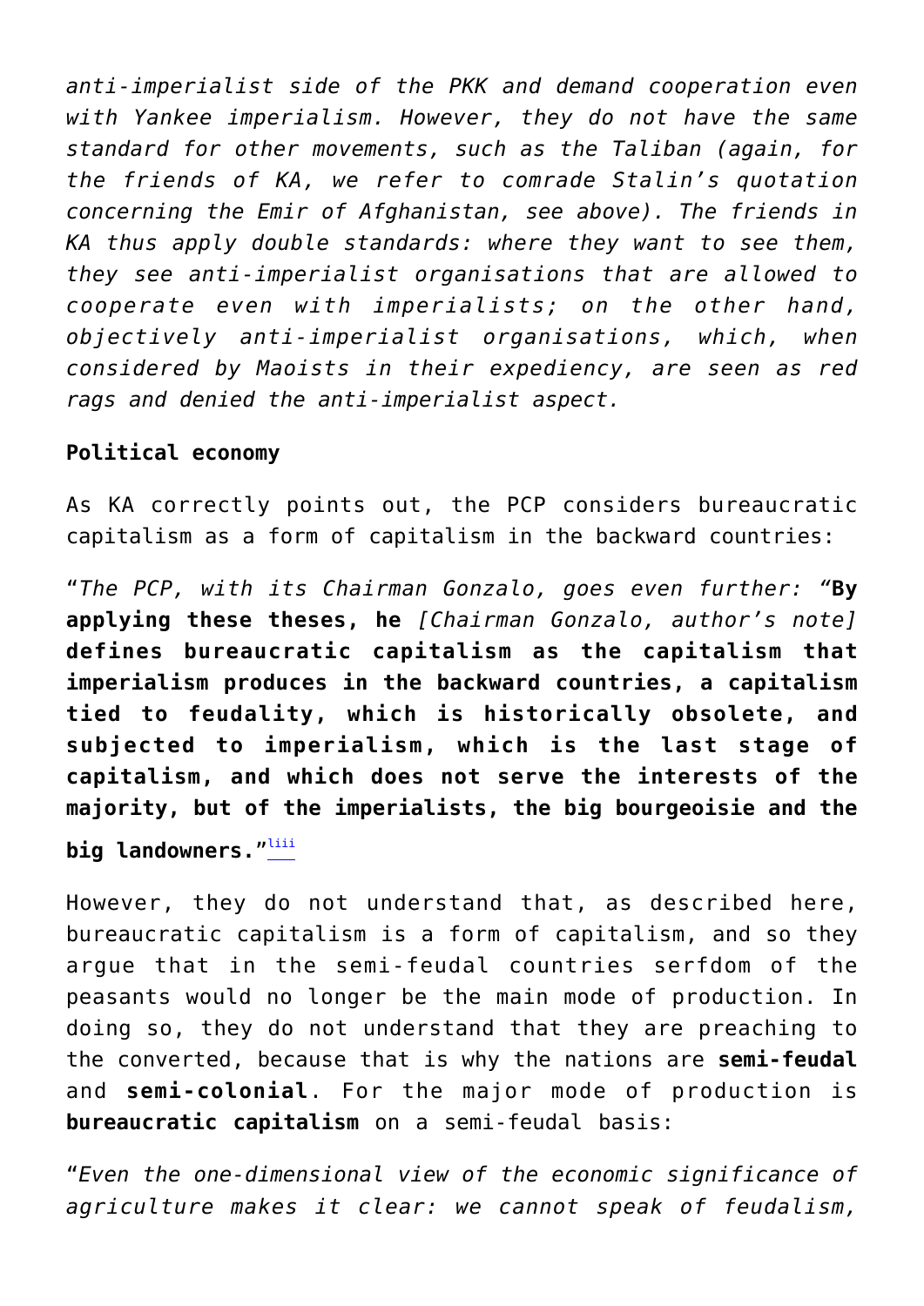*anti-imperialist side of the PKK and demand cooperation even with Yankee imperialism. However, they do not have the same standard for other movements, such as the Taliban (again, for the friends of KA, we refer to comrade Stalin's quotation concerning the Emir of Afghanistan, see above). The friends in KA thus apply double standards: where they want to see them, they see anti-imperialist organisations that are allowed to cooperate even with imperialists; on the other hand, objectively anti-imperialist organisations, which, when considered by Maoists in their expediency, are seen as red rags and denied the anti-imperialist aspect.*

**Political economy**

As KA correctly points out, the PCP considers bureaucratic capitalism as a form of capitalism in the backward countries:

"*The PCP, with its Chairman Gonzalo, goes even further: "***By applying these theses, he** *[Chairman Gonzalo, author's note]* **defines bureaucratic capitalism as the capitalism that imperialism produces in the backward countries, a capitalism tied to feudality, which is historically obsolete, and subjected to imperialism, which is the last stage of capitalism, and which does not serve the interests of the majority, but of the imperialists, the big bourgeoisie and the big landowners.**"[liii]

However, they do not understand that, as described here, bureaucratic capitalism is a form of capitalism, and so they argue that in the semi-feudal countries serfdom of the peasants would no longer be the main mode of production. In doing so, they do not understand that they are preaching to the converted, because that is why the nations are **semi-feudal** and **semi-colonial**. For the major mode of production is **bureaucratic capitalism** on a semi-feudal basis:

"*Even the one-dimensional view of the economic significance of agriculture makes it clear: we cannot speak of feudalism,*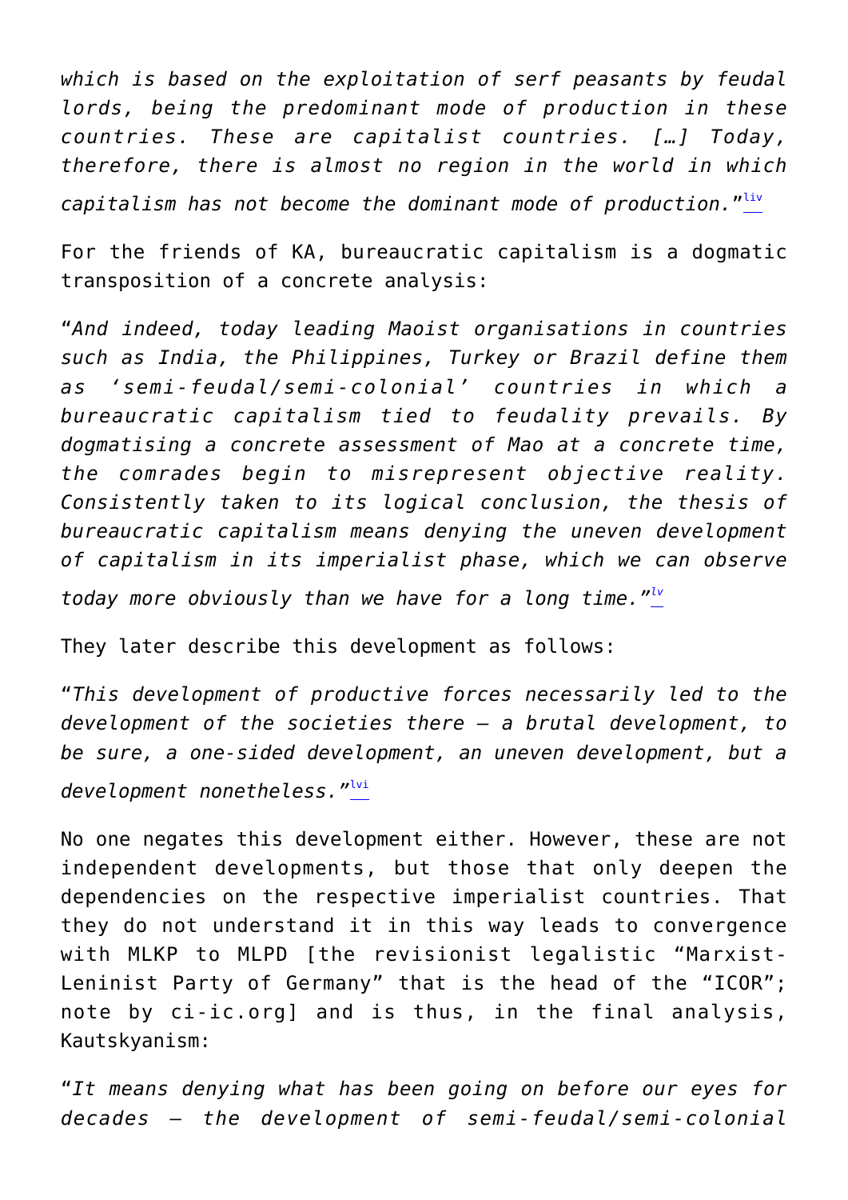*which is based on the exploitation of serf peasants by feudal lords, being the predominant mode of production in these countries. These are capitalist countries. […] Today, therefore, there is almost no region in the world in which capitalism has not become the dominant mode of production."*[liv]

For the friends of KA, bureaucratic capitalism is a dogmatic transposition of a concrete analysis:

"*And indeed, today leading Maoist organisations in countries such as India, the Philippines, Turkey or Brazil define them as 'semi-feudal/semi-colonial' countries in which a bureaucratic capitalism tied to feudality prevails. By dogmatising a concrete assessment of Mao at a concrete time, the comrades begin to misrepresent objective reality. Consistently taken to its logical conclusion, the thesis of bureaucratic capitalism means denying the uneven development of capitalism in its imperialist phase, which we can observe today more obviously than we have for a long time."*[lv]

They later describe this development as follows:

"*This development of productive forces necessarily led to the development of the societies there – a brutal development, to be sure, a one-sided development, an uneven development, but a development nonetheless."*[lvi]

No one negates this development either. However, these are not independent developments, but those that only deepen the dependencies on the respective imperialist countries. That they do not understand it in this way leads to convergence with MLKP to MLPD [the revisionist legalistic "Marxist-Leninist Party of Germany" that is the head of the "ICOR"; note by ci-ic.org] and is thus, in the final analysis, Kautskyanism:

"*It means denying what has been going on before our eyes for decades – the development of semi-feudal/semi-colonial*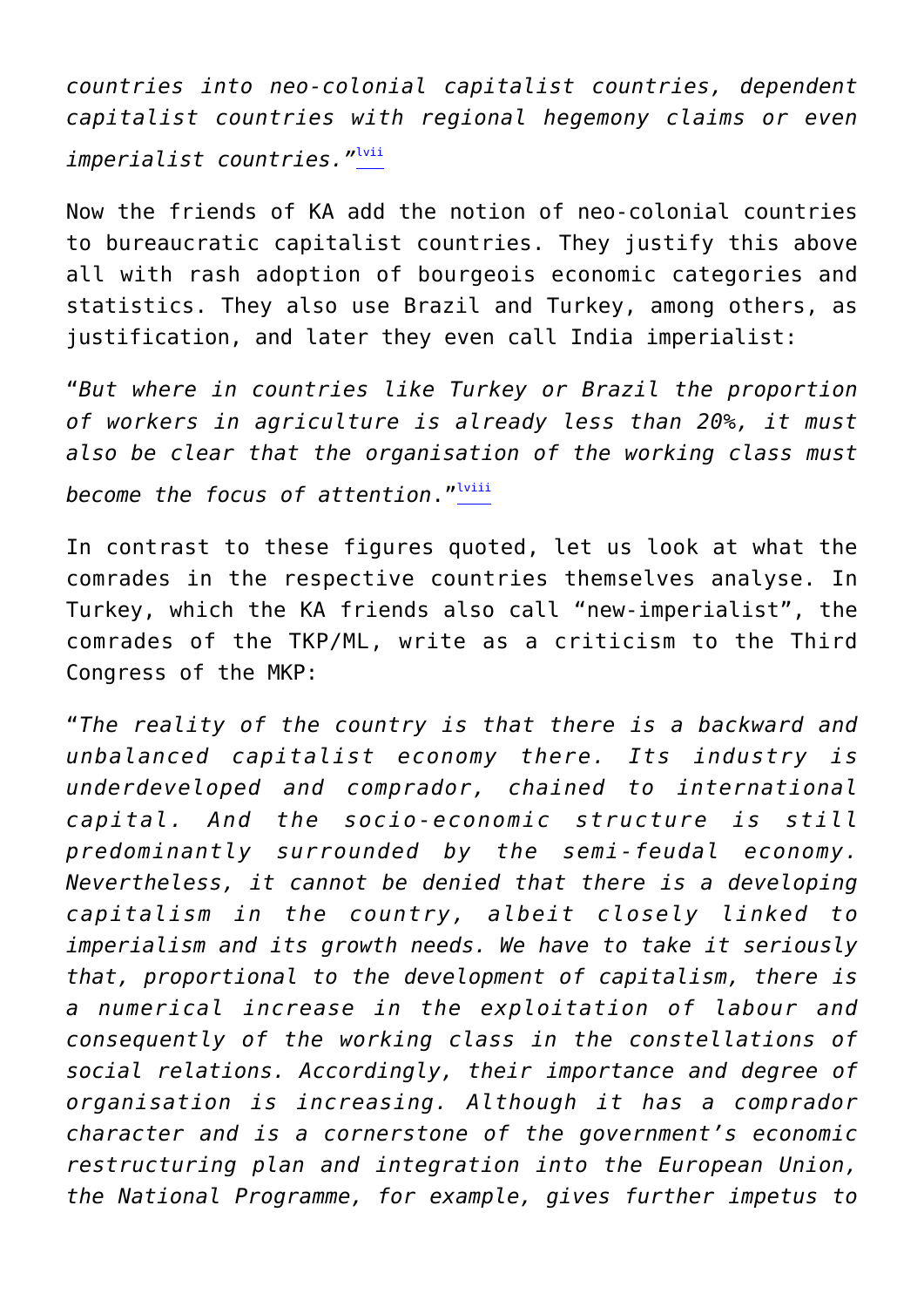*countries into neo-colonial capitalist countries, dependent capitalist countries with regional hegemony claims or even imperialist countries."*[lvii]

Now the friends of KA add the notion of neo-colonial countries to bureaucratic capitalist countries. They justify this above all with rash adoption of bourgeois economic categories and statistics. They also use Brazil and Turkey, among others, as justification, and later they even call India imperialist:

"*But where in countries like Turkey or Brazil the proportion of workers in agriculture is already less than 20%, it must also be clear that the organisation of the working class must become the focus of attention.*"[lviii]

In contrast to these figures quoted, let us look at what the comrades in the respective countries themselves analyse. In Turkey, which the KA friends also call "new-imperialist", the comrades of the TKP/ML, write as a criticism to the Third Congress of the MKP:

"*The reality of the country is that there is a backward and unbalanced capitalist economy there. Its industry is underdeveloped and comprador, chained to international capital. And the socio-economic structure is still predominantly surrounded by the semi-feudal economy. Nevertheless, it cannot be denied that there is a developing capitalism in the country, albeit closely linked to imperialism and its growth needs. We have to take it seriously that, proportional to the development of capitalism, there is a numerical increase in the exploitation of labour and consequently of the working class in the constellations of social relations. Accordingly, their importance and degree of organisation is increasing. Although it has a comprador character and is a cornerstone of the government's economic restructuring plan and integration into the European Union, the National Programme, for example, gives further impetus to*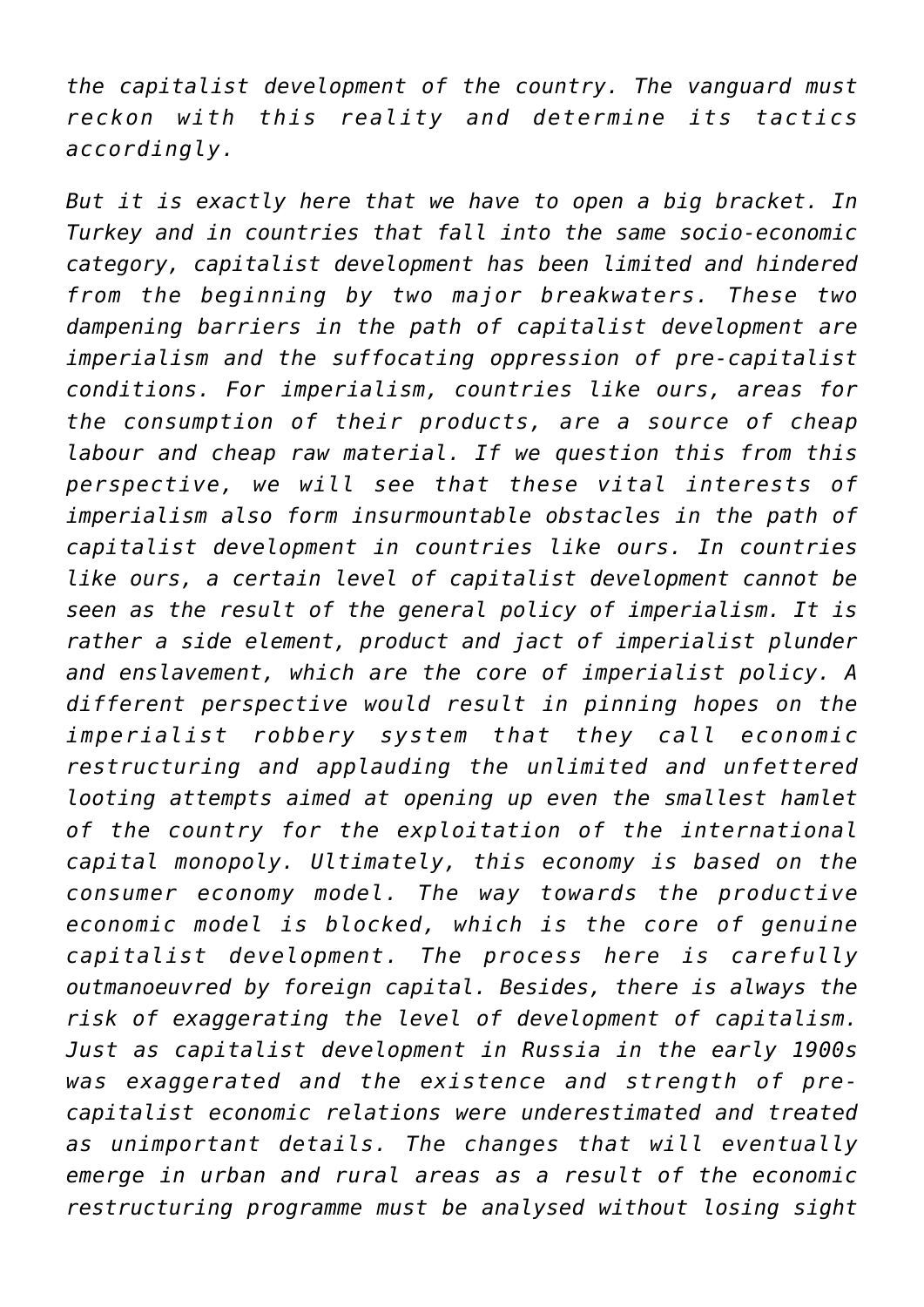*the capitalist development of the country. The vanguard must reckon with this reality and determine its tactics accordingly.*

*But it is exactly here that we have to open a big bracket. In Turkey and in countries that fall into the same socio-economic category, capitalist development has been limited and hindered from the beginning by two major breakwaters. These two dampening barriers in the path of capitalist development are imperialism and the suffocating oppression of pre-capitalist conditions. For imperialism, countries like ours, areas for the consumption of their products, are a source of cheap labour and cheap raw material. If we question this from this perspective, we will see that these vital interests of imperialism also form insurmountable obstacles in the path of capitalist development in countries like ours. In countries like ours, a certain level of capitalist development cannot be seen as the result of the general policy of imperialism. It is rather a side element, product and jact of imperialist plunder and enslavement, which are the core of imperialist policy. A different perspective would result in pinning hopes on the imperialist robbery system that they call economic restructuring and applauding the unlimited and unfettered looting attempts aimed at opening up even the smallest hamlet of the country for the exploitation of the international capital monopoly. Ultimately, this economy is based on the consumer economy model. The way towards the productive economic model is blocked, which is the core of genuine capitalist development. The process here is carefully outmanoeuvred by foreign capital. Besides, there is always the risk of exaggerating the level of development of capitalism. Just as capitalist development in Russia in the early 1900s was exaggerated and the existence and strength of pre-capitalist economic relations were underestimated and treated as unimportant details. The changes that will eventually emerge in urban and rural areas as a result of the economic restructuring programme must be analysed without losing sight*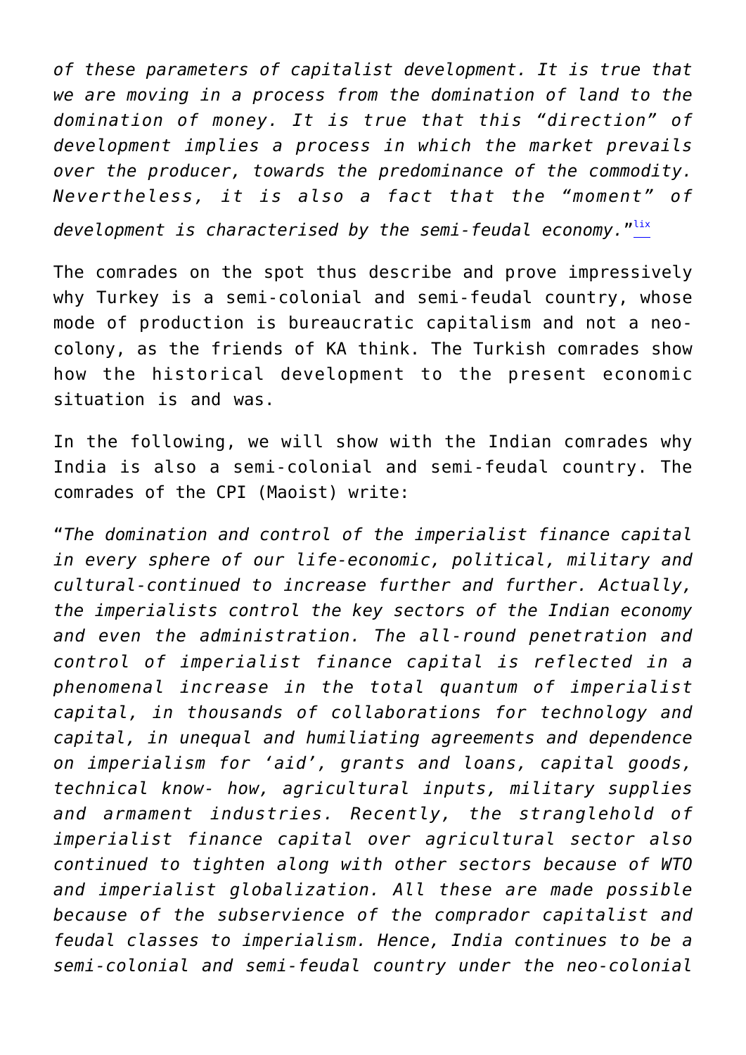*of these parameters of capitalist development. It is true that we are moving in a process from the domination of land to the domination of money. It is true that this "direction" of development implies a process in which the market prevails over the producer, towards the predominance of the commodity. Nevertheless, it is also a fact that the "moment" of development is characterised by the semi-feudal economy."*[lix]

The comrades on the spot thus describe and prove impressively why Turkey is a semi-colonial and semi-feudal country, whose mode of production is bureaucratic capitalism and not a neo-colony, as the friends of KA think. The Turkish comrades show how the historical development to the present economic situation is and was.

In the following, we will show with the Indian comrades why India is also a semi-colonial and semi-feudal country. The comrades of the CPI (Maoist) write:

"*The domination and control of the imperialist finance capital in every sphere of our life-economic, political, military and cultural-continued to increase further and further. Actually, the imperialists control the key sectors of the Indian economy and even the administration. The all-round penetration and control of imperialist finance capital is reflected in a phenomenal increase in the total quantum of imperialist capital, in thousands of collaborations for technology and capital, in unequal and humiliating agreements and dependence on imperialism for 'aid', grants and loans, capital goods, technical know- how, agricultural inputs, military supplies and armament industries. Recently, the stranglehold of imperialist finance capital over agricultural sector also continued to tighten along with other sectors because of WTO and imperialist globalization. All these are made possible because of the subservience of the comprador capitalist and feudal classes to imperialism. Hence, India continues to be a semi-colonial and semi-feudal country under the neo-colonial*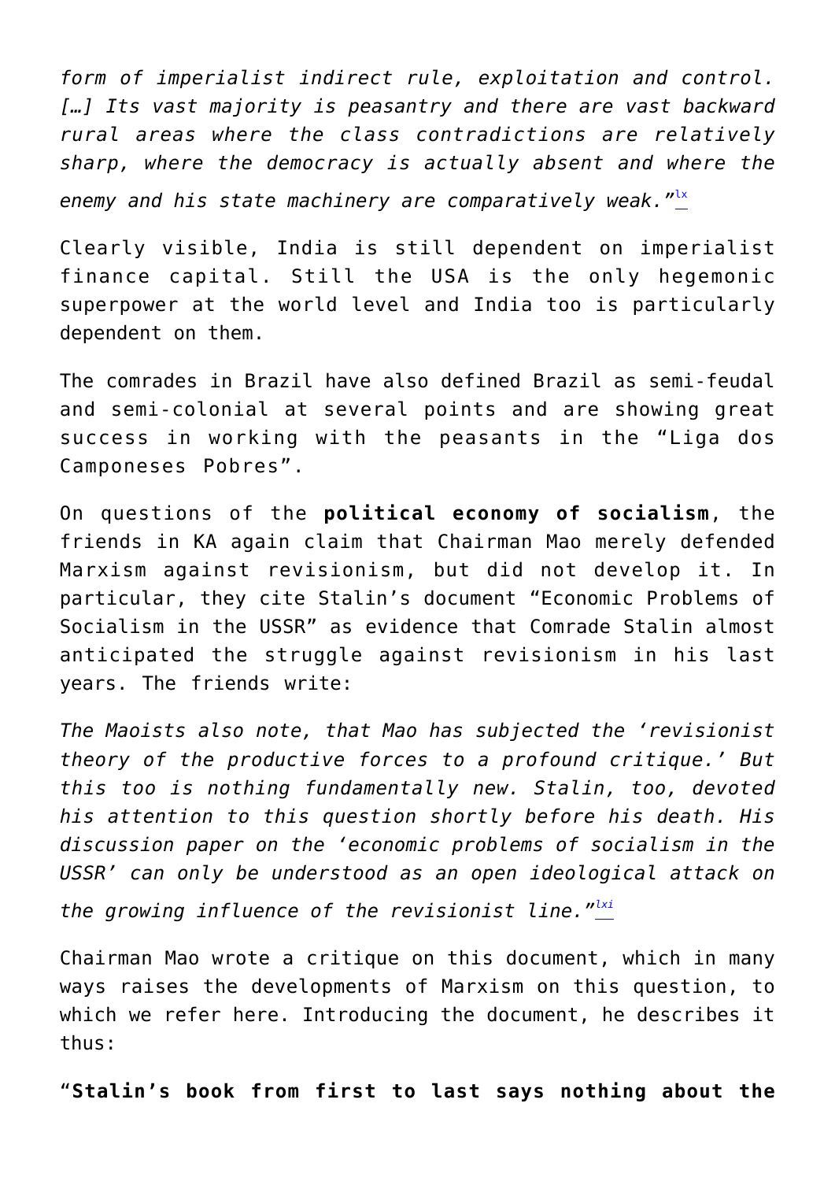*form of imperialist indirect rule, exploitation and control. […] Its vast majority is peasantry and there are vast backward rural areas where the class contradictions are relatively sharp, where the democracy is actually absent and where the enemy and his state machinery are comparatively weak."*[lx]

Clearly visible, India is still dependent on imperialist finance capital. Still the USA is the only hegemonic superpower at the world level and India too is particularly dependent on them.

The comrades in Brazil have also defined Brazil as semi-feudal and semi-colonial at several points and are showing great success in working with the peasants in the "Liga dos Camponeses Pobres".

On questions of the **political economy of socialism**, the friends in KA again claim that Chairman Mao merely defended Marxism against revisionism, but did not develop it. In particular, they cite Stalin's document "Economic Problems of Socialism in the USSR" as evidence that Comrade Stalin almost anticipated the struggle against revisionism in his last years. The friends write:

*The Maoists also note, that Mao has subjected the 'revisionist theory of the productive forces to a profound critique.' But this too is nothing fundamentally new. Stalin, too, devoted his attention to this question shortly before his death. His discussion paper on the 'economic problems of socialism in the USSR' can only be understood as an open ideological attack on the growing influence of the revisionist line."*[lxi]

Chairman Mao wrote a critique on this document, which in many ways raises the developments of Marxism on this question, to which we refer here. Introducing the document, he describes it thus:

"**Stalin's book from first to last says nothing about the**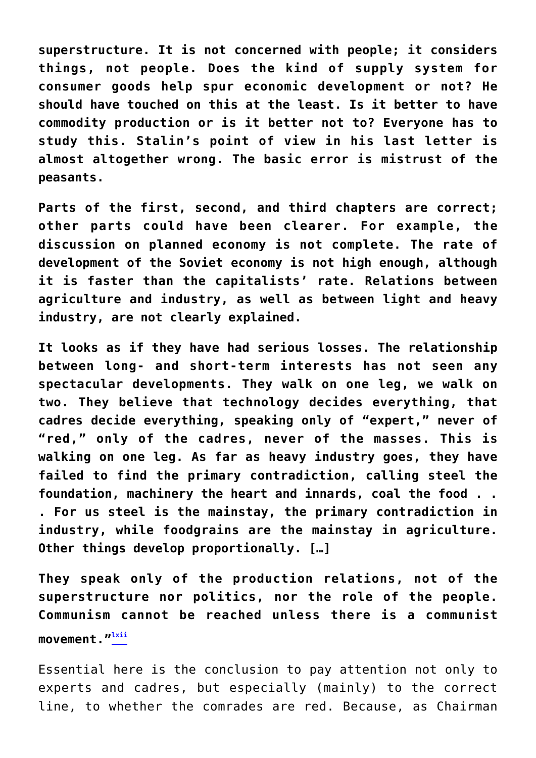**superstructure. It is not concerned with people; it considers things, not people. Does the kind of supply system for consumer goods help spur economic development or not? He should have touched on this at the least. Is it better to have commodity production or is it better not to? Everyone has to study this. Stalin's point of view in his last letter is almost altogether wrong. The basic error is mistrust of the peasants.**

**Parts of the first, second, and third chapters are correct; other parts could have been clearer. For example, the discussion on planned economy is not complete. The rate of development of the Soviet economy is not high enough, although it is faster than the capitalists' rate. Relations between agriculture and industry, as well as between light and heavy industry, are not clearly explained.**

**It looks as if they have had serious losses. The relationship between long- and short-term interests has not seen any spectacular developments. They walk on one leg, we walk on two. They believe that technology decides everything, that cadres decide everything, speaking only of "expert," never of "red," only of the cadres, never of the masses. This is walking on one leg. As far as heavy industry goes, they have failed to find the primary contradiction, calling steel the foundation, machinery the heart and innards, coal the food . . . For us steel is the mainstay, the primary contradiction in industry, while foodgrains are the mainstay in agriculture. Other things develop proportionally. […]**

**They speak only of the production relations, not of the superstructure nor politics, nor the role of the people. Communism cannot be reached unless there is a communist movement."**[lxii]

Essential here is the conclusion to pay attention not only to experts and cadres, but especially (mainly) to the correct line, to whether the comrades are red. Because, as Chairman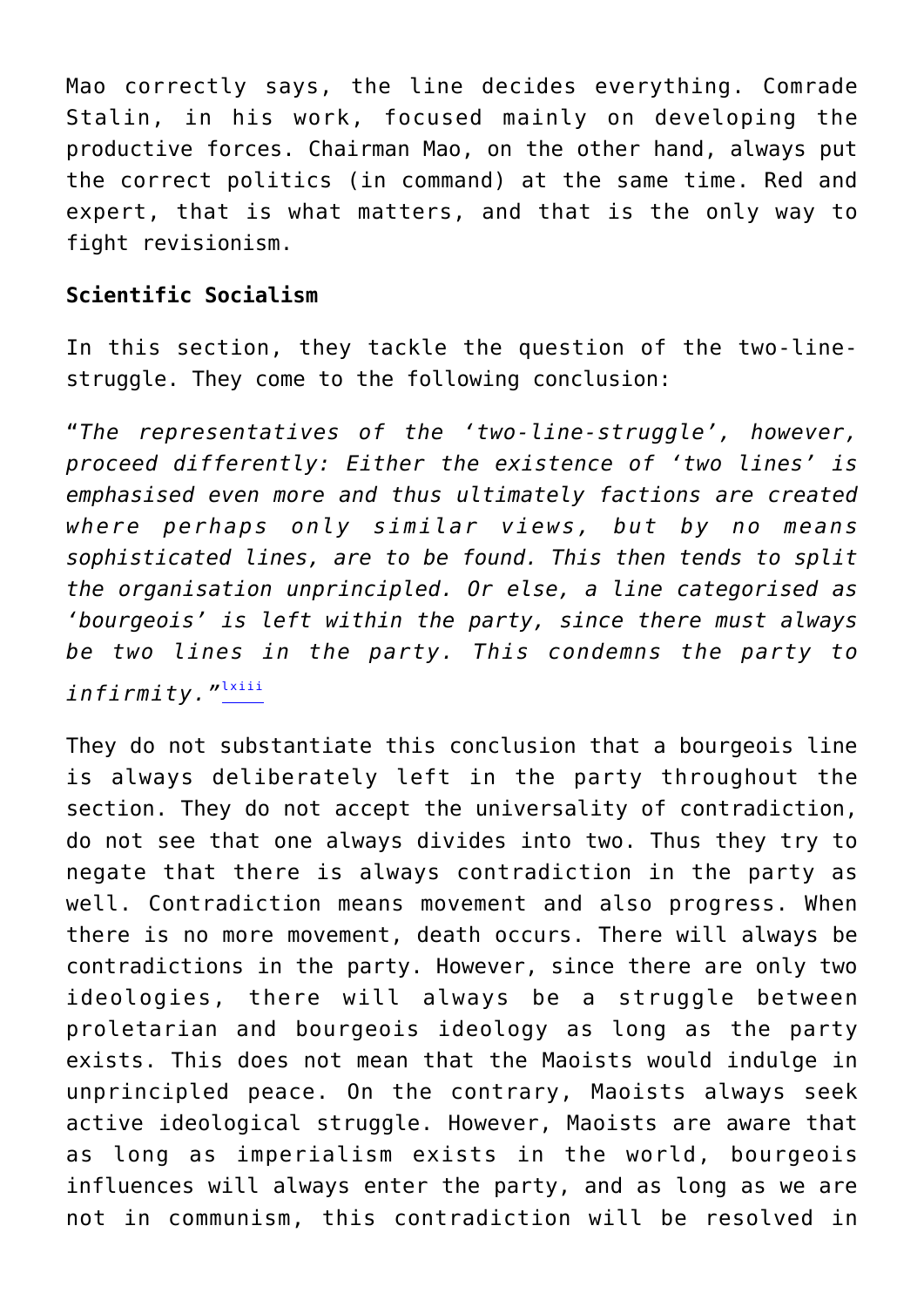Mao correctly says, the line decides everything. Comrade Stalin, in his work, focused mainly on developing the productive forces. Chairman Mao, on the other hand, always put the correct politics (in command) at the same time. Red and expert, that is what matters, and that is the only way to fight revisionism.

**Scientific Socialism**

In this section, they tackle the question of the two-line-struggle. They come to the following conclusion:

"*The representatives of the 'two-line-struggle', however, proceed differently: Either the existence of 'two lines' is emphasised even more and thus ultimately factions are created where perhaps only similar views, but by no means sophisticated lines, are to be found. This then tends to split the organisation unprincipled. Or else, a line categorised as 'bourgeois' is left within the party, since there must always be two lines in the party. This condemns the party to infirmity.*"[lxiii]

They do not substantiate this conclusion that a bourgeois line is always deliberately left in the party throughout the section. They do not accept the universality of contradiction, do not see that one always divides into two. Thus they try to negate that there is always contradiction in the party as well. Contradiction means movement and also progress. When there is no more movement, death occurs. There will always be contradictions in the party. However, since there are only two ideologies, there will always be a struggle between proletarian and bourgeois ideology as long as the party exists. This does not mean that the Maoists would indulge in unprincipled peace. On the contrary, Maoists always seek active ideological struggle. However, Maoists are aware that as long as imperialism exists in the world, bourgeois influences will always enter the party, and as long as we are not in communism, this contradiction will be resolved in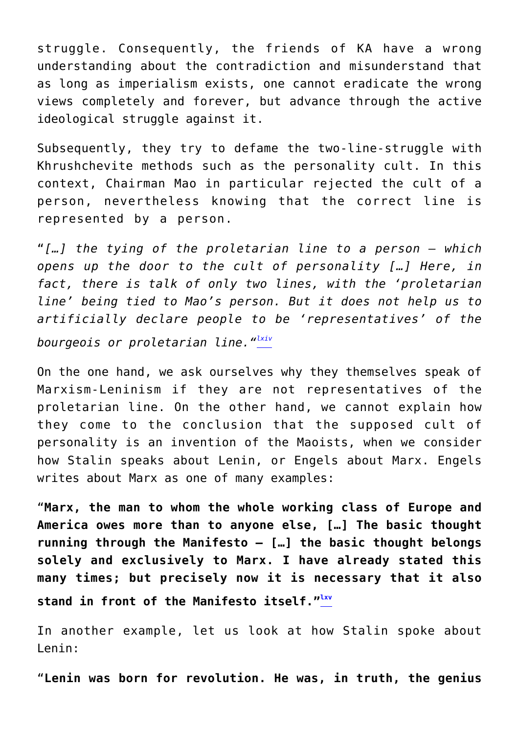struggle. Consequently, the friends of KA have a wrong understanding about the contradiction and misunderstand that as long as imperialism exists, one cannot eradicate the wrong views completely and forever, but advance through the active ideological struggle against it.

Subsequently, they try to defame the two-line-struggle with Khrushchevite methods such as the personality cult. In this context, Chairman Mao in particular rejected the cult of a person, nevertheless knowing that the correct line is represented by a person.

“*[…] the tying of the proletarian line to a person – which opens up the door to the cult of personality […] Here, in fact, there is talk of only two lines, with the ‘proletarian line’ being tied to Mao’s person. But it does not help us to artificially declare people to be ‘representatives’ of the bourgeois or proletarian line.*“[lxiv]

On the one hand, we ask ourselves why they themselves speak of Marxism-Leninism if they are not representatives of the proletarian line. On the other hand, we cannot explain how they come to the conclusion that the supposed cult of personality is an invention of the Maoists, when we consider how Stalin speaks about Lenin, or Engels about Marx. Engels writes about Marx as one of many examples:

“**Marx, the man to whom the whole working class of Europe and America owes more than to anyone else, […] The basic thought running through the Manifesto – […] the basic thought belongs solely and exclusively to Marx. I have already stated this many times; but precisely now it is necessary that it also stand in front of the Manifesto itself.**”[lxv]

In another example, let us look at how Stalin spoke about Lenin:

“**Lenin was born for revolution. He was, in truth, the genius**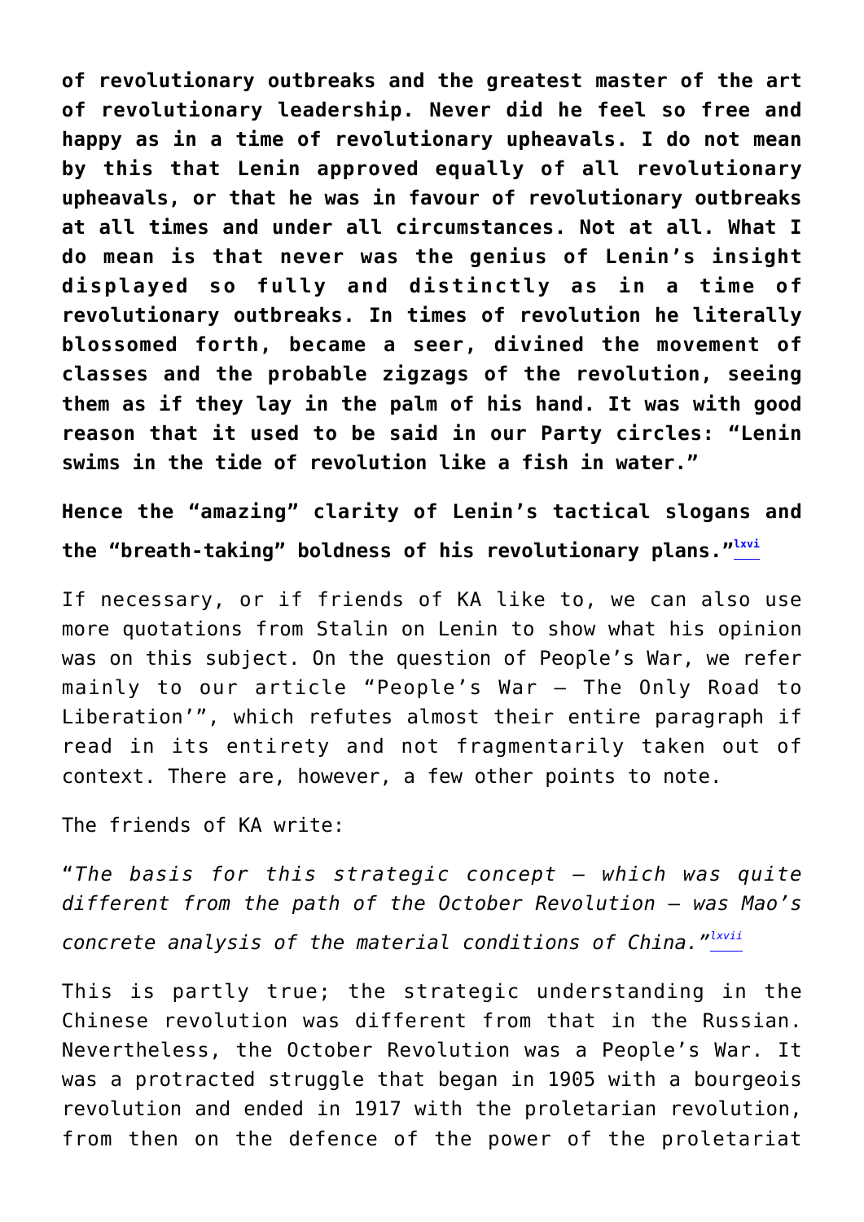**of revolutionary outbreaks and the greatest master of the art of revolutionary leadership. Never did he feel so free and happy as in a time of revolutionary upheavals. I do not mean by this that Lenin approved equally of all revolutionary upheavals, or that he was in favour of revolutionary outbreaks at all times and under all circumstances. Not at all. What I do mean is that never was the genius of Lenin's insight displayed so fully and distinctly as in a time of revolutionary outbreaks. In times of revolution he literally blossomed forth, became a seer, divined the movement of classes and the probable zigzags of the revolution, seeing them as if they lay in the palm of his hand. It was with good reason that it used to be said in our Party circles: "Lenin swims in the tide of revolution like a fish in water."**

**Hence the "amazing" clarity of Lenin's tactical slogans and the "breath-taking" boldness of his revolutionary plans."**[lxvi]

If necessary, or if friends of KA like to, we can also use more quotations from Stalin on Lenin to show what his opinion was on this subject. On the question of People's War, we refer mainly to our article "People's War – The Only Road to Liberation'", which refutes almost their entire paragraph if read in its entirety and not fragmentarily taken out of context. There are, however, a few other points to note.

The friends of KA write:

"*The basis for this strategic concept – which was quite different from the path of the October Revolution – was Mao's concrete analysis of the material conditions of China."*[lxvii]

This is partly true; the strategic understanding in the Chinese revolution was different from that in the Russian. Nevertheless, the October Revolution was a People's War. It was a protracted struggle that began in 1905 with a bourgeois revolution and ended in 1917 with the proletarian revolution, from then on the defence of the power of the proletariat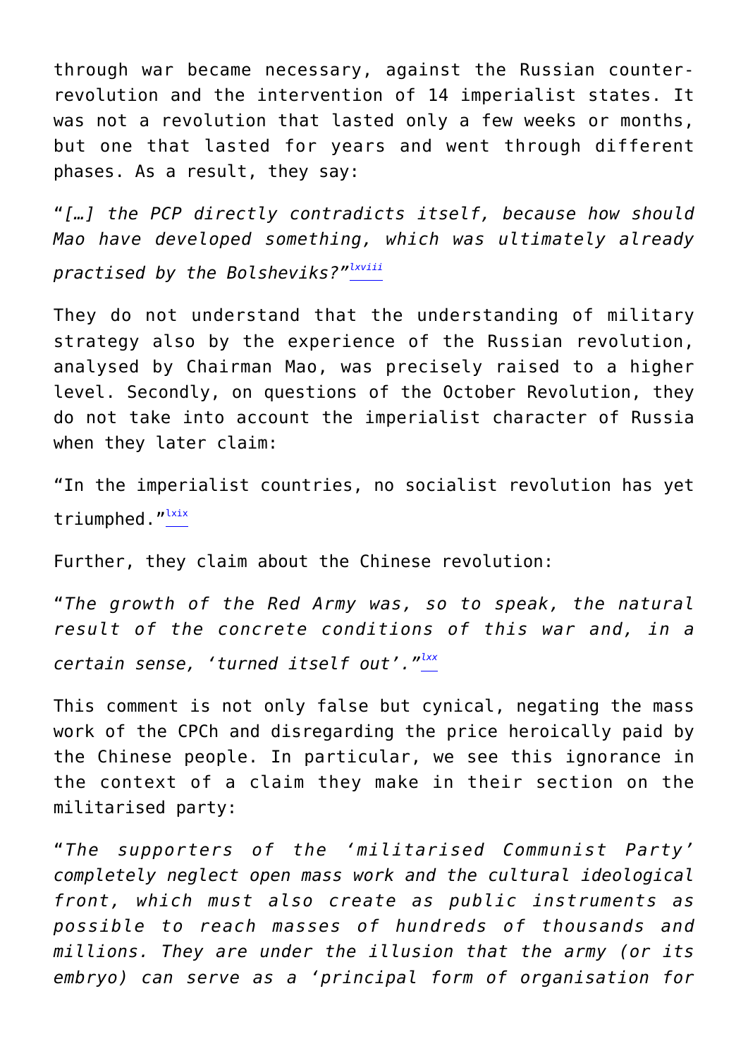through war became necessary, against the Russian counter-revolution and the intervention of 14 imperialist states. It was not a revolution that lasted only a few weeks or months, but one that lasted for years and went through different phases. As a result, they say:

"*[…] the PCP directly contradicts itself, because how should Mao have developed something, which was ultimately already practised by the Bolsheviks?*"[lxviii]

They do not understand that the understanding of military strategy also by the experience of the Russian revolution, analysed by Chairman Mao, was precisely raised to a higher level. Secondly, on questions of the October Revolution, they do not take into account the imperialist character of Russia when they later claim:

"In the imperialist countries, no socialist revolution has yet triumphed."[lxix]

Further, they claim about the Chinese revolution:

"*The growth of the Red Army was, so to speak, the natural result of the concrete conditions of this war and, in a certain sense, 'turned itself out'.*"[lxx]

This comment is not only false but cynical, negating the mass work of the CPCh and disregarding the price heroically paid by the Chinese people. In particular, we see this ignorance in the context of a claim they make in their section on the militarised party:

"*The supporters of the 'militarised Communist Party' completely neglect open mass work and the cultural ideological front, which must also create as public instruments as possible to reach masses of hundreds of thousands and millions. They are under the illusion that the army (or its embryo) can serve as a 'principal form of organisation for*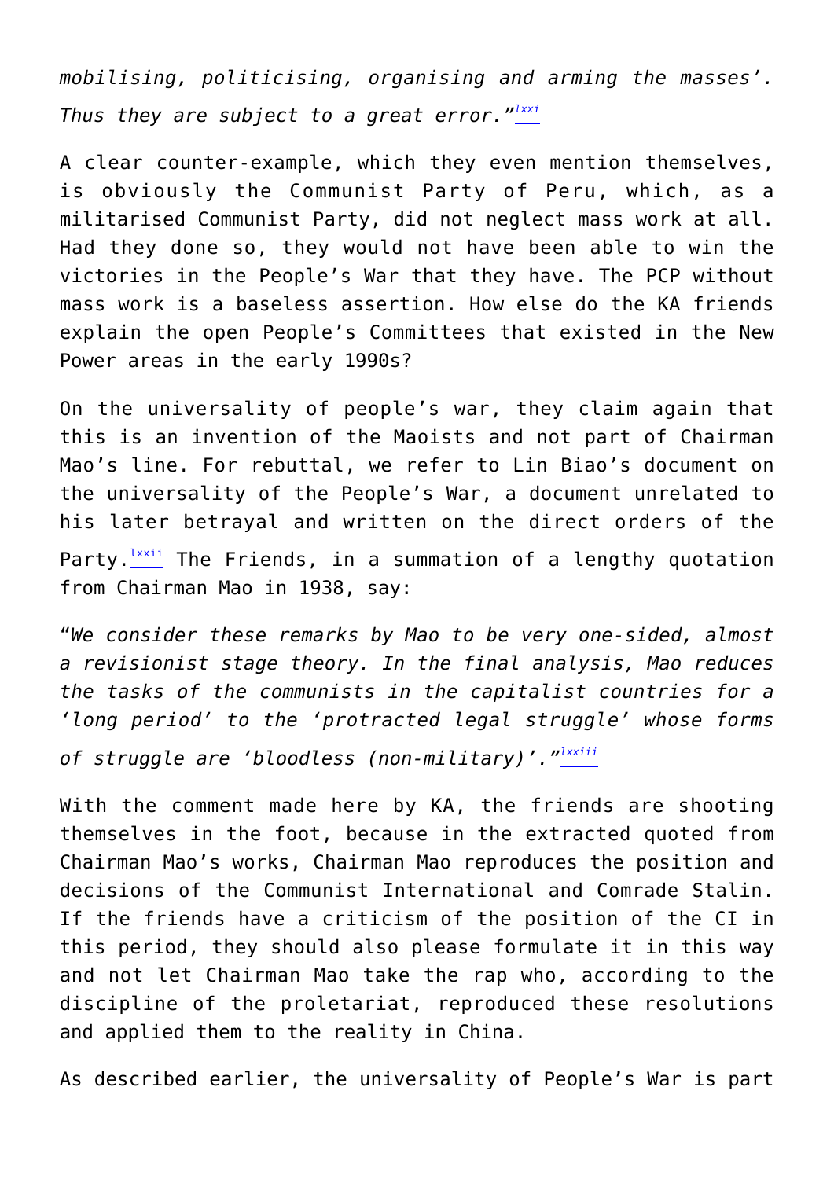*mobilising, politicising, organising and arming the masses'. Thus they are subject to a great error."*[lxxi]

A clear counter-example, which they even mention themselves, is obviously the Communist Party of Peru, which, as a militarised Communist Party, did not neglect mass work at all. Had they done so, they would not have been able to win the victories in the People's War that they have. The PCP without mass work is a baseless assertion. How else do the KA friends explain the open People's Committees that existed in the New Power areas in the early 1990s?

On the universality of people's war, they claim again that this is an invention of the Maoists and not part of Chairman Mao's line. For rebuttal, we refer to Lin Biao's document on the universality of the People's War, a document unrelated to his later betrayal and written on the direct orders of the Party.[lxxii] The Friends, in a summation of a lengthy quotation from Chairman Mao in 1938, say:

"*We consider these remarks by Mao to be very one-sided, almost a revisionist stage theory. In the final analysis, Mao reduces the tasks of the communists in the capitalist countries for a 'long period' to the 'protracted legal struggle' whose forms of struggle are 'bloodless (non-military)'."*[lxxiii]

With the comment made here by KA, the friends are shooting themselves in the foot, because in the extracted quoted from Chairman Mao's works, Chairman Mao reproduces the position and decisions of the Communist International and Comrade Stalin. If the friends have a criticism of the position of the CI in this period, they should also please formulate it in this way and not let Chairman Mao take the rap who, according to the discipline of the proletariat, reproduced these resolutions and applied them to the reality in China.

As described earlier, the universality of People's War is part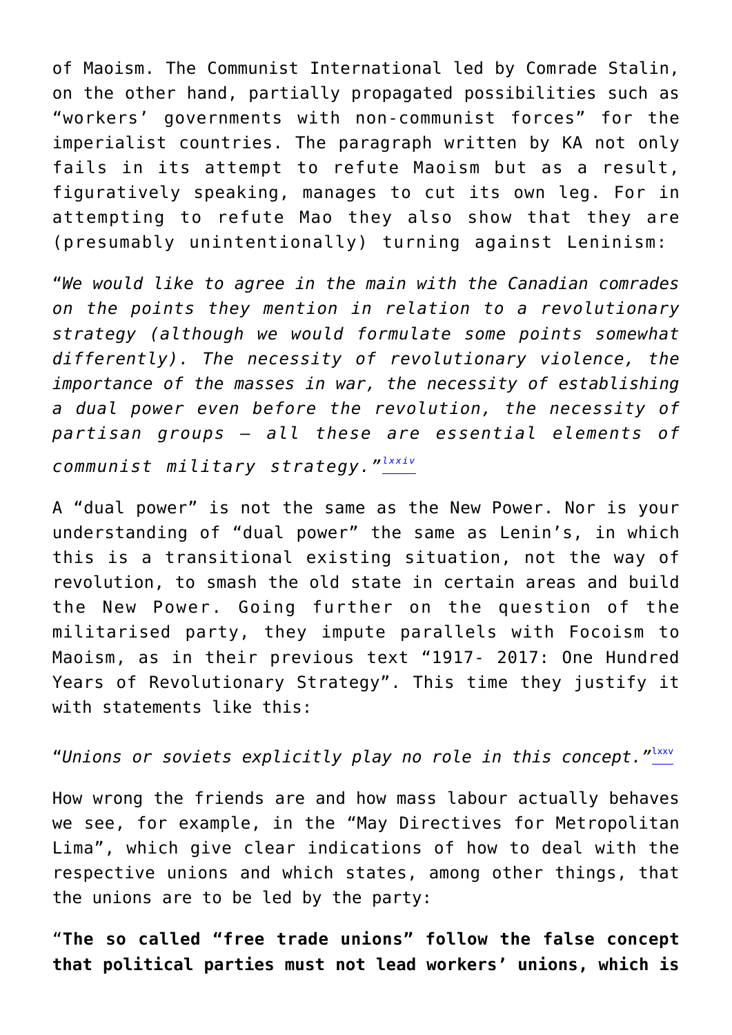of Maoism. The Communist International led by Comrade Stalin, on the other hand, partially propagated possibilities such as "workers' governments with non-communist forces" for the imperialist countries. The paragraph written by KA not only fails in its attempt to refute Maoism but as a result, figuratively speaking, manages to cut its own leg. For in attempting to refute Mao they also show that they are (presumably unintentionally) turning against Leninism:

"*We would like to agree in the main with the Canadian comrades on the points they mention in relation to a revolutionary strategy (although we would formulate some points somewhat differently). The necessity of revolutionary violence, the importance of the masses in war, the necessity of establishing a dual power even before the revolution, the necessity of partisan groups – all these are essential elements of communist military strategy.*"[lxxiv]

A "dual power" is not the same as the New Power. Nor is your understanding of "dual power" the same as Lenin's, in which this is a transitional existing situation, not the way of revolution, to smash the old state in certain areas and build the New Power. Going further on the question of the militarised party, they impute parallels with Focoism to Maoism, as in their previous text "1917- 2017: One Hundred Years of Revolutionary Strategy". This time they justify it with statements like this:

"*Unions or soviets explicitly play no role in this concept.*"[lxxv]

How wrong the friends are and how mass labour actually behaves we see, for example, in the "May Directives for Metropolitan Lima", which give clear indications of how to deal with the respective unions and which states, among other things, that the unions are to be led by the party:

"**The so called "free trade unions" follow the false concept that political parties must not lead workers' unions, which is**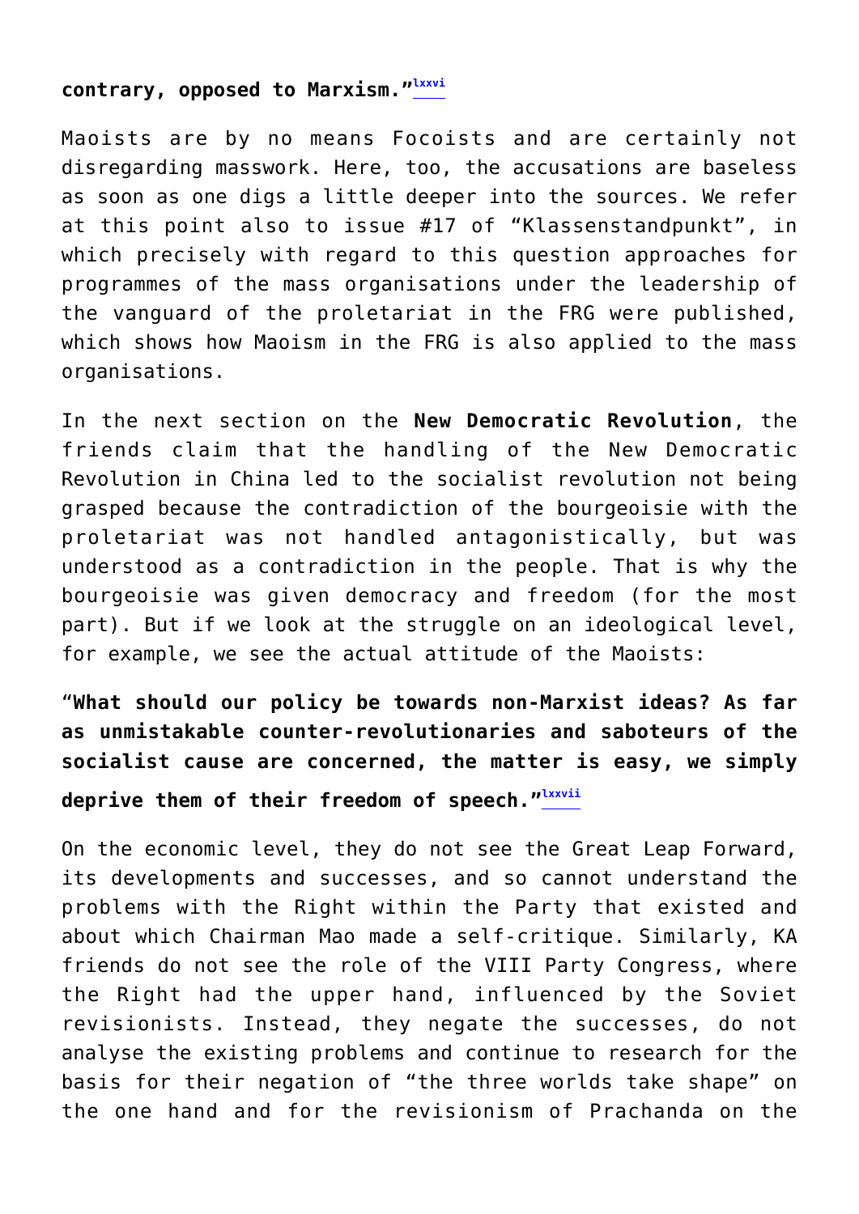**contrary, opposed to Marxism."**[lxxvi]

Maoists are by no means Focoists and are certainly not disregarding masswork. Here, too, the accusations are baseless as soon as one digs a little deeper into the sources. We refer at this point also to issue #17 of "Klassenstandpunkt", in which precisely with regard to this question approaches for programmes of the mass organisations under the leadership of the vanguard of the proletariat in the FRG were published, which shows how Maoism in the FRG is also applied to the mass organisations.

In the next section on the **New Democratic Revolution**, the friends claim that the handling of the New Democratic Revolution in China led to the socialist revolution not being grasped because the contradiction of the bourgeoisie with the proletariat was not handled antagonistically, but was understood as a contradiction in the people. That is why the bourgeoisie was given democracy and freedom (for the most part). But if we look at the struggle on an ideological level, for example, we see the actual attitude of the Maoists:

"**What should our policy be towards non-Marxist ideas? As far as unmistakable counter-revolutionaries and saboteurs of the socialist cause are concerned, the matter is easy, we simply deprive them of their freedom of speech."**[lxxvii]

On the economic level, they do not see the Great Leap Forward, its developments and successes, and so cannot understand the problems with the Right within the Party that existed and about which Chairman Mao made a self-critique. Similarly, KA friends do not see the role of the VIII Party Congress, where the Right had the upper hand, influenced by the Soviet revisionists. Instead, they negate the successes, do not analyse the existing problems and continue to research for the basis for their negation of "the three worlds take shape" on the one hand and for the revisionism of Prachanda on the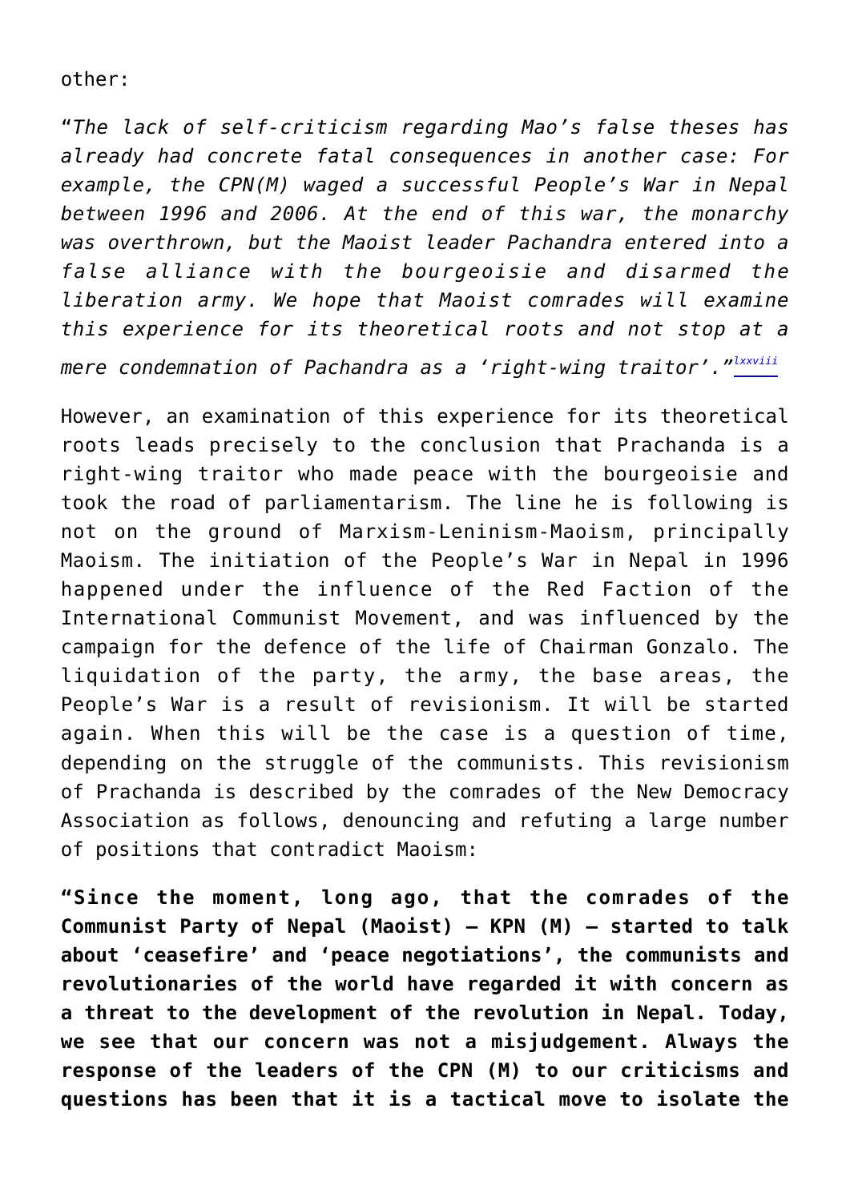other:

"*The lack of self-criticism regarding Mao's false theses has already had concrete fatal consequences in another case: For example, the CPN(M) waged a successful People's War in Nepal between 1996 and 2006. At the end of this war, the monarchy was overthrown, but the Maoist leader Pachandra entered into a false alliance with the bourgeoisie and disarmed the liberation army. We hope that Maoist comrades will examine this experience for its theoretical roots and not stop at a mere condemnation of Pachandra as a 'right-wing traitor'.*"[lxxviii]

However, an examination of this experience for its theoretical roots leads precisely to the conclusion that Prachanda is a right-wing traitor who made peace with the bourgeoisie and took the road of parliamentarism. The line he is following is not on the ground of Marxism-Leninism-Maoism, principally Maoism. The initiation of the People's War in Nepal in 1996 happened under the influence of the Red Faction of the International Communist Movement, and was influenced by the campaign for the defence of the life of Chairman Gonzalo. The liquidation of the party, the army, the base areas, the People's War is a result of revisionism. It will be started again. When this will be the case is a question of time, depending on the struggle of the communists. This revisionism of Prachanda is described by the comrades of the New Democracy Association as follows, denouncing and refuting a large number of positions that contradict Maoism:

**"Since the moment, long ago, that the comrades of the Communist Party of Nepal (Maoist) – KPN (M) – started to talk about 'ceasefire' and 'peace negotiations', the communists and revolutionaries of the world have regarded it with concern as a threat to the development of the revolution in Nepal. Today, we see that our concern was not a misjudgement. Always the response of the leaders of the CPN (M) to our criticisms and questions has been that it is a tactical move to isolate the**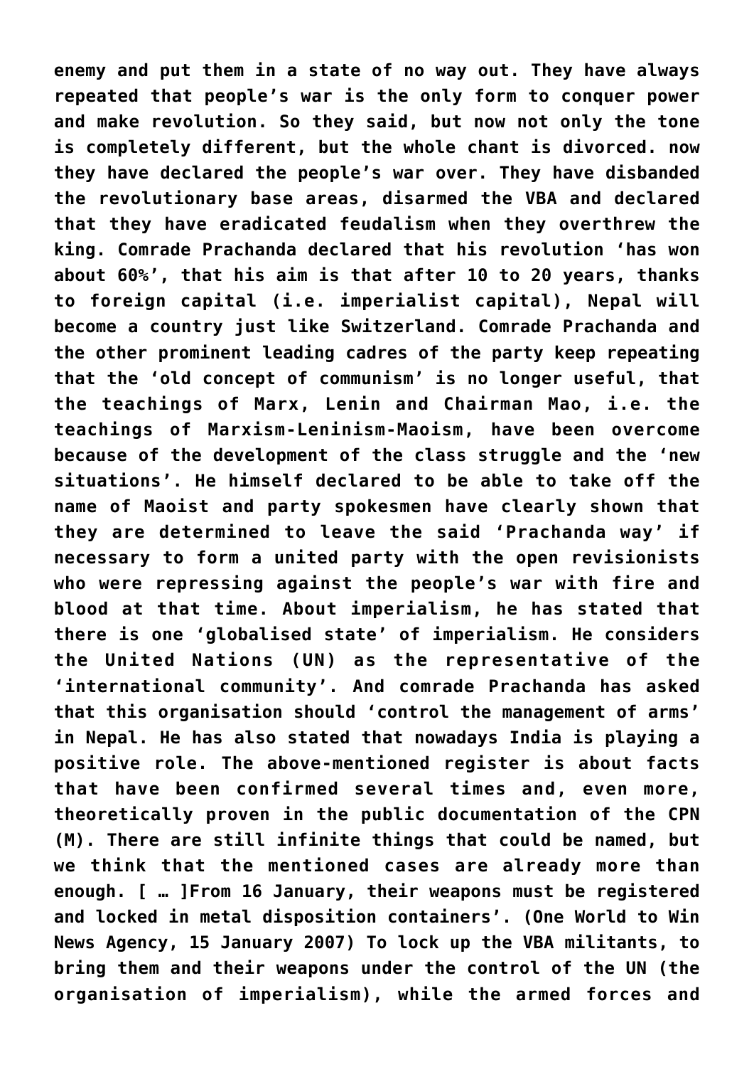**enemy and put them in a state of no way out. They have always repeated that people's war is the only form to conquer power and make revolution. So they said, but now not only the tone is completely different, but the whole chant is divorced. now they have declared the people's war over. They have disbanded the revolutionary base areas, disarmed the VBA and declared that they have eradicated feudalism when they overthrew the king. Comrade Prachanda declared that his revolution 'has won about 60%', that his aim is that after 10 to 20 years, thanks to foreign capital (i.e. imperialist capital), Nepal will become a country just like Switzerland. Comrade Prachanda and the other prominent leading cadres of the party keep repeating that the 'old concept of communism' is no longer useful, that the teachings of Marx, Lenin and Chairman Mao, i.e. the teachings of Marxism-Leninism-Maoism, have been overcome because of the development of the class struggle and the 'new situations'. He himself declared to be able to take off the name of Maoist and party spokesmen have clearly shown that they are determined to leave the said 'Prachanda way' if necessary to form a united party with the open revisionists who were repressing against the people's war with fire and blood at that time. About imperialism, he has stated that there is one 'globalised state' of imperialism. He considers the United Nations (UN) as the representative of the 'international community'. And comrade Prachanda has asked that this organisation should 'control the management of arms' in Nepal. He has also stated that nowadays India is playing a positive role. The above-mentioned register is about facts that have been confirmed several times and, even more, theoretically proven in the public documentation of the CPN (M). There are still infinite things that could be named, but we think that the mentioned cases are already more than enough. [ … ]From 16 January, their weapons must be registered and locked in metal disposition containers'. (One World to Win News Agency, 15 January 2007) To lock up the VBA militants, to bring them and their weapons under the control of the UN (the organisation of imperialism), while the armed forces and**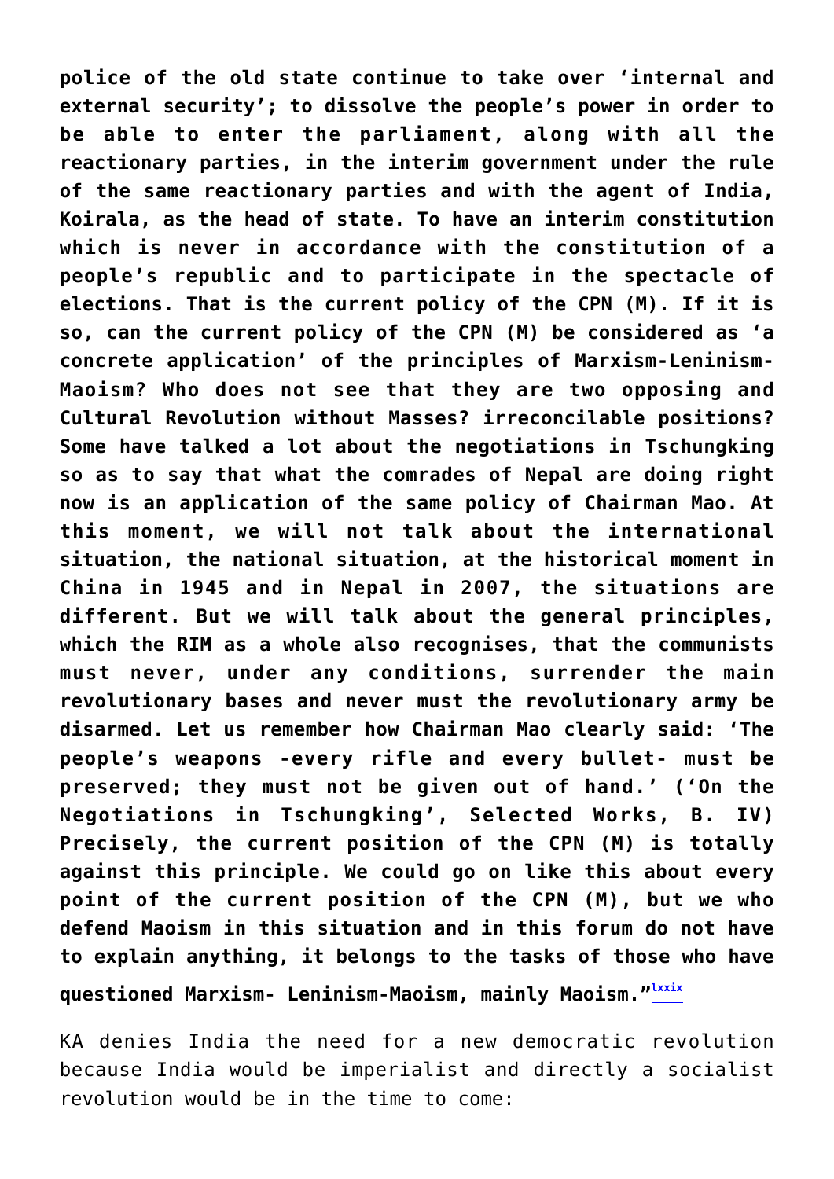**police of the old state continue to take over 'internal and external security'; to dissolve the people's power in order to be able to enter the parliament, along with all the reactionary parties, in the interim government under the rule of the same reactionary parties and with the agent of India, Koirala, as the head of state. To have an interim constitution which is never in accordance with the constitution of a people's republic and to participate in the spectacle of elections. That is the current policy of the CPN (M). If it is so, can the current policy of the CPN (M) be considered as 'a concrete application' of the principles of Marxism-Leninism-Maoism? Who does not see that they are two opposing and irreconcilable positions? Some have talked a lot about the negotiations in Tschungking so as to say that what the comrades of Nepal are doing right now is an application of the same policy of Chairman Mao. At this moment, we will not talk about the international situation, the national situation, at the historical moment in China in 1945 and in Nepal in 2007, the situations are different. But we will talk about the general principles, which the RIM as a whole also recognises, that the communists must never, under any conditions, surrender the main revolutionary bases and never must the revolutionary army be disarmed. Let us remember how Chairman Mao clearly said: 'The people's weapons -every rifle and every bullet- must be preserved; they must not be given out of hand.' ('On the Negotiations in Tschungking', Selected Works, B. IV) Precisely, the current position of the CPN (M) is totally against this principle. We could go on like this about every point of the current position of the CPN (M), but we who defend Maoism in this situation and in this forum do not have to explain anything, it belongs to the tasks of those who have questioned Marxism- Leninism-Maoism, mainly Maoism."**[lxxix]

KA denies India the need for a new democratic revolution because India would be imperialist and directly a socialist revolution would be in the time to come: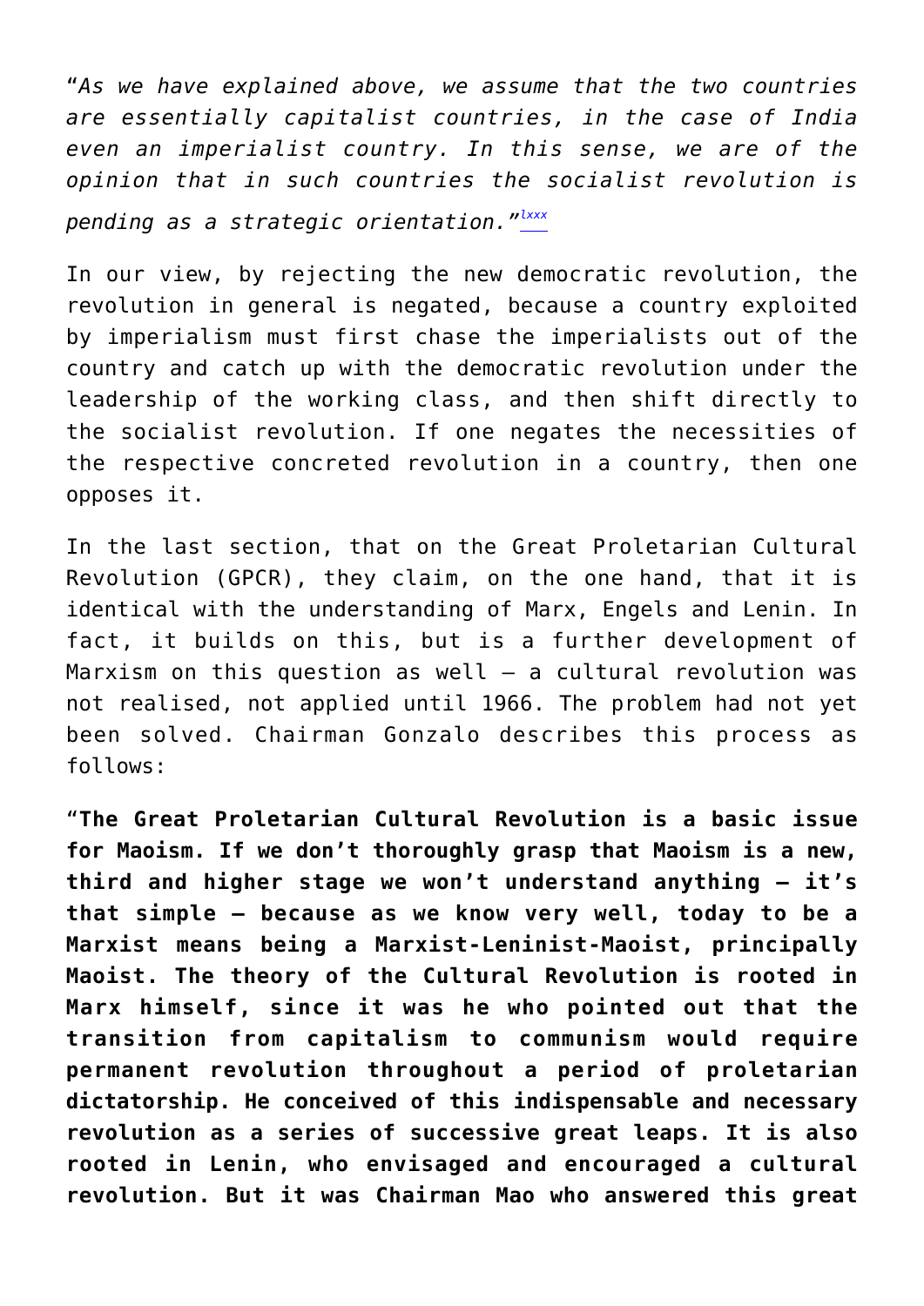“*As we have explained above, we assume that the two countries are essentially capitalist countries, in the case of India even an imperialist country. In this sense, we are of the opinion that in such countries the socialist revolution is pending as a strategic orientation.*”[lxxx]

In our view, by rejecting the new democratic revolution, the revolution in general is negated, because a country exploited by imperialism must first chase the imperialists out of the country and catch up with the democratic revolution under the leadership of the working class, and then shift directly to the socialist revolution. If one negates the necessities of the respective concreted revolution in a country, then one opposes it.

In the last section, that on the Great Proletarian Cultural Revolution (GPCR), they claim, on the one hand, that it is identical with the understanding of Marx, Engels and Lenin. In fact, it builds on this, but is a further development of Marxism on this question as well – a cultural revolution was not realised, not applied until 1966. The problem had not yet been solved. Chairman Gonzalo describes this process as follows:

“**The Great Proletarian Cultural Revolution is a basic issue for Maoism. If we don’t thoroughly grasp that Maoism is a new, third and higher stage we won’t understand anything – it’s that simple – because as we know very well, today to be a Marxist means being a Marxist-Leninist-Maoist, principally Maoist. The theory of the Cultural Revolution is rooted in Marx himself, since it was he who pointed out that the transition from capitalism to communism would require permanent revolution throughout a period of proletarian dictatorship. He conceived of this indispensable and necessary revolution as a series of successive great leaps. It is also rooted in Lenin, who envisaged and encouraged a cultural revolution. But it was Chairman Mao who answered this great**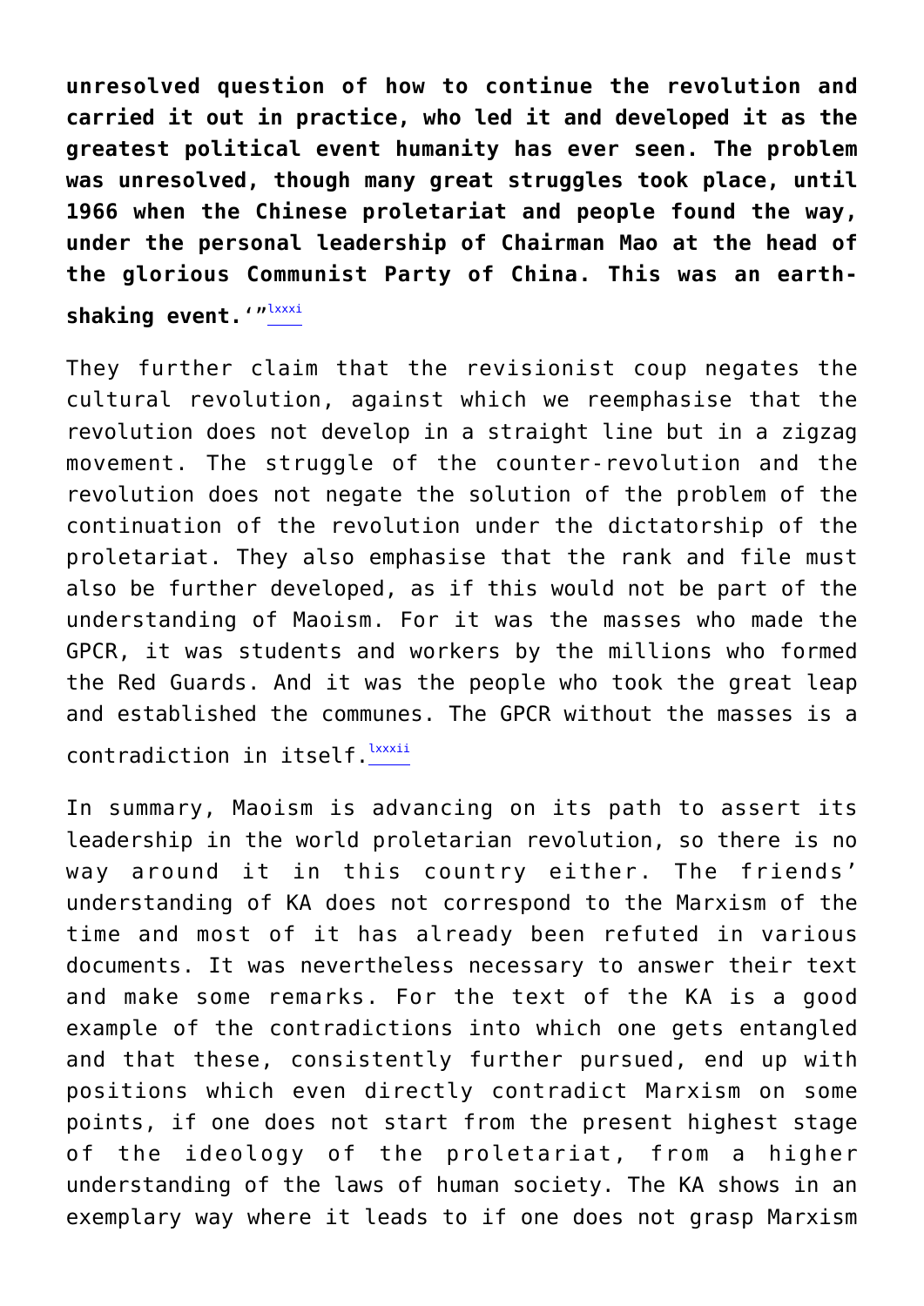**unresolved question of how to continue the revolution and carried it out in practice, who led it and developed it as the greatest political event humanity has ever seen. The problem was unresolved, though many great struggles took place, until 1966 when the Chinese proletariat and people found the way, under the personal leadership of Chairman Mao at the head of the glorious Communist Party of China. This was an earth-shaking event.**'"[lxxxi]

They further claim that the revisionist coup negates the cultural revolution, against which we reemphasise that the revolution does not develop in a straight line but in a zigzag movement. The struggle of the counter-revolution and the revolution does not negate the solution of the problem of the continuation of the revolution under the dictatorship of the proletariat. They also emphasise that the rank and file must also be further developed, as if this would not be part of the understanding of Maoism. For it was the masses who made the GPCR, it was students and workers by the millions who formed the Red Guards. And it was the people who took the great leap and established the communes. The GPCR without the masses is a contradiction in itself.[lxxxii]

In summary, Maoism is advancing on its path to assert its leadership in the world proletarian revolution, so there is no way around it in this country either. The friends' understanding of KA does not correspond to the Marxism of the time and most of it has already been refuted in various documents. It was nevertheless necessary to answer their text and make some remarks. For the text of the KA is a good example of the contradictions into which one gets entangled and that these, consistently further pursued, end up with positions which even directly contradict Marxism on some points, if one does not start from the present highest stage of the ideology of the proletariat, from a higher understanding of the laws of human society. The KA shows in an exemplary way where it leads to if one does not grasp Marxism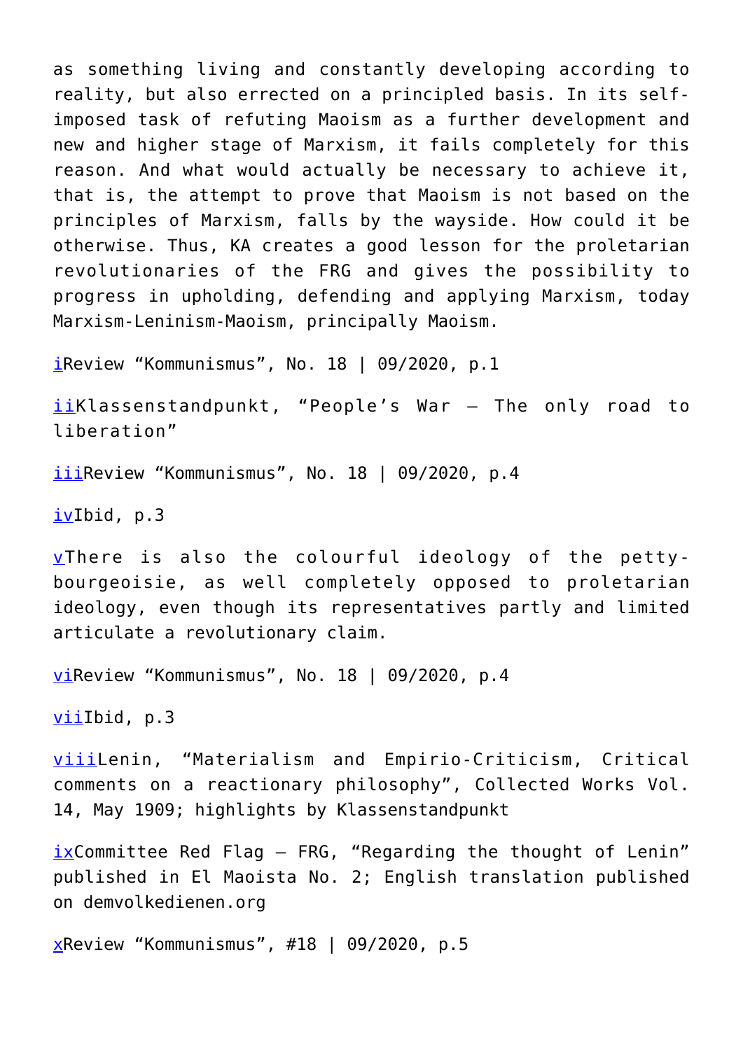as something living and constantly developing according to reality, but also errected on a principled basis. In its self-imposed task of refuting Maoism as a further development and new and higher stage of Marxism, it fails completely for this reason. And what would actually be necessary to achieve it, that is, the attempt to prove that Maoism is not based on the principles of Marxism, falls by the wayside. How could it be otherwise. Thus, KA creates a good lesson for the proletarian revolutionaries of the FRG and gives the possibility to progress in upholding, defending and applying Marxism, today Marxism-Leninism-Maoism, principally Maoism.

[i] Review “Kommunismus”, No. 18 | 09/2020, p.1

[ii] Klassenstandpunkt, “People’s War – The only road to liberation”

[iii] Review “Kommunismus”, No. 18 | 09/2020, p.4

[iv] Ibid, p.3

[v] There is also the colourful ideology of the petty-bourgeoisie, as well completely opposed to proletarian ideology, even though its representatives partly and limited articulate a revolutionary claim.

[vi] Review “Kommunismus”, No. 18 | 09/2020, p.4

[vii] Ibid, p.3

[viii] Lenin, “Materialism and Empirio-Criticism, Critical comments on a reactionary philosophy”, Collected Works Vol. 14, May 1909; highlights by Klassenstandpunkt

[ix] Committee Red Flag – FRG, “Regarding the thought of Lenin” published in El Maoista No. 2; English translation published on demvolkedienen.org

[x] Review “Kommunismus”, #18 | 09/2020, p.5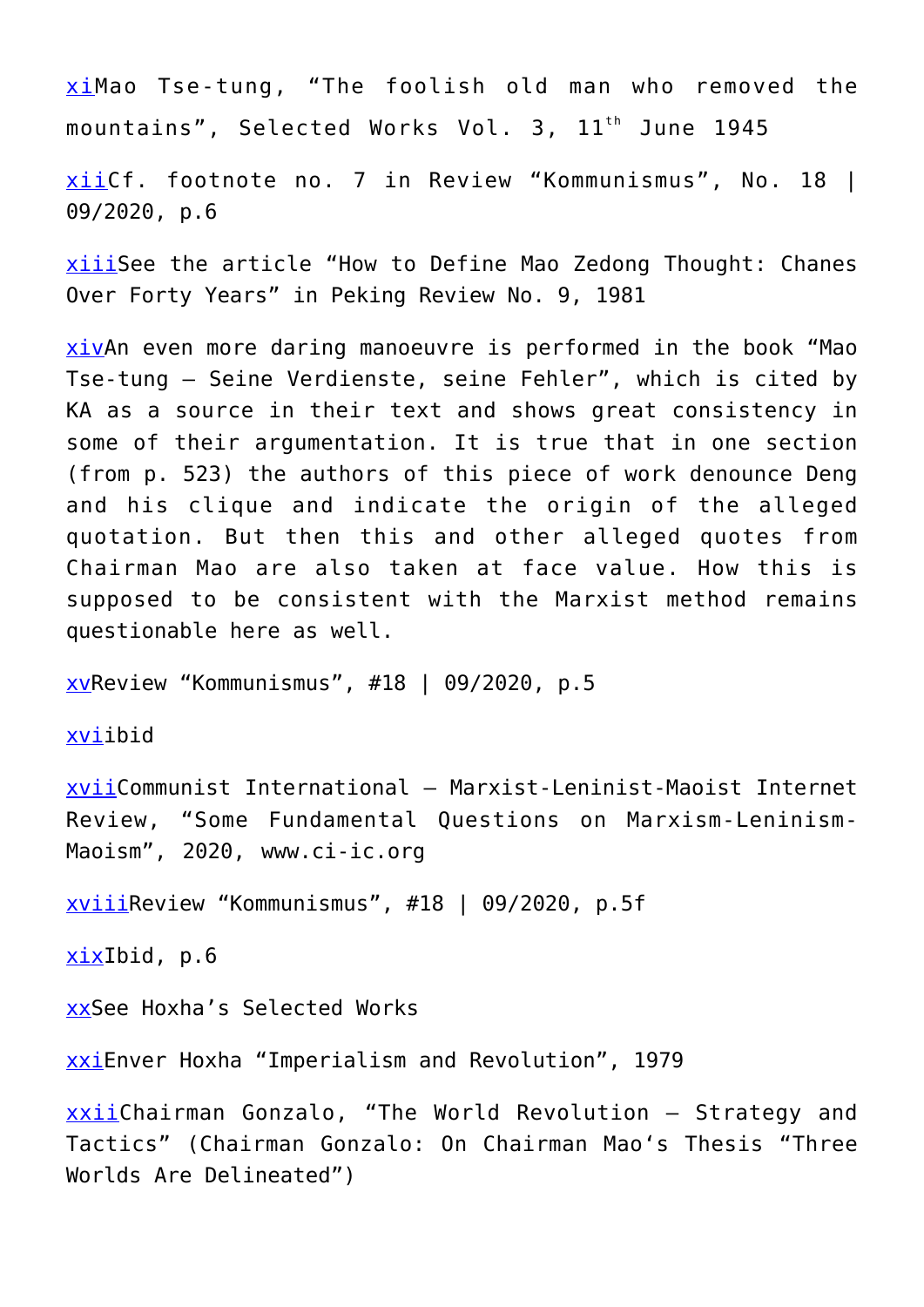xiMao Tse-tung, “The foolish old man who removed the mountains”, Selected Works Vol. 3, 11th June 1945

xiiCf. footnote no. 7 in Review “Kommunismus”, No. 18 | 09/2020, p.6

xiiiSee the article “How to Define Mao Zedong Thought: Chanes Over Forty Years” in Peking Review No. 9, 1981

xivAn even more daring manoeuvre is performed in the book “Mao Tse-tung – Seine Verdienste, seine Fehler”, which is cited by KA as a source in their text and shows great consistency in some of their argumentation. It is true that in one section (from p. 523) the authors of this piece of work denounce Deng and his clique and indicate the origin of the alleged quotation. But then this and other alleged quotes from Chairman Mao are also taken at face value. How this is supposed to be consistent with the Marxist method remains questionable here as well.

xvReview “Kommunismus”, #18 | 09/2020, p.5

xviibid

xviiCommunist International – Marxist-Leninist-Maoist Internet Review, “Some Fundamental Questions on Marxism-Leninism-Maoism”, 2020, www.ci-ic.org

xviiiReview “Kommunismus”, #18 | 09/2020, p.5f

xixIbid, p.6

xxSee Hoxha’s Selected Works

xxiEnver Hoxha “Imperialism and Revolution”, 1979

xxiiChairman Gonzalo, “The World Revolution – Strategy and Tactics” (Chairman Gonzalo: On Chairman Mao‘s Thesis “Three Worlds Are Delineated”)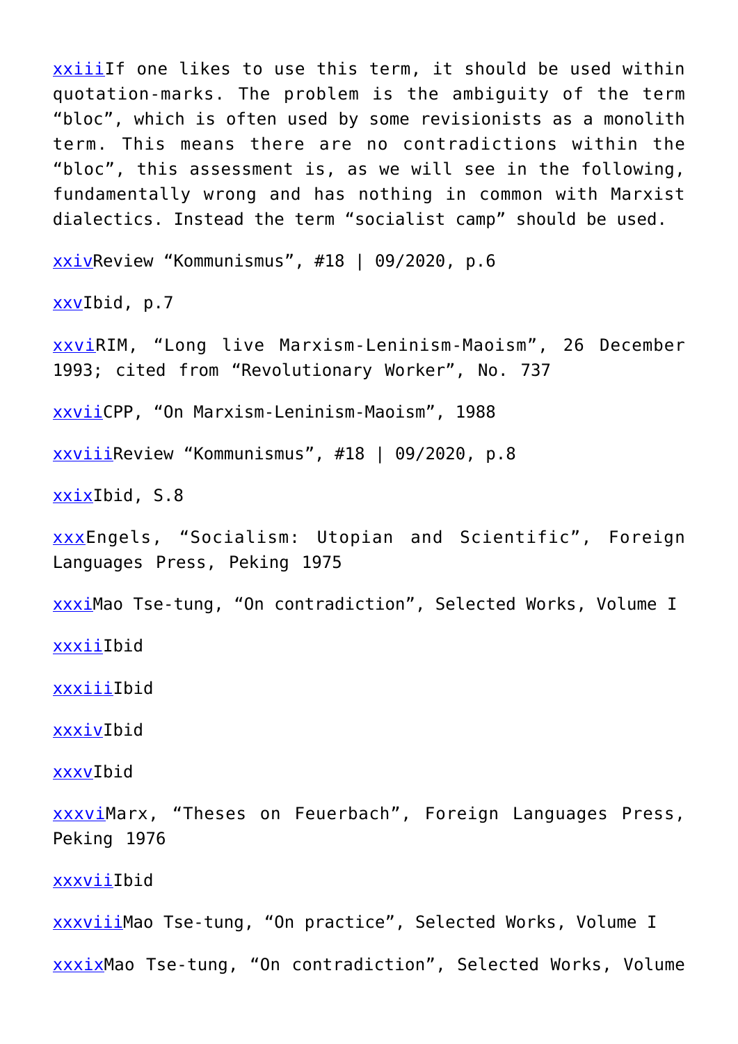xxiiiIf one likes to use this term, it should be used within quotation-marks. The problem is the ambiguity of the term "bloc", which is often used by some revisionists as a monolith term. This means there are no contradictions within the "bloc", this assessment is, as we will see in the following, fundamentally wrong and has nothing in common with Marxist dialectics. Instead the term "socialist camp" should be used.

xxivReview "Kommunismus", #18 | 09/2020, p.6

xxvIbid, p.7

xxviRIM, "Long live Marxism-Leninism-Maoism", 26 December 1993; cited from "Revolutionary Worker", No. 737

xxviiCPP, "On Marxism-Leninism-Maoism", 1988

xxviiiReview "Kommunismus", #18 | 09/2020, p.8

xxixIbid, S.8

xxxEngels, "Socialism: Utopian and Scientific", Foreign Languages Press, Peking 1975

xxxiMao Tse-tung, "On contradiction", Selected Works, Volume I

xxxiiIbid

xxxiiiIbid

xxxivIbid

xxxvIbid

xxxviMarx, "Theses on Feuerbach", Foreign Languages Press, Peking 1976

xxxviiIbid

xxxviiiMao Tse-tung, "On practice", Selected Works, Volume I

xxxixMao Tse-tung, "On contradiction", Selected Works, Volume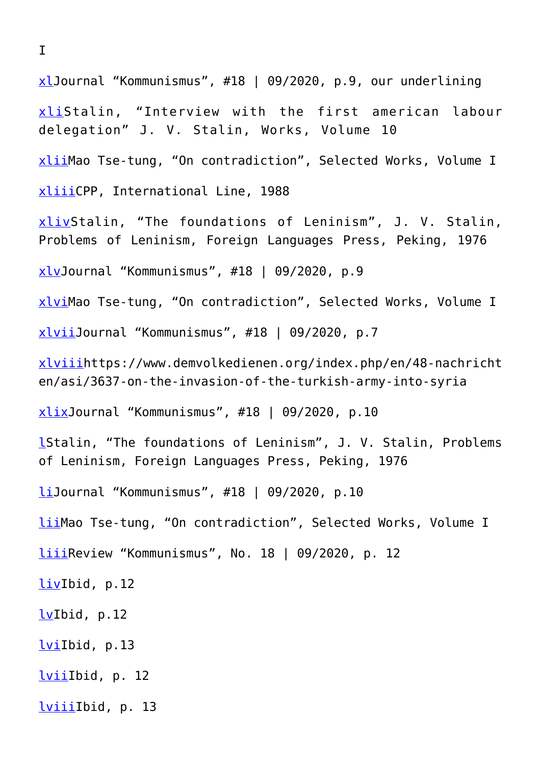I

[xl](#)Journal “Kommunismus”, #18 | 09/2020, p.9, our underlining

[xli](#)Stalin, “Interview with the first american labour delegation” J. V. Stalin, Works, Volume 10

[xlii](#)Mao Tse-tung, “On contradiction”, Selected Works, Volume I

[xliii](#)CPP, International Line, 1988

[xliv](#)Stalin, “The foundations of Leninism”, J. V. Stalin, Problems of Leninism, Foreign Languages Press, Peking, 1976

[xlv](#)Journal “Kommunismus”, #18 | 09/2020, p.9

[xlvi](#)Mao Tse-tung, “On contradiction”, Selected Works, Volume I

[xlvii](#)Journal “Kommunismus”, #18 | 09/2020, p.7

[xlviii](#)https://www.demvolkedienen.org/index.php/en/48-nachrichten/asi/3637-on-the-invasion-of-the-turkish-army-into-syria

[xlix](#)Journal “Kommunismus”, #18 | 09/2020, p.10

[l](#)Stalin, “The foundations of Leninism”, J. V. Stalin, Problems of Leninism, Foreign Languages Press, Peking, 1976

[li](#)Journal “Kommunismus”, #18 | 09/2020, p.10

[lii](#)Mao Tse-tung, “On contradiction”, Selected Works, Volume I

[liii](#)Review “Kommunismus”, No. 18 | 09/2020, p. 12

[liv](#)Ibid, p.12

[lv](#)Ibid, p.12

[lvi](#)Ibid, p.13

[lvii](#)Ibid, p. 12

[lviii](#)Ibid, p. 13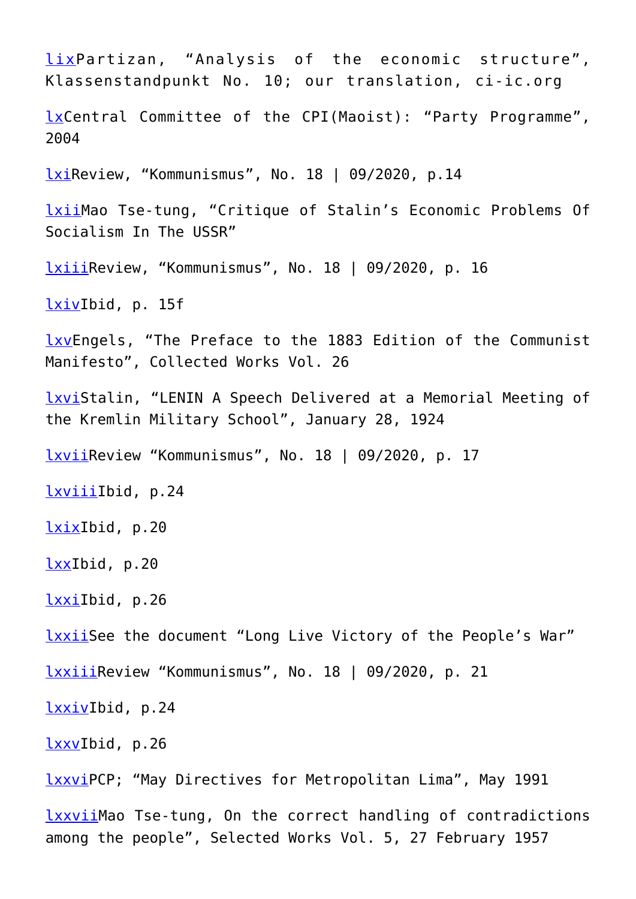[lix]Partizan, “Analysis of the economic structure”, Klassenstandpunkt No. 10; our translation, ci-ic.org

[lx]Central Committee of the CPI(Maoist): “Party Programme”, 2004

[lxi]Review, “Kommunismus”, No. 18 | 09/2020, p.14

[lxii]Mao Tse-tung, “Critique of Stalin’s Economic Problems Of Socialism In The USSR”

[lxiii]Review, “Kommunismus”, No. 18 | 09/2020, p. 16

[lxiv]Ibid, p. 15f

[lxv]Engels, “The Preface to the 1883 Edition of the Communist Manifesto”, Collected Works Vol. 26

[lxvi]Stalin, “LENIN A Speech Delivered at a Memorial Meeting of the Kremlin Military School”, January 28, 1924

[lxvii]Review “Kommunismus”, No. 18 | 09/2020, p. 17

[lxviii]Ibid, p.24

[lxix]Ibid, p.20

[lxx]Ibid, p.20

[lxxi]Ibid, p.26

[lxxii]See the document “Long Live Victory of the People’s War”

[lxxiii]Review “Kommunismus”, No. 18 | 09/2020, p. 21

[lxxiv]Ibid, p.24

[lxxv]Ibid, p.26

[lxxvi]PCP; “May Directives for Metropolitan Lima”, May 1991

[lxxvii]Mao Tse-tung, On the correct handling of contradictions among the people”, Selected Works Vol. 5, 27 February 1957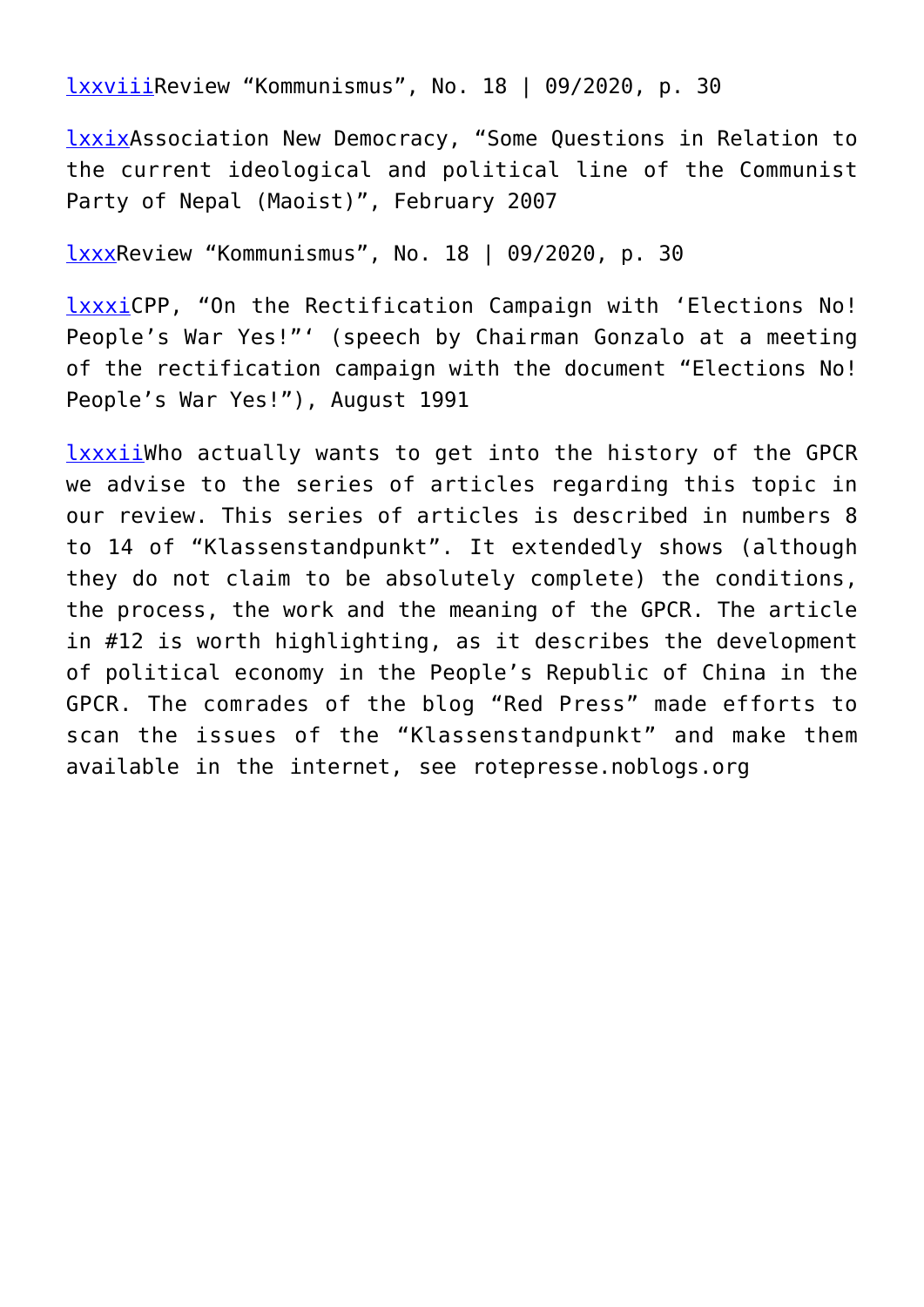[lxxviii]Review “Kommunismus”, No. 18 | 09/2020, p. 30

[lxxix]Association New Democracy, “Some Questions in Relation to the current ideological and political line of the Communist Party of Nepal (Maoist)”, February 2007

[lxxx]Review “Kommunismus”, No. 18 | 09/2020, p. 30

[lxxxi]CPP, “On the Rectification Campaign with ‘Elections No! People’s War Yes!”‘ (speech by Chairman Gonzalo at a meeting of the rectification campaign with the document “Elections No! People’s War Yes!”), August 1991

[lxxxii]Who actually wants to get into the history of the GPCR we advise to the series of articles regarding this topic in our review. This series of articles is described in numbers 8 to 14 of “Klassenstandpunkt”. It extendedly shows (although they do not claim to be absolutely complete) the conditions, the process, the work and the meaning of the GPCR. The article in #12 is worth highlighting, as it describes the development of political economy in the People’s Republic of China in the GPCR. The comrades of the blog “Red Press” made efforts to scan the issues of the “Klassenstandpunkt” and make them available in the internet, see rotepresse.noblogs.org